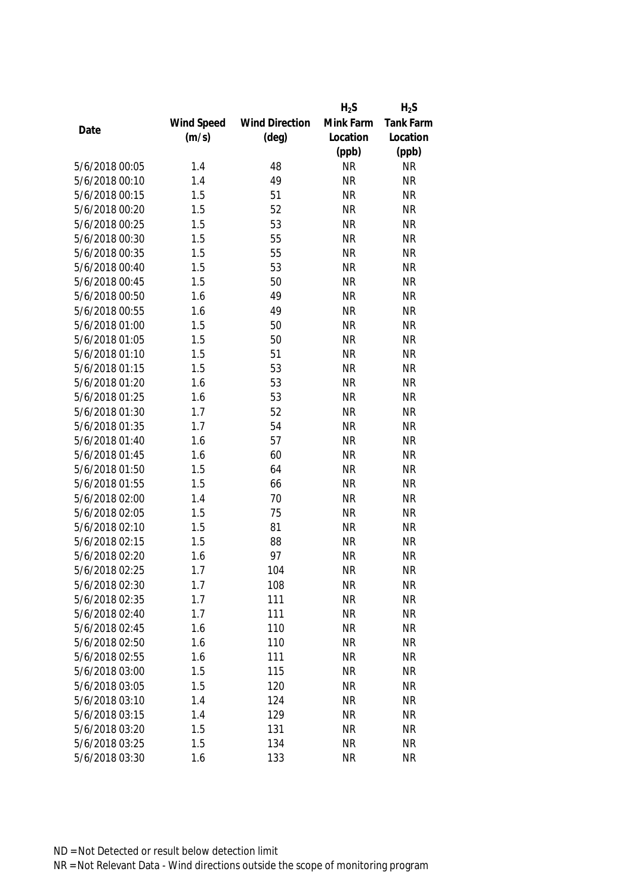| Date | Wind Speed (m/s) | Wind Direction (deg) | $H_2S$ Mink Farm Location (ppb) | $H_2S$ Tank Farm Location (ppb) |
|---|---|---|---|---|
| 5/6/2018 00:05 | 1.4 | 48 | NR | NR |
| 5/6/2018 00:10 | 1.4 | 49 | NR | NR |
| 5/6/2018 00:15 | 1.5 | 51 | NR | NR |
| 5/6/2018 00:20 | 1.5 | 52 | NR | NR |
| 5/6/2018 00:25 | 1.5 | 53 | NR | NR |
| 5/6/2018 00:30 | 1.5 | 55 | NR | NR |
| 5/6/2018 00:35 | 1.5 | 55 | NR | NR |
| 5/6/2018 00:40 | 1.5 | 53 | NR | NR |
| 5/6/2018 00:45 | 1.5 | 50 | NR | NR |
| 5/6/2018 00:50 | 1.6 | 49 | NR | NR |
| 5/6/2018 00:55 | 1.6 | 49 | NR | NR |
| 5/6/2018 01:00 | 1.5 | 50 | NR | NR |
| 5/6/2018 01:05 | 1.5 | 50 | NR | NR |
| 5/6/2018 01:10 | 1.5 | 51 | NR | NR |
| 5/6/2018 01:15 | 1.5 | 53 | NR | NR |
| 5/6/2018 01:20 | 1.6 | 53 | NR | NR |
| 5/6/2018 01:25 | 1.6 | 53 | NR | NR |
| 5/6/2018 01:30 | 1.7 | 52 | NR | NR |
| 5/6/2018 01:35 | 1.7 | 54 | NR | NR |
| 5/6/2018 01:40 | 1.6 | 57 | NR | NR |
| 5/6/2018 01:45 | 1.6 | 60 | NR | NR |
| 5/6/2018 01:50 | 1.5 | 64 | NR | NR |
| 5/6/2018 01:55 | 1.5 | 66 | NR | NR |
| 5/6/2018 02:00 | 1.4 | 70 | NR | NR |
| 5/6/2018 02:05 | 1.5 | 75 | NR | NR |
| 5/6/2018 02:10 | 1.5 | 81 | NR | NR |
| 5/6/2018 02:15 | 1.5 | 88 | NR | NR |
| 5/6/2018 02:20 | 1.6 | 97 | NR | NR |
| 5/6/2018 02:25 | 1.7 | 104 | NR | NR |
| 5/6/2018 02:30 | 1.7 | 108 | NR | NR |
| 5/6/2018 02:35 | 1.7 | 111 | NR | NR |
| 5/6/2018 02:40 | 1.7 | 111 | NR | NR |
| 5/6/2018 02:45 | 1.6 | 110 | NR | NR |
| 5/6/2018 02:50 | 1.6 | 110 | NR | NR |
| 5/6/2018 02:55 | 1.6 | 111 | NR | NR |
| 5/6/2018 03:00 | 1.5 | 115 | NR | NR |
| 5/6/2018 03:05 | 1.5 | 120 | NR | NR |
| 5/6/2018 03:10 | 1.4 | 124 | NR | NR |
| 5/6/2018 03:15 | 1.4 | 129 | NR | NR |
| 5/6/2018 03:20 | 1.5 | 131 | NR | NR |
| 5/6/2018 03:25 | 1.5 | 134 | NR | NR |
| 5/6/2018 03:30 | 1.6 | 133 | NR | NR |

ND = Not Detected or result below detection limit

NR = Not Relevant Data - Wind directions outside the scope of monitoring program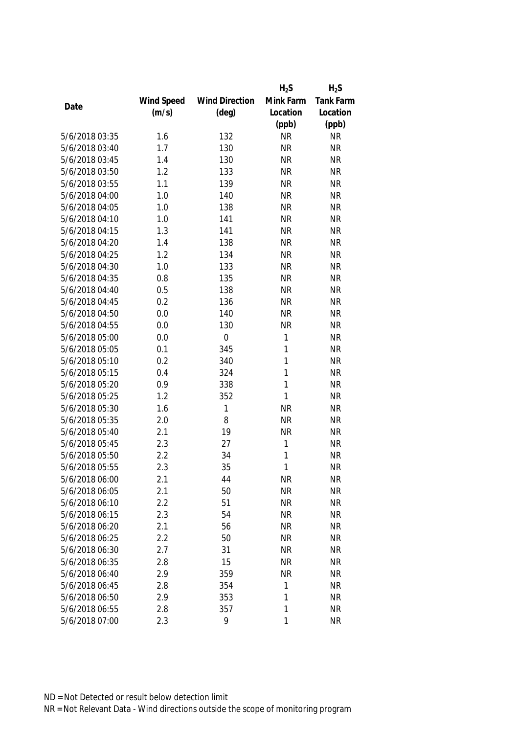| Date | Wind Speed (m/s) | Wind Direction (deg) | $H_2S$ Mink Farm Location (ppb) | $H_2S$ Tank Farm Location (ppb) |
|---|---|---|---|---|
| 5/6/2018 03:35 | 1.6 | 132 | NR | NR |
| 5/6/2018 03:40 | 1.7 | 130 | NR | NR |
| 5/6/2018 03:45 | 1.4 | 130 | NR | NR |
| 5/6/2018 03:50 | 1.2 | 133 | NR | NR |
| 5/6/2018 03:55 | 1.1 | 139 | NR | NR |
| 5/6/2018 04:00 | 1.0 | 140 | NR | NR |
| 5/6/2018 04:05 | 1.0 | 138 | NR | NR |
| 5/6/2018 04:10 | 1.0 | 141 | NR | NR |
| 5/6/2018 04:15 | 1.3 | 141 | NR | NR |
| 5/6/2018 04:20 | 1.4 | 138 | NR | NR |
| 5/6/2018 04:25 | 1.2 | 134 | NR | NR |
| 5/6/2018 04:30 | 1.0 | 133 | NR | NR |
| 5/6/2018 04:35 | 0.8 | 135 | NR | NR |
| 5/6/2018 04:40 | 0.5 | 138 | NR | NR |
| 5/6/2018 04:45 | 0.2 | 136 | NR | NR |
| 5/6/2018 04:50 | 0.0 | 140 | NR | NR |
| 5/6/2018 04:55 | 0.0 | 130 | NR | NR |
| 5/6/2018 05:00 | 0.0 | 0 | 1 | NR |
| 5/6/2018 05:05 | 0.1 | 345 | 1 | NR |
| 5/6/2018 05:10 | 0.2 | 340 | 1 | NR |
| 5/6/2018 05:15 | 0.4 | 324 | 1 | NR |
| 5/6/2018 05:20 | 0.9 | 338 | 1 | NR |
| 5/6/2018 05:25 | 1.2 | 352 | 1 | NR |
| 5/6/2018 05:30 | 1.6 | 1 | NR | NR |
| 5/6/2018 05:35 | 2.0 | 8 | NR | NR |
| 5/6/2018 05:40 | 2.1 | 19 | NR | NR |
| 5/6/2018 05:45 | 2.3 | 27 | 1 | NR |
| 5/6/2018 05:50 | 2.2 | 34 | 1 | NR |
| 5/6/2018 05:55 | 2.3 | 35 | 1 | NR |
| 5/6/2018 06:00 | 2.1 | 44 | NR | NR |
| 5/6/2018 06:05 | 2.1 | 50 | NR | NR |
| 5/6/2018 06:10 | 2.2 | 51 | NR | NR |
| 5/6/2018 06:15 | 2.3 | 54 | NR | NR |
| 5/6/2018 06:20 | 2.1 | 56 | NR | NR |
| 5/6/2018 06:25 | 2.2 | 50 | NR | NR |
| 5/6/2018 06:30 | 2.7 | 31 | NR | NR |
| 5/6/2018 06:35 | 2.8 | 15 | NR | NR |
| 5/6/2018 06:40 | 2.9 | 359 | NR | NR |
| 5/6/2018 06:45 | 2.8 | 354 | 1 | NR |
| 5/6/2018 06:50 | 2.9 | 353 | 1 | NR |
| 5/6/2018 06:55 | 2.8 | 357 | 1 | NR |
| 5/6/2018 07:00 | 2.3 | 9 | 1 | NR |

ND = Not Detected or result below detection limit

NR = Not Relevant Data - Wind directions outside the scope of monitoring program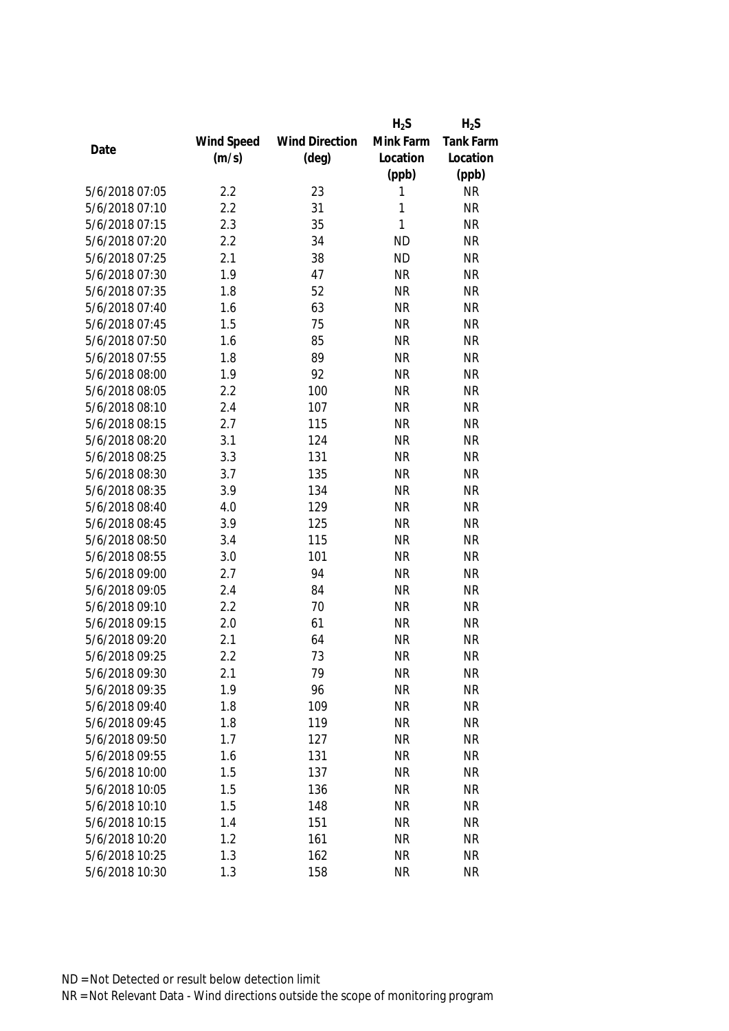| Date | Wind Speed (m/s) | Wind Direction (deg) | $H_2S$ Mink Farm Location (ppb) | $H_2S$ Tank Farm Location (ppb) |
|---|---|---|---|---|
| 5/6/2018 07:05 | 2.2 | 23 | 1 | NR |
| 5/6/2018 07:10 | 2.2 | 31 | 1 | NR |
| 5/6/2018 07:15 | 2.3 | 35 | 1 | NR |
| 5/6/2018 07:20 | 2.2 | 34 | ND | NR |
| 5/6/2018 07:25 | 2.1 | 38 | ND | NR |
| 5/6/2018 07:30 | 1.9 | 47 | NR | NR |
| 5/6/2018 07:35 | 1.8 | 52 | NR | NR |
| 5/6/2018 07:40 | 1.6 | 63 | NR | NR |
| 5/6/2018 07:45 | 1.5 | 75 | NR | NR |
| 5/6/2018 07:50 | 1.6 | 85 | NR | NR |
| 5/6/2018 07:55 | 1.8 | 89 | NR | NR |
| 5/6/2018 08:00 | 1.9 | 92 | NR | NR |
| 5/6/2018 08:05 | 2.2 | 100 | NR | NR |
| 5/6/2018 08:10 | 2.4 | 107 | NR | NR |
| 5/6/2018 08:15 | 2.7 | 115 | NR | NR |
| 5/6/2018 08:20 | 3.1 | 124 | NR | NR |
| 5/6/2018 08:25 | 3.3 | 131 | NR | NR |
| 5/6/2018 08:30 | 3.7 | 135 | NR | NR |
| 5/6/2018 08:35 | 3.9 | 134 | NR | NR |
| 5/6/2018 08:40 | 4.0 | 129 | NR | NR |
| 5/6/2018 08:45 | 3.9 | 125 | NR | NR |
| 5/6/2018 08:50 | 3.4 | 115 | NR | NR |
| 5/6/2018 08:55 | 3.0 | 101 | NR | NR |
| 5/6/2018 09:00 | 2.7 | 94 | NR | NR |
| 5/6/2018 09:05 | 2.4 | 84 | NR | NR |
| 5/6/2018 09:10 | 2.2 | 70 | NR | NR |
| 5/6/2018 09:15 | 2.0 | 61 | NR | NR |
| 5/6/2018 09:20 | 2.1 | 64 | NR | NR |
| 5/6/2018 09:25 | 2.2 | 73 | NR | NR |
| 5/6/2018 09:30 | 2.1 | 79 | NR | NR |
| 5/6/2018 09:35 | 1.9 | 96 | NR | NR |
| 5/6/2018 09:40 | 1.8 | 109 | NR | NR |
| 5/6/2018 09:45 | 1.8 | 119 | NR | NR |
| 5/6/2018 09:50 | 1.7 | 127 | NR | NR |
| 5/6/2018 09:55 | 1.6 | 131 | NR | NR |
| 5/6/2018 10:00 | 1.5 | 137 | NR | NR |
| 5/6/2018 10:05 | 1.5 | 136 | NR | NR |
| 5/6/2018 10:10 | 1.5 | 148 | NR | NR |
| 5/6/2018 10:15 | 1.4 | 151 | NR | NR |
| 5/6/2018 10:20 | 1.2 | 161 | NR | NR |
| 5/6/2018 10:25 | 1.3 | 162 | NR | NR |
| 5/6/2018 10:30 | 1.3 | 158 | NR | NR |

ND = Not Detected or result below detection limit

NR = Not Relevant Data - Wind directions outside the scope of monitoring program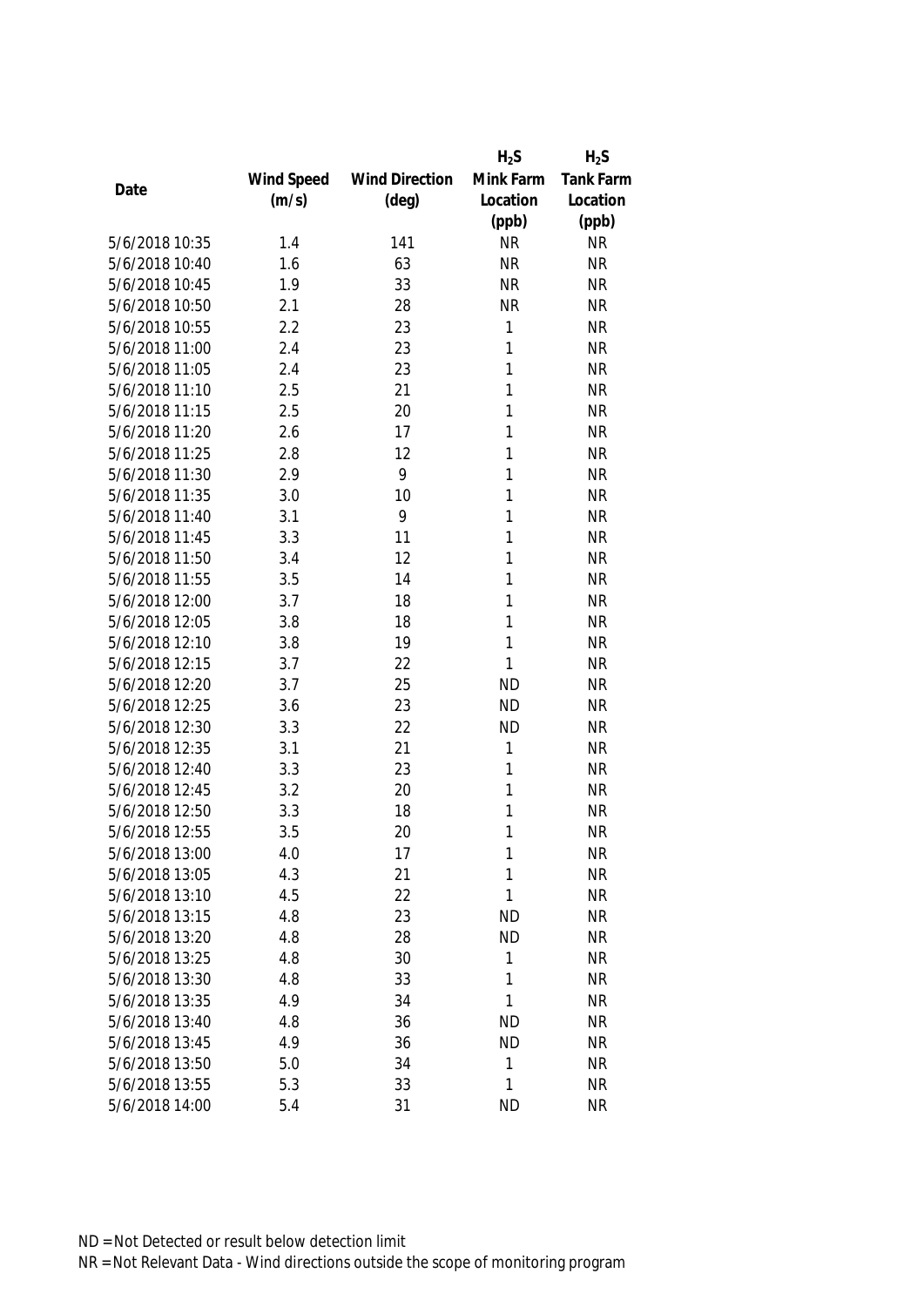| Date | Wind Speed (m/s) | Wind Direction (deg) | $H_2S$ Mink Farm Location (ppb) | $H_2S$ Tank Farm Location (ppb) |
|---|---|---|---|---|
| 5/6/2018 10:35 | 1.4 | 141 | NR | NR |
| 5/6/2018 10:40 | 1.6 | 63 | NR | NR |
| 5/6/2018 10:45 | 1.9 | 33 | NR | NR |
| 5/6/2018 10:50 | 2.1 | 28 | NR | NR |
| 5/6/2018 10:55 | 2.2 | 23 | 1 | NR |
| 5/6/2018 11:00 | 2.4 | 23 | 1 | NR |
| 5/6/2018 11:05 | 2.4 | 23 | 1 | NR |
| 5/6/2018 11:10 | 2.5 | 21 | 1 | NR |
| 5/6/2018 11:15 | 2.5 | 20 | 1 | NR |
| 5/6/2018 11:20 | 2.6 | 17 | 1 | NR |
| 5/6/2018 11:25 | 2.8 | 12 | 1 | NR |
| 5/6/2018 11:30 | 2.9 | 9 | 1 | NR |
| 5/6/2018 11:35 | 3.0 | 10 | 1 | NR |
| 5/6/2018 11:40 | 3.1 | 9 | 1 | NR |
| 5/6/2018 11:45 | 3.3 | 11 | 1 | NR |
| 5/6/2018 11:50 | 3.4 | 12 | 1 | NR |
| 5/6/2018 11:55 | 3.5 | 14 | 1 | NR |
| 5/6/2018 12:00 | 3.7 | 18 | 1 | NR |
| 5/6/2018 12:05 | 3.8 | 18 | 1 | NR |
| 5/6/2018 12:10 | 3.8 | 19 | 1 | NR |
| 5/6/2018 12:15 | 3.7 | 22 | 1 | NR |
| 5/6/2018 12:20 | 3.7 | 25 | ND | NR |
| 5/6/2018 12:25 | 3.6 | 23 | ND | NR |
| 5/6/2018 12:30 | 3.3 | 22 | ND | NR |
| 5/6/2018 12:35 | 3.1 | 21 | 1 | NR |
| 5/6/2018 12:40 | 3.3 | 23 | 1 | NR |
| 5/6/2018 12:45 | 3.2 | 20 | 1 | NR |
| 5/6/2018 12:50 | 3.3 | 18 | 1 | NR |
| 5/6/2018 12:55 | 3.5 | 20 | 1 | NR |
| 5/6/2018 13:00 | 4.0 | 17 | 1 | NR |
| 5/6/2018 13:05 | 4.3 | 21 | 1 | NR |
| 5/6/2018 13:10 | 4.5 | 22 | 1 | NR |
| 5/6/2018 13:15 | 4.8 | 23 | ND | NR |
| 5/6/2018 13:20 | 4.8 | 28 | ND | NR |
| 5/6/2018 13:25 | 4.8 | 30 | 1 | NR |
| 5/6/2018 13:30 | 4.8 | 33 | 1 | NR |
| 5/6/2018 13:35 | 4.9 | 34 | 1 | NR |
| 5/6/2018 13:40 | 4.8 | 36 | ND | NR |
| 5/6/2018 13:45 | 4.9 | 36 | ND | NR |
| 5/6/2018 13:50 | 5.0 | 34 | 1 | NR |
| 5/6/2018 13:55 | 5.3 | 33 | 1 | NR |
| 5/6/2018 14:00 | 5.4 | 31 | ND | NR |

ND = Not Detected or result below detection limit

NR = Not Relevant Data - Wind directions outside the scope of monitoring program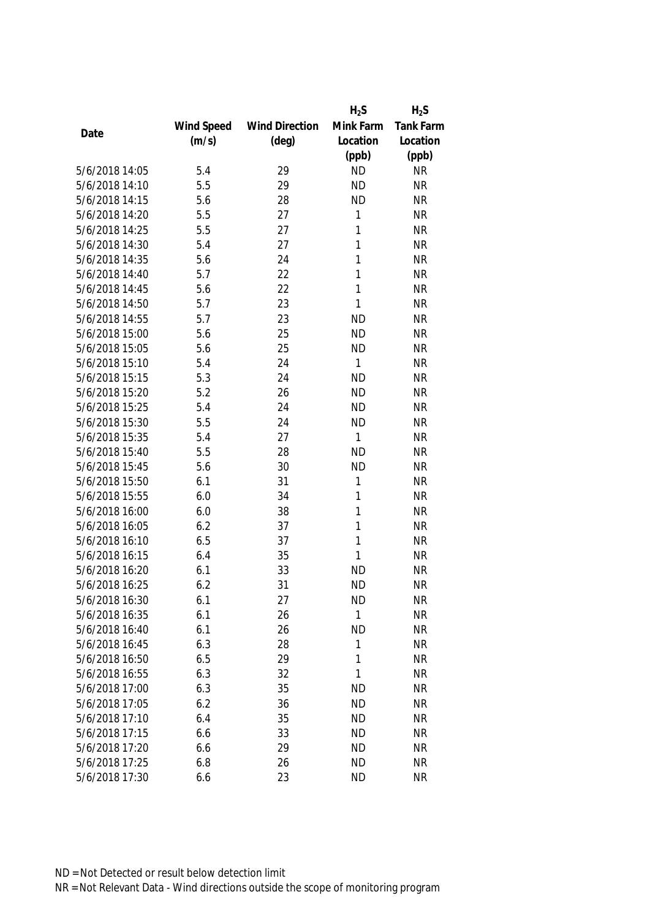| Date | Wind Speed (m/s) | Wind Direction (deg) | $H_2S$ Mink Farm Location (ppb) | $H_2S$ Tank Farm Location (ppb) |
|---|---|---|---|---|
| 5/6/2018 14:05 | 5.4 | 29 | ND | NR |
| 5/6/2018 14:10 | 5.5 | 29 | ND | NR |
| 5/6/2018 14:15 | 5.6 | 28 | ND | NR |
| 5/6/2018 14:20 | 5.5 | 27 | 1 | NR |
| 5/6/2018 14:25 | 5.5 | 27 | 1 | NR |
| 5/6/2018 14:30 | 5.4 | 27 | 1 | NR |
| 5/6/2018 14:35 | 5.6 | 24 | 1 | NR |
| 5/6/2018 14:40 | 5.7 | 22 | 1 | NR |
| 5/6/2018 14:45 | 5.6 | 22 | 1 | NR |
| 5/6/2018 14:50 | 5.7 | 23 | 1 | NR |
| 5/6/2018 14:55 | 5.7 | 23 | ND | NR |
| 5/6/2018 15:00 | 5.6 | 25 | ND | NR |
| 5/6/2018 15:05 | 5.6 | 25 | ND | NR |
| 5/6/2018 15:10 | 5.4 | 24 | 1 | NR |
| 5/6/2018 15:15 | 5.3 | 24 | ND | NR |
| 5/6/2018 15:20 | 5.2 | 26 | ND | NR |
| 5/6/2018 15:25 | 5.4 | 24 | ND | NR |
| 5/6/2018 15:30 | 5.5 | 24 | ND | NR |
| 5/6/2018 15:35 | 5.4 | 27 | 1 | NR |
| 5/6/2018 15:40 | 5.5 | 28 | ND | NR |
| 5/6/2018 15:45 | 5.6 | 30 | ND | NR |
| 5/6/2018 15:50 | 6.1 | 31 | 1 | NR |
| 5/6/2018 15:55 | 6.0 | 34 | 1 | NR |
| 5/6/2018 16:00 | 6.0 | 38 | 1 | NR |
| 5/6/2018 16:05 | 6.2 | 37 | 1 | NR |
| 5/6/2018 16:10 | 6.5 | 37 | 1 | NR |
| 5/6/2018 16:15 | 6.4 | 35 | 1 | NR |
| 5/6/2018 16:20 | 6.1 | 33 | ND | NR |
| 5/6/2018 16:25 | 6.2 | 31 | ND | NR |
| 5/6/2018 16:30 | 6.1 | 27 | ND | NR |
| 5/6/2018 16:35 | 6.1 | 26 | 1 | NR |
| 5/6/2018 16:40 | 6.1 | 26 | ND | NR |
| 5/6/2018 16:45 | 6.3 | 28 | 1 | NR |
| 5/6/2018 16:50 | 6.5 | 29 | 1 | NR |
| 5/6/2018 16:55 | 6.3 | 32 | 1 | NR |
| 5/6/2018 17:00 | 6.3 | 35 | ND | NR |
| 5/6/2018 17:05 | 6.2 | 36 | ND | NR |
| 5/6/2018 17:10 | 6.4 | 35 | ND | NR |
| 5/6/2018 17:15 | 6.6 | 33 | ND | NR |
| 5/6/2018 17:20 | 6.6 | 29 | ND | NR |
| 5/6/2018 17:25 | 6.8 | 26 | ND | NR |
| 5/6/2018 17:30 | 6.6 | 23 | ND | NR |

ND = Not Detected or result below detection limit

NR = Not Relevant Data - Wind directions outside the scope of monitoring program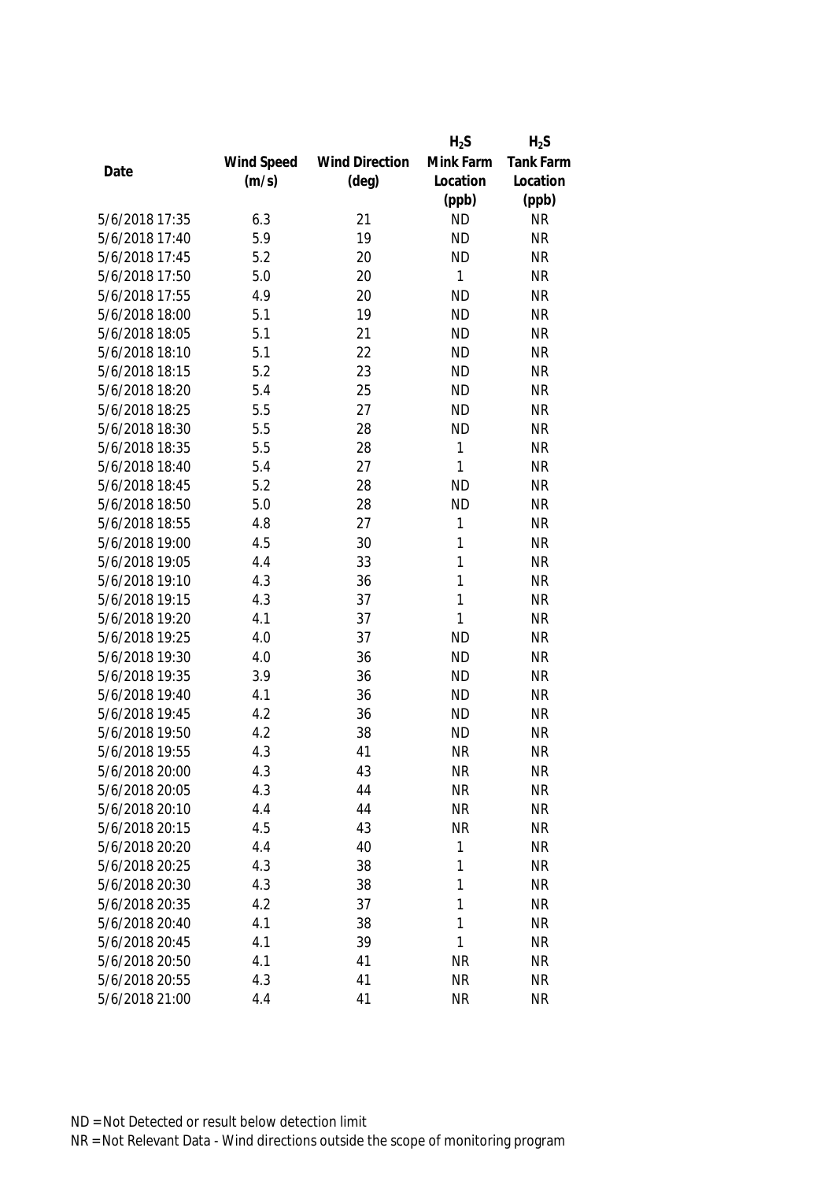| Date | Wind Speed (m/s) | Wind Direction (deg) | $H_2S$ Mink Farm Location (ppb) | $H_2S$ Tank Farm Location (ppb) |
|---|---|---|---|---|
| 5/6/2018 17:35 | 6.3 | 21 | ND | NR |
| 5/6/2018 17:40 | 5.9 | 19 | ND | NR |
| 5/6/2018 17:45 | 5.2 | 20 | ND | NR |
| 5/6/2018 17:50 | 5.0 | 20 | 1 | NR |
| 5/6/2018 17:55 | 4.9 | 20 | ND | NR |
| 5/6/2018 18:00 | 5.1 | 19 | ND | NR |
| 5/6/2018 18:05 | 5.1 | 21 | ND | NR |
| 5/6/2018 18:10 | 5.1 | 22 | ND | NR |
| 5/6/2018 18:15 | 5.2 | 23 | ND | NR |
| 5/6/2018 18:20 | 5.4 | 25 | ND | NR |
| 5/6/2018 18:25 | 5.5 | 27 | ND | NR |
| 5/6/2018 18:30 | 5.5 | 28 | ND | NR |
| 5/6/2018 18:35 | 5.5 | 28 | 1 | NR |
| 5/6/2018 18:40 | 5.4 | 27 | 1 | NR |
| 5/6/2018 18:45 | 5.2 | 28 | ND | NR |
| 5/6/2018 18:50 | 5.0 | 28 | ND | NR |
| 5/6/2018 18:55 | 4.8 | 27 | 1 | NR |
| 5/6/2018 19:00 | 4.5 | 30 | 1 | NR |
| 5/6/2018 19:05 | 4.4 | 33 | 1 | NR |
| 5/6/2018 19:10 | 4.3 | 36 | 1 | NR |
| 5/6/2018 19:15 | 4.3 | 37 | 1 | NR |
| 5/6/2018 19:20 | 4.1 | 37 | 1 | NR |
| 5/6/2018 19:25 | 4.0 | 37 | ND | NR |
| 5/6/2018 19:30 | 4.0 | 36 | ND | NR |
| 5/6/2018 19:35 | 3.9 | 36 | ND | NR |
| 5/6/2018 19:40 | 4.1 | 36 | ND | NR |
| 5/6/2018 19:45 | 4.2 | 36 | ND | NR |
| 5/6/2018 19:50 | 4.2 | 38 | ND | NR |
| 5/6/2018 19:55 | 4.3 | 41 | NR | NR |
| 5/6/2018 20:00 | 4.3 | 43 | NR | NR |
| 5/6/2018 20:05 | 4.3 | 44 | NR | NR |
| 5/6/2018 20:10 | 4.4 | 44 | NR | NR |
| 5/6/2018 20:15 | 4.5 | 43 | NR | NR |
| 5/6/2018 20:20 | 4.4 | 40 | 1 | NR |
| 5/6/2018 20:25 | 4.3 | 38 | 1 | NR |
| 5/6/2018 20:30 | 4.3 | 38 | 1 | NR |
| 5/6/2018 20:35 | 4.2 | 37 | 1 | NR |
| 5/6/2018 20:40 | 4.1 | 38 | 1 | NR |
| 5/6/2018 20:45 | 4.1 | 39 | 1 | NR |
| 5/6/2018 20:50 | 4.1 | 41 | NR | NR |
| 5/6/2018 20:55 | 4.3 | 41 | NR | NR |
| 5/6/2018 21:00 | 4.4 | 41 | NR | NR |

ND = Not Detected or result below detection limit

NR = Not Relevant Data - Wind directions outside the scope of monitoring program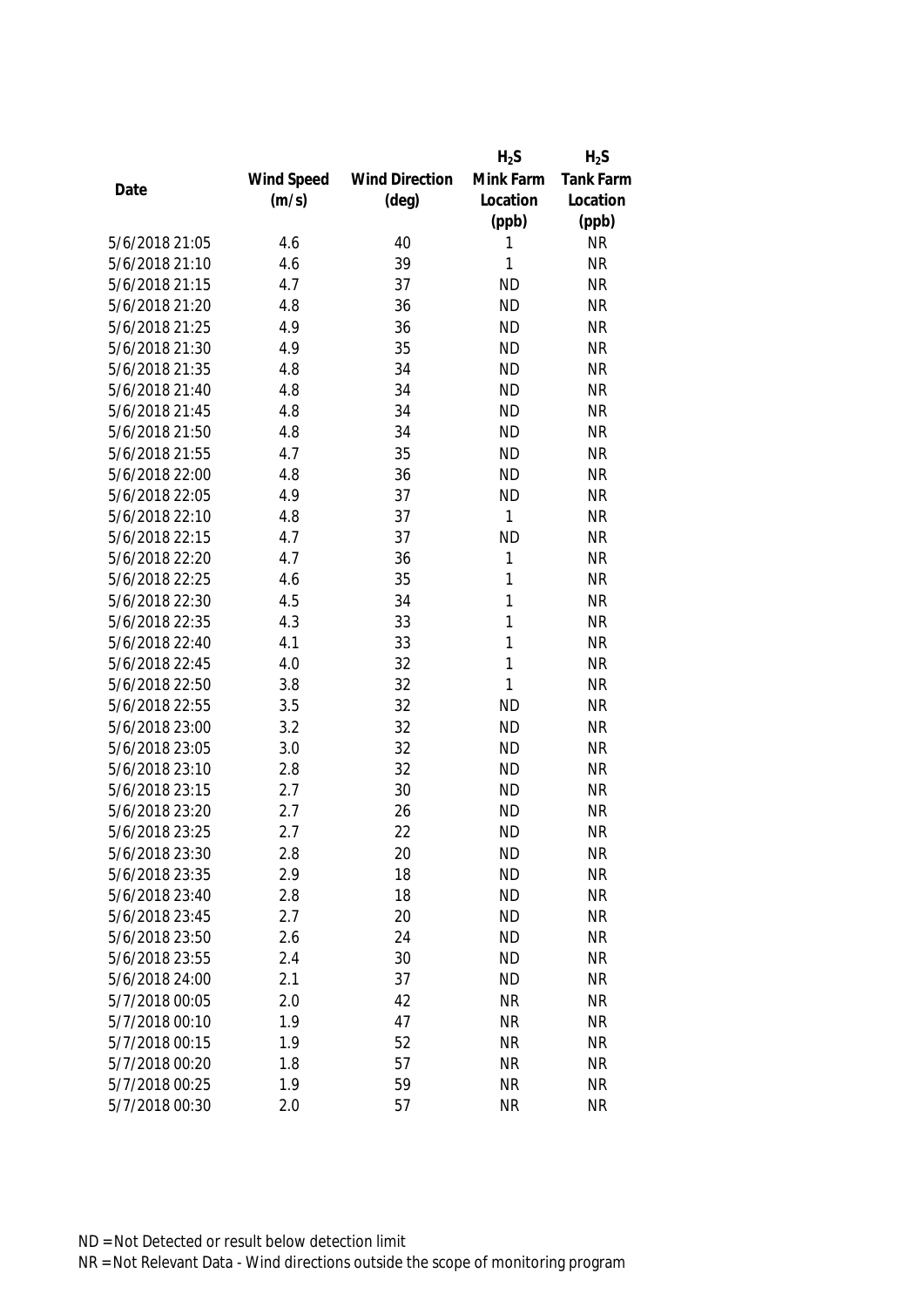| Date | Wind Speed (m/s) | Wind Direction (deg) | $H_2S$ Mink Farm Location (ppb) | $H_2S$ Tank Farm Location (ppb) |
|---|---|---|---|---|
| 5/6/2018 21:05 | 4.6 | 40 | 1 | NR |
| 5/6/2018 21:10 | 4.6 | 39 | 1 | NR |
| 5/6/2018 21:15 | 4.7 | 37 | ND | NR |
| 5/6/2018 21:20 | 4.8 | 36 | ND | NR |
| 5/6/2018 21:25 | 4.9 | 36 | ND | NR |
| 5/6/2018 21:30 | 4.9 | 35 | ND | NR |
| 5/6/2018 21:35 | 4.8 | 34 | ND | NR |
| 5/6/2018 21:40 | 4.8 | 34 | ND | NR |
| 5/6/2018 21:45 | 4.8 | 34 | ND | NR |
| 5/6/2018 21:50 | 4.8 | 34 | ND | NR |
| 5/6/2018 21:55 | 4.7 | 35 | ND | NR |
| 5/6/2018 22:00 | 4.8 | 36 | ND | NR |
| 5/6/2018 22:05 | 4.9 | 37 | ND | NR |
| 5/6/2018 22:10 | 4.8 | 37 | 1 | NR |
| 5/6/2018 22:15 | 4.7 | 37 | ND | NR |
| 5/6/2018 22:20 | 4.7 | 36 | 1 | NR |
| 5/6/2018 22:25 | 4.6 | 35 | 1 | NR |
| 5/6/2018 22:30 | 4.5 | 34 | 1 | NR |
| 5/6/2018 22:35 | 4.3 | 33 | 1 | NR |
| 5/6/2018 22:40 | 4.1 | 33 | 1 | NR |
| 5/6/2018 22:45 | 4.0 | 32 | 1 | NR |
| 5/6/2018 22:50 | 3.8 | 32 | 1 | NR |
| 5/6/2018 22:55 | 3.5 | 32 | ND | NR |
| 5/6/2018 23:00 | 3.2 | 32 | ND | NR |
| 5/6/2018 23:05 | 3.0 | 32 | ND | NR |
| 5/6/2018 23:10 | 2.8 | 32 | ND | NR |
| 5/6/2018 23:15 | 2.7 | 30 | ND | NR |
| 5/6/2018 23:20 | 2.7 | 26 | ND | NR |
| 5/6/2018 23:25 | 2.7 | 22 | ND | NR |
| 5/6/2018 23:30 | 2.8 | 20 | ND | NR |
| 5/6/2018 23:35 | 2.9 | 18 | ND | NR |
| 5/6/2018 23:40 | 2.8 | 18 | ND | NR |
| 5/6/2018 23:45 | 2.7 | 20 | ND | NR |
| 5/6/2018 23:50 | 2.6 | 24 | ND | NR |
| 5/6/2018 23:55 | 2.4 | 30 | ND | NR |
| 5/6/2018 24:00 | 2.1 | 37 | ND | NR |
| 5/7/2018 00:05 | 2.0 | 42 | NR | NR |
| 5/7/2018 00:10 | 1.9 | 47 | NR | NR |
| 5/7/2018 00:15 | 1.9 | 52 | NR | NR |
| 5/7/2018 00:20 | 1.8 | 57 | NR | NR |
| 5/7/2018 00:25 | 1.9 | 59 | NR | NR |
| 5/7/2018 00:30 | 2.0 | 57 | NR | NR |

ND = Not Detected or result below detection limit

NR = Not Relevant Data - Wind directions outside the scope of monitoring program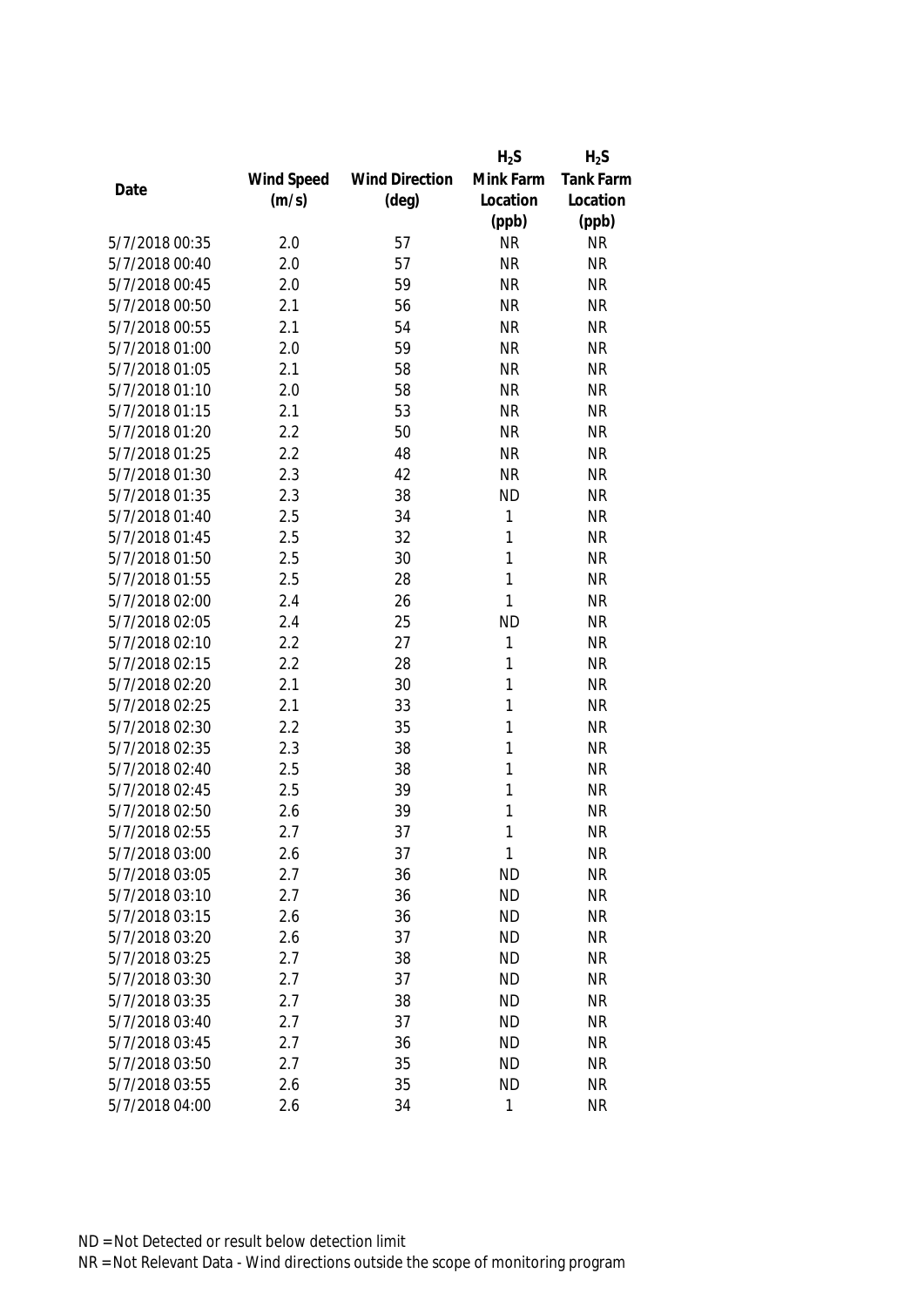| Date | Wind Speed (m/s) | Wind Direction (deg) | $H_2S$ Mink Farm Location (ppb) | $H_2S$ Tank Farm Location (ppb) |
|---|---|---|---|---|
| 5/7/2018 00:35 | 2.0 | 57 | NR | NR |
| 5/7/2018 00:40 | 2.0 | 57 | NR | NR |
| 5/7/2018 00:45 | 2.0 | 59 | NR | NR |
| 5/7/2018 00:50 | 2.1 | 56 | NR | NR |
| 5/7/2018 00:55 | 2.1 | 54 | NR | NR |
| 5/7/2018 01:00 | 2.0 | 59 | NR | NR |
| 5/7/2018 01:05 | 2.1 | 58 | NR | NR |
| 5/7/2018 01:10 | 2.0 | 58 | NR | NR |
| 5/7/2018 01:15 | 2.1 | 53 | NR | NR |
| 5/7/2018 01:20 | 2.2 | 50 | NR | NR |
| 5/7/2018 01:25 | 2.2 | 48 | NR | NR |
| 5/7/2018 01:30 | 2.3 | 42 | NR | NR |
| 5/7/2018 01:35 | 2.3 | 38 | ND | NR |
| 5/7/2018 01:40 | 2.5 | 34 | 1 | NR |
| 5/7/2018 01:45 | 2.5 | 32 | 1 | NR |
| 5/7/2018 01:50 | 2.5 | 30 | 1 | NR |
| 5/7/2018 01:55 | 2.5 | 28 | 1 | NR |
| 5/7/2018 02:00 | 2.4 | 26 | 1 | NR |
| 5/7/2018 02:05 | 2.4 | 25 | ND | NR |
| 5/7/2018 02:10 | 2.2 | 27 | 1 | NR |
| 5/7/2018 02:15 | 2.2 | 28 | 1 | NR |
| 5/7/2018 02:20 | 2.1 | 30 | 1 | NR |
| 5/7/2018 02:25 | 2.1 | 33 | 1 | NR |
| 5/7/2018 02:30 | 2.2 | 35 | 1 | NR |
| 5/7/2018 02:35 | 2.3 | 38 | 1 | NR |
| 5/7/2018 02:40 | 2.5 | 38 | 1 | NR |
| 5/7/2018 02:45 | 2.5 | 39 | 1 | NR |
| 5/7/2018 02:50 | 2.6 | 39 | 1 | NR |
| 5/7/2018 02:55 | 2.7 | 37 | 1 | NR |
| 5/7/2018 03:00 | 2.6 | 37 | 1 | NR |
| 5/7/2018 03:05 | 2.7 | 36 | ND | NR |
| 5/7/2018 03:10 | 2.7 | 36 | ND | NR |
| 5/7/2018 03:15 | 2.6 | 36 | ND | NR |
| 5/7/2018 03:20 | 2.6 | 37 | ND | NR |
| 5/7/2018 03:25 | 2.7 | 38 | ND | NR |
| 5/7/2018 03:30 | 2.7 | 37 | ND | NR |
| 5/7/2018 03:35 | 2.7 | 38 | ND | NR |
| 5/7/2018 03:40 | 2.7 | 37 | ND | NR |
| 5/7/2018 03:45 | 2.7 | 36 | ND | NR |
| 5/7/2018 03:50 | 2.7 | 35 | ND | NR |
| 5/7/2018 03:55 | 2.6 | 35 | ND | NR |
| 5/7/2018 04:00 | 2.6 | 34 | 1 | NR |

ND = Not Detected or result below detection limit

NR = Not Relevant Data - Wind directions outside the scope of monitoring program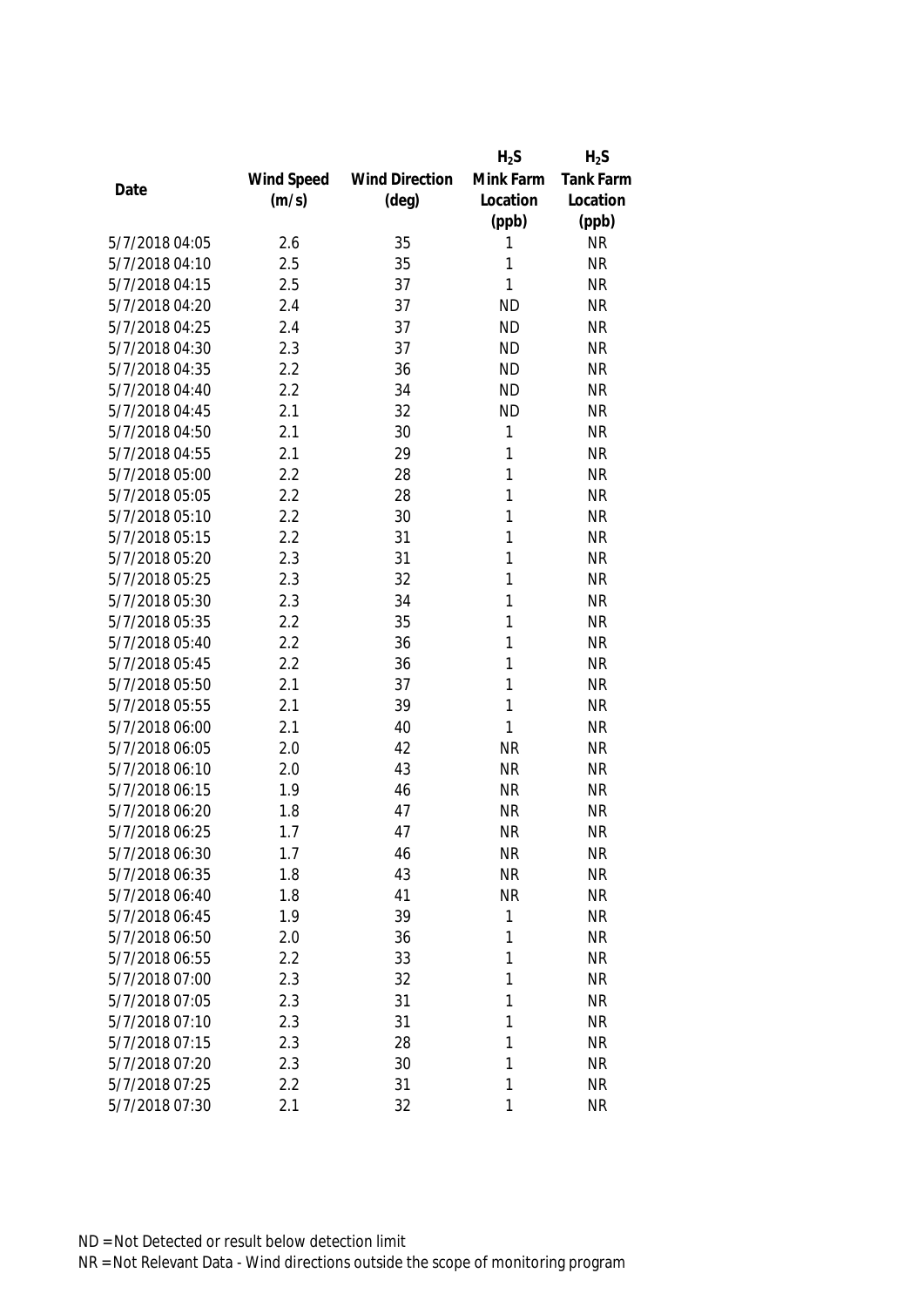| Date | Wind Speed (m/s) | Wind Direction (deg) | $H_2S$ Mink Farm Location (ppb) | $H_2S$ Tank Farm Location (ppb) |
|---|---|---|---|---|
| 5/7/2018 04:05 | 2.6 | 35 | 1 | NR |
| 5/7/2018 04:10 | 2.5 | 35 | 1 | NR |
| 5/7/2018 04:15 | 2.5 | 37 | 1 | NR |
| 5/7/2018 04:20 | 2.4 | 37 | ND | NR |
| 5/7/2018 04:25 | 2.4 | 37 | ND | NR |
| 5/7/2018 04:30 | 2.3 | 37 | ND | NR |
| 5/7/2018 04:35 | 2.2 | 36 | ND | NR |
| 5/7/2018 04:40 | 2.2 | 34 | ND | NR |
| 5/7/2018 04:45 | 2.1 | 32 | ND | NR |
| 5/7/2018 04:50 | 2.1 | 30 | 1 | NR |
| 5/7/2018 04:55 | 2.1 | 29 | 1 | NR |
| 5/7/2018 05:00 | 2.2 | 28 | 1 | NR |
| 5/7/2018 05:05 | 2.2 | 28 | 1 | NR |
| 5/7/2018 05:10 | 2.2 | 30 | 1 | NR |
| 5/7/2018 05:15 | 2.2 | 31 | 1 | NR |
| 5/7/2018 05:20 | 2.3 | 31 | 1 | NR |
| 5/7/2018 05:25 | 2.3 | 32 | 1 | NR |
| 5/7/2018 05:30 | 2.3 | 34 | 1 | NR |
| 5/7/2018 05:35 | 2.2 | 35 | 1 | NR |
| 5/7/2018 05:40 | 2.2 | 36 | 1 | NR |
| 5/7/2018 05:45 | 2.2 | 36 | 1 | NR |
| 5/7/2018 05:50 | 2.1 | 37 | 1 | NR |
| 5/7/2018 05:55 | 2.1 | 39 | 1 | NR |
| 5/7/2018 06:00 | 2.1 | 40 | 1 | NR |
| 5/7/2018 06:05 | 2.0 | 42 | NR | NR |
| 5/7/2018 06:10 | 2.0 | 43 | NR | NR |
| 5/7/2018 06:15 | 1.9 | 46 | NR | NR |
| 5/7/2018 06:20 | 1.8 | 47 | NR | NR |
| 5/7/2018 06:25 | 1.7 | 47 | NR | NR |
| 5/7/2018 06:30 | 1.7 | 46 | NR | NR |
| 5/7/2018 06:35 | 1.8 | 43 | NR | NR |
| 5/7/2018 06:40 | 1.8 | 41 | NR | NR |
| 5/7/2018 06:45 | 1.9 | 39 | 1 | NR |
| 5/7/2018 06:50 | 2.0 | 36 | 1 | NR |
| 5/7/2018 06:55 | 2.2 | 33 | 1 | NR |
| 5/7/2018 07:00 | 2.3 | 32 | 1 | NR |
| 5/7/2018 07:05 | 2.3 | 31 | 1 | NR |
| 5/7/2018 07:10 | 2.3 | 31 | 1 | NR |
| 5/7/2018 07:15 | 2.3 | 28 | 1 | NR |
| 5/7/2018 07:20 | 2.3 | 30 | 1 | NR |
| 5/7/2018 07:25 | 2.2 | 31 | 1 | NR |
| 5/7/2018 07:30 | 2.1 | 32 | 1 | NR |

ND = Not Detected or result below detection limit

NR = Not Relevant Data - Wind directions outside the scope of monitoring program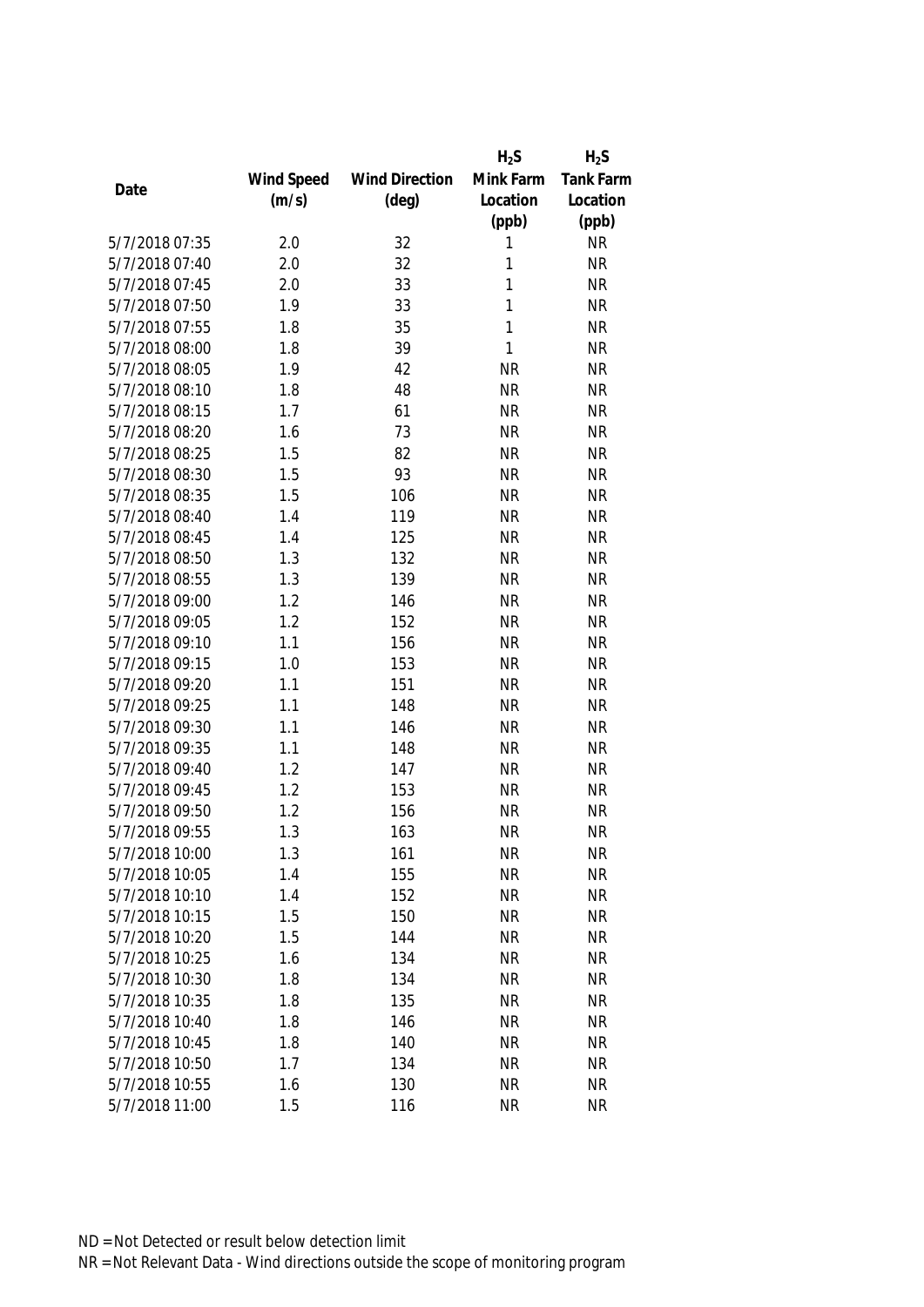| Date | Wind Speed (m/s) | Wind Direction (deg) | $H_2S$ Mink Farm Location (ppb) | $H_2S$ Tank Farm Location (ppb) |
|---|---|---|---|---|
| 5/7/2018 07:35 | 2.0 | 32 | 1 | NR |
| 5/7/2018 07:40 | 2.0 | 32 | 1 | NR |
| 5/7/2018 07:45 | 2.0 | 33 | 1 | NR |
| 5/7/2018 07:50 | 1.9 | 33 | 1 | NR |
| 5/7/2018 07:55 | 1.8 | 35 | 1 | NR |
| 5/7/2018 08:00 | 1.8 | 39 | 1 | NR |
| 5/7/2018 08:05 | 1.9 | 42 | NR | NR |
| 5/7/2018 08:10 | 1.8 | 48 | NR | NR |
| 5/7/2018 08:15 | 1.7 | 61 | NR | NR |
| 5/7/2018 08:20 | 1.6 | 73 | NR | NR |
| 5/7/2018 08:25 | 1.5 | 82 | NR | NR |
| 5/7/2018 08:30 | 1.5 | 93 | NR | NR |
| 5/7/2018 08:35 | 1.5 | 106 | NR | NR |
| 5/7/2018 08:40 | 1.4 | 119 | NR | NR |
| 5/7/2018 08:45 | 1.4 | 125 | NR | NR |
| 5/7/2018 08:50 | 1.3 | 132 | NR | NR |
| 5/7/2018 08:55 | 1.3 | 139 | NR | NR |
| 5/7/2018 09:00 | 1.2 | 146 | NR | NR |
| 5/7/2018 09:05 | 1.2 | 152 | NR | NR |
| 5/7/2018 09:10 | 1.1 | 156 | NR | NR |
| 5/7/2018 09:15 | 1.0 | 153 | NR | NR |
| 5/7/2018 09:20 | 1.1 | 151 | NR | NR |
| 5/7/2018 09:25 | 1.1 | 148 | NR | NR |
| 5/7/2018 09:30 | 1.1 | 146 | NR | NR |
| 5/7/2018 09:35 | 1.1 | 148 | NR | NR |
| 5/7/2018 09:40 | 1.2 | 147 | NR | NR |
| 5/7/2018 09:45 | 1.2 | 153 | NR | NR |
| 5/7/2018 09:50 | 1.2 | 156 | NR | NR |
| 5/7/2018 09:55 | 1.3 | 163 | NR | NR |
| 5/7/2018 10:00 | 1.3 | 161 | NR | NR |
| 5/7/2018 10:05 | 1.4 | 155 | NR | NR |
| 5/7/2018 10:10 | 1.4 | 152 | NR | NR |
| 5/7/2018 10:15 | 1.5 | 150 | NR | NR |
| 5/7/2018 10:20 | 1.5 | 144 | NR | NR |
| 5/7/2018 10:25 | 1.6 | 134 | NR | NR |
| 5/7/2018 10:30 | 1.8 | 134 | NR | NR |
| 5/7/2018 10:35 | 1.8 | 135 | NR | NR |
| 5/7/2018 10:40 | 1.8 | 146 | NR | NR |
| 5/7/2018 10:45 | 1.8 | 140 | NR | NR |
| 5/7/2018 10:50 | 1.7 | 134 | NR | NR |
| 5/7/2018 10:55 | 1.6 | 130 | NR | NR |
| 5/7/2018 11:00 | 1.5 | 116 | NR | NR |

ND = Not Detected or result below detection limit
NR = Not Relevant Data - Wind directions outside the scope of monitoring program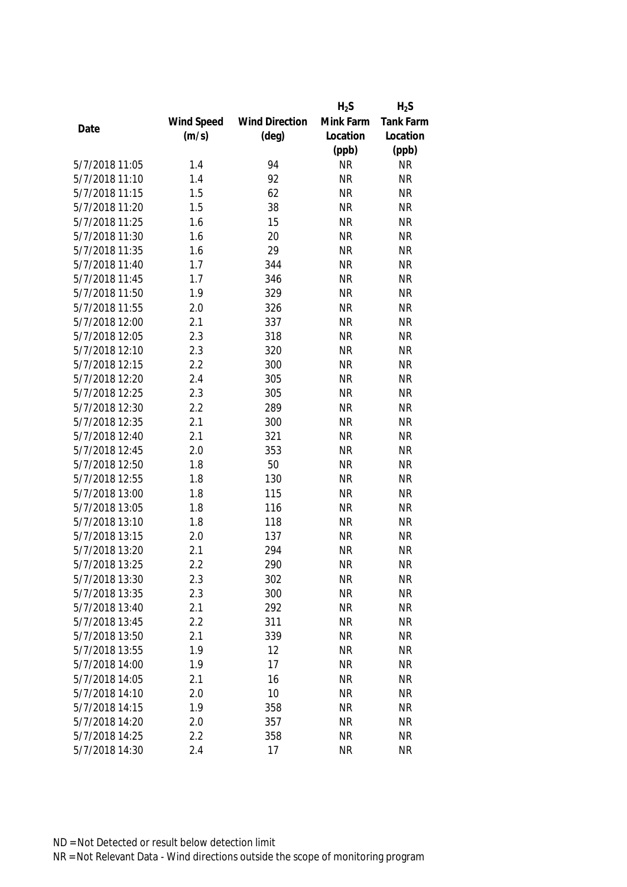| Date | Wind Speed (m/s) | Wind Direction (deg) | $H_2S$ Mink Farm Location (ppb) | $H_2S$ Tank Farm Location (ppb) |
|---|---|---|---|---|
| 5/7/2018 11:05 | 1.4 | 94 | NR | NR |
| 5/7/2018 11:10 | 1.4 | 92 | NR | NR |
| 5/7/2018 11:15 | 1.5 | 62 | NR | NR |
| 5/7/2018 11:20 | 1.5 | 38 | NR | NR |
| 5/7/2018 11:25 | 1.6 | 15 | NR | NR |
| 5/7/2018 11:30 | 1.6 | 20 | NR | NR |
| 5/7/2018 11:35 | 1.6 | 29 | NR | NR |
| 5/7/2018 11:40 | 1.7 | 344 | NR | NR |
| 5/7/2018 11:45 | 1.7 | 346 | NR | NR |
| 5/7/2018 11:50 | 1.9 | 329 | NR | NR |
| 5/7/2018 11:55 | 2.0 | 326 | NR | NR |
| 5/7/2018 12:00 | 2.1 | 337 | NR | NR |
| 5/7/2018 12:05 | 2.3 | 318 | NR | NR |
| 5/7/2018 12:10 | 2.3 | 320 | NR | NR |
| 5/7/2018 12:15 | 2.2 | 300 | NR | NR |
| 5/7/2018 12:20 | 2.4 | 305 | NR | NR |
| 5/7/2018 12:25 | 2.3 | 305 | NR | NR |
| 5/7/2018 12:30 | 2.2 | 289 | NR | NR |
| 5/7/2018 12:35 | 2.1 | 300 | NR | NR |
| 5/7/2018 12:40 | 2.1 | 321 | NR | NR |
| 5/7/2018 12:45 | 2.0 | 353 | NR | NR |
| 5/7/2018 12:50 | 1.8 | 50 | NR | NR |
| 5/7/2018 12:55 | 1.8 | 130 | NR | NR |
| 5/7/2018 13:00 | 1.8 | 115 | NR | NR |
| 5/7/2018 13:05 | 1.8 | 116 | NR | NR |
| 5/7/2018 13:10 | 1.8 | 118 | NR | NR |
| 5/7/2018 13:15 | 2.0 | 137 | NR | NR |
| 5/7/2018 13:20 | 2.1 | 294 | NR | NR |
| 5/7/2018 13:25 | 2.2 | 290 | NR | NR |
| 5/7/2018 13:30 | 2.3 | 302 | NR | NR |
| 5/7/2018 13:35 | 2.3 | 300 | NR | NR |
| 5/7/2018 13:40 | 2.1 | 292 | NR | NR |
| 5/7/2018 13:45 | 2.2 | 311 | NR | NR |
| 5/7/2018 13:50 | 2.1 | 339 | NR | NR |
| 5/7/2018 13:55 | 1.9 | 12 | NR | NR |
| 5/7/2018 14:00 | 1.9 | 17 | NR | NR |
| 5/7/2018 14:05 | 2.1 | 16 | NR | NR |
| 5/7/2018 14:10 | 2.0 | 10 | NR | NR |
| 5/7/2018 14:15 | 1.9 | 358 | NR | NR |
| 5/7/2018 14:20 | 2.0 | 357 | NR | NR |
| 5/7/2018 14:25 | 2.2 | 358 | NR | NR |
| 5/7/2018 14:30 | 2.4 | 17 | NR | NR |

ND = Not Detected or result below detection limit

NR = Not Relevant Data - Wind directions outside the scope of monitoring program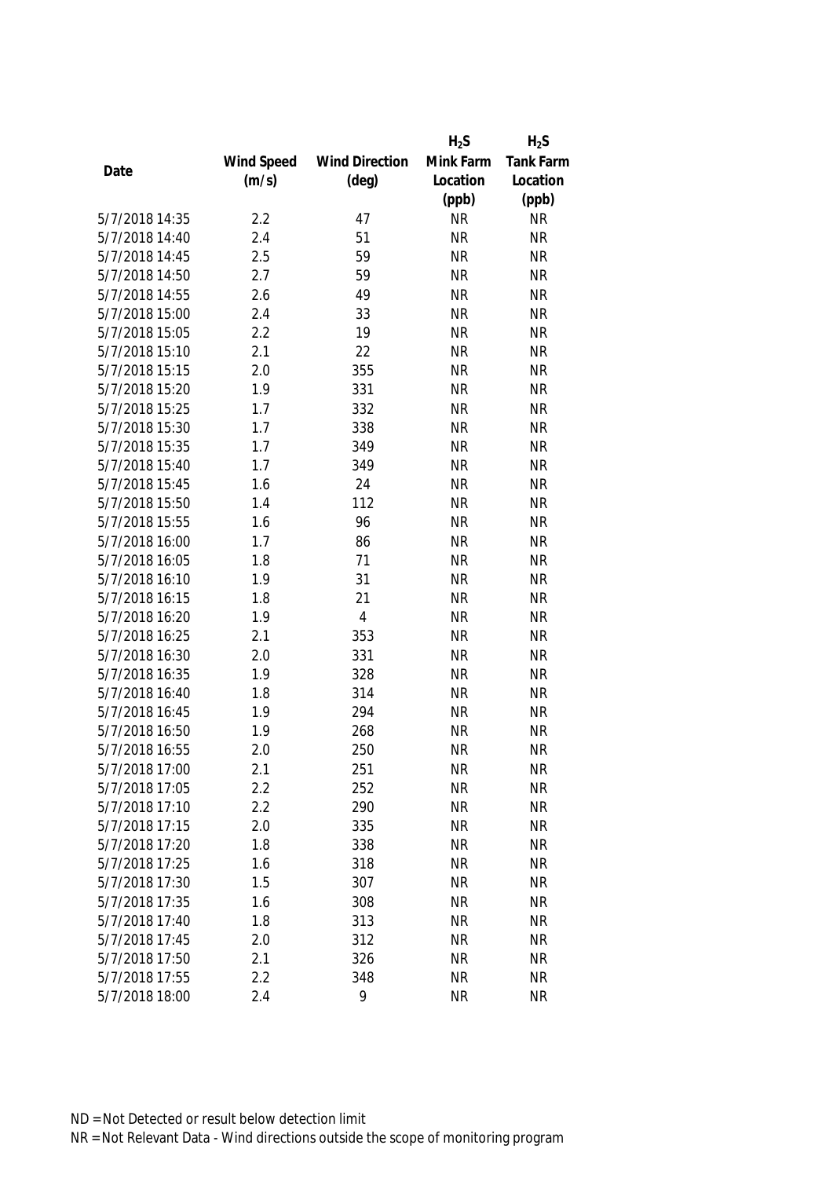| Date | Wind Speed (m/s) | Wind Direction (deg) | $H_2S$ Mink Farm Location (ppb) | $H_2S$ Tank Farm Location (ppb) |
|---|---|---|---|---|
| 5/7/2018 14:35 | 2.2 | 47 | NR | NR |
| 5/7/2018 14:40 | 2.4 | 51 | NR | NR |
| 5/7/2018 14:45 | 2.5 | 59 | NR | NR |
| 5/7/2018 14:50 | 2.7 | 59 | NR | NR |
| 5/7/2018 14:55 | 2.6 | 49 | NR | NR |
| 5/7/2018 15:00 | 2.4 | 33 | NR | NR |
| 5/7/2018 15:05 | 2.2 | 19 | NR | NR |
| 5/7/2018 15:10 | 2.1 | 22 | NR | NR |
| 5/7/2018 15:15 | 2.0 | 355 | NR | NR |
| 5/7/2018 15:20 | 1.9 | 331 | NR | NR |
| 5/7/2018 15:25 | 1.7 | 332 | NR | NR |
| 5/7/2018 15:30 | 1.7 | 338 | NR | NR |
| 5/7/2018 15:35 | 1.7 | 349 | NR | NR |
| 5/7/2018 15:40 | 1.7 | 349 | NR | NR |
| 5/7/2018 15:45 | 1.6 | 24 | NR | NR |
| 5/7/2018 15:50 | 1.4 | 112 | NR | NR |
| 5/7/2018 15:55 | 1.6 | 96 | NR | NR |
| 5/7/2018 16:00 | 1.7 | 86 | NR | NR |
| 5/7/2018 16:05 | 1.8 | 71 | NR | NR |
| 5/7/2018 16:10 | 1.9 | 31 | NR | NR |
| 5/7/2018 16:15 | 1.8 | 21 | NR | NR |
| 5/7/2018 16:20 | 1.9 | 4 | NR | NR |
| 5/7/2018 16:25 | 2.1 | 353 | NR | NR |
| 5/7/2018 16:30 | 2.0 | 331 | NR | NR |
| 5/7/2018 16:35 | 1.9 | 328 | NR | NR |
| 5/7/2018 16:40 | 1.8 | 314 | NR | NR |
| 5/7/2018 16:45 | 1.9 | 294 | NR | NR |
| 5/7/2018 16:50 | 1.9 | 268 | NR | NR |
| 5/7/2018 16:55 | 2.0 | 250 | NR | NR |
| 5/7/2018 17:00 | 2.1 | 251 | NR | NR |
| 5/7/2018 17:05 | 2.2 | 252 | NR | NR |
| 5/7/2018 17:10 | 2.2 | 290 | NR | NR |
| 5/7/2018 17:15 | 2.0 | 335 | NR | NR |
| 5/7/2018 17:20 | 1.8 | 338 | NR | NR |
| 5/7/2018 17:25 | 1.6 | 318 | NR | NR |
| 5/7/2018 17:30 | 1.5 | 307 | NR | NR |
| 5/7/2018 17:35 | 1.6 | 308 | NR | NR |
| 5/7/2018 17:40 | 1.8 | 313 | NR | NR |
| 5/7/2018 17:45 | 2.0 | 312 | NR | NR |
| 5/7/2018 17:50 | 2.1 | 326 | NR | NR |
| 5/7/2018 17:55 | 2.2 | 348 | NR | NR |
| 5/7/2018 18:00 | 2.4 | 9 | NR | NR |

ND = Not Detected or result below detection limit

NR = Not Relevant Data - Wind directions outside the scope of monitoring program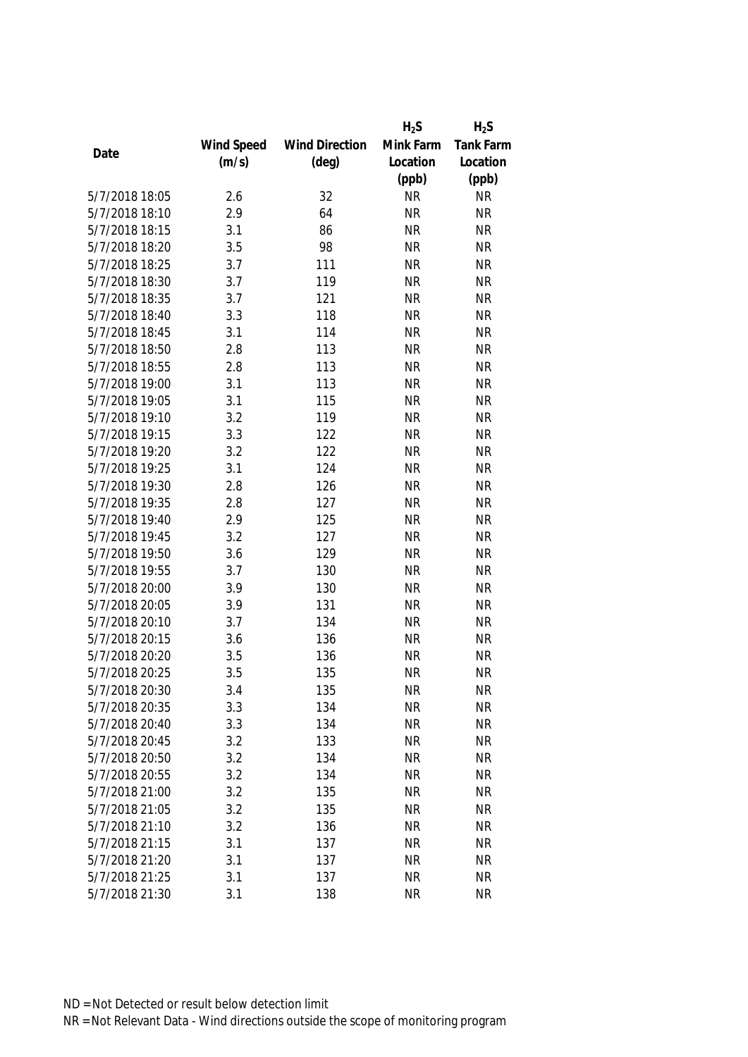| Date | Wind Speed (m/s) | Wind Direction (deg) | $H_2S$ Mink Farm Location (ppb) | $H_2S$ Tank Farm Location (ppb) |
|---|---|---|---|---|
| 5/7/2018 18:05 | 2.6 | 32 | NR | NR |
| 5/7/2018 18:10 | 2.9 | 64 | NR | NR |
| 5/7/2018 18:15 | 3.1 | 86 | NR | NR |
| 5/7/2018 18:20 | 3.5 | 98 | NR | NR |
| 5/7/2018 18:25 | 3.7 | 111 | NR | NR |
| 5/7/2018 18:30 | 3.7 | 119 | NR | NR |
| 5/7/2018 18:35 | 3.7 | 121 | NR | NR |
| 5/7/2018 18:40 | 3.3 | 118 | NR | NR |
| 5/7/2018 18:45 | 3.1 | 114 | NR | NR |
| 5/7/2018 18:50 | 2.8 | 113 | NR | NR |
| 5/7/2018 18:55 | 2.8 | 113 | NR | NR |
| 5/7/2018 19:00 | 3.1 | 113 | NR | NR |
| 5/7/2018 19:05 | 3.1 | 115 | NR | NR |
| 5/7/2018 19:10 | 3.2 | 119 | NR | NR |
| 5/7/2018 19:15 | 3.3 | 122 | NR | NR |
| 5/7/2018 19:20 | 3.2 | 122 | NR | NR |
| 5/7/2018 19:25 | 3.1 | 124 | NR | NR |
| 5/7/2018 19:30 | 2.8 | 126 | NR | NR |
| 5/7/2018 19:35 | 2.8 | 127 | NR | NR |
| 5/7/2018 19:40 | 2.9 | 125 | NR | NR |
| 5/7/2018 19:45 | 3.2 | 127 | NR | NR |
| 5/7/2018 19:50 | 3.6 | 129 | NR | NR |
| 5/7/2018 19:55 | 3.7 | 130 | NR | NR |
| 5/7/2018 20:00 | 3.9 | 130 | NR | NR |
| 5/7/2018 20:05 | 3.9 | 131 | NR | NR |
| 5/7/2018 20:10 | 3.7 | 134 | NR | NR |
| 5/7/2018 20:15 | 3.6 | 136 | NR | NR |
| 5/7/2018 20:20 | 3.5 | 136 | NR | NR |
| 5/7/2018 20:25 | 3.5 | 135 | NR | NR |
| 5/7/2018 20:30 | 3.4 | 135 | NR | NR |
| 5/7/2018 20:35 | 3.3 | 134 | NR | NR |
| 5/7/2018 20:40 | 3.3 | 134 | NR | NR |
| 5/7/2018 20:45 | 3.2 | 133 | NR | NR |
| 5/7/2018 20:50 | 3.2 | 134 | NR | NR |
| 5/7/2018 20:55 | 3.2 | 134 | NR | NR |
| 5/7/2018 21:00 | 3.2 | 135 | NR | NR |
| 5/7/2018 21:05 | 3.2 | 135 | NR | NR |
| 5/7/2018 21:10 | 3.2 | 136 | NR | NR |
| 5/7/2018 21:15 | 3.1 | 137 | NR | NR |
| 5/7/2018 21:20 | 3.1 | 137 | NR | NR |
| 5/7/2018 21:25 | 3.1 | 137 | NR | NR |
| 5/7/2018 21:30 | 3.1 | 138 | NR | NR |

ND = Not Detected or result below detection limit
NR = Not Relevant Data - Wind directions outside the scope of monitoring program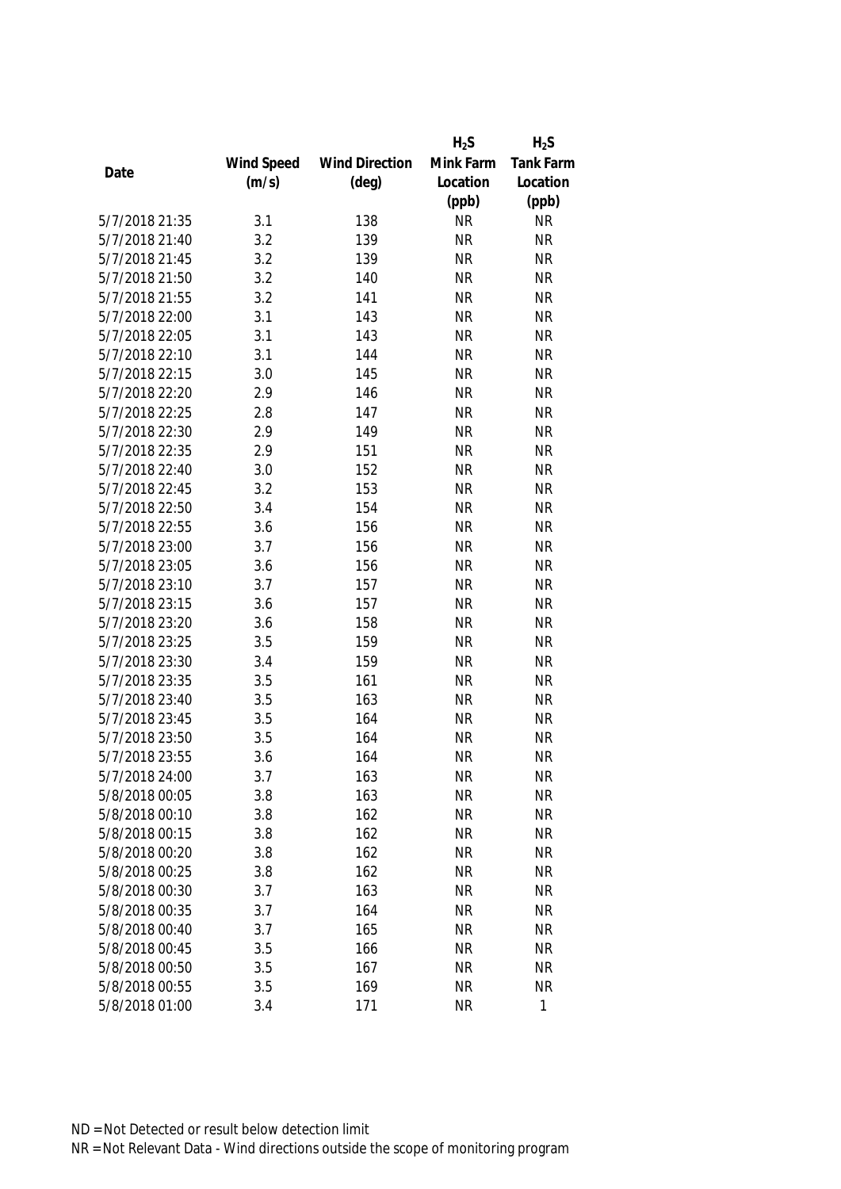| Date | Wind Speed (m/s) | Wind Direction (deg) | $H_2S$ Mink Farm Location (ppb) | $H_2S$ Tank Farm Location (ppb) |
|---|---|---|---|---|
| 5/7/2018 21:35 | 3.1 | 138 | NR | NR |
| 5/7/2018 21:40 | 3.2 | 139 | NR | NR |
| 5/7/2018 21:45 | 3.2 | 139 | NR | NR |
| 5/7/2018 21:50 | 3.2 | 140 | NR | NR |
| 5/7/2018 21:55 | 3.2 | 141 | NR | NR |
| 5/7/2018 22:00 | 3.1 | 143 | NR | NR |
| 5/7/2018 22:05 | 3.1 | 143 | NR | NR |
| 5/7/2018 22:10 | 3.1 | 144 | NR | NR |
| 5/7/2018 22:15 | 3.0 | 145 | NR | NR |
| 5/7/2018 22:20 | 2.9 | 146 | NR | NR |
| 5/7/2018 22:25 | 2.8 | 147 | NR | NR |
| 5/7/2018 22:30 | 2.9 | 149 | NR | NR |
| 5/7/2018 22:35 | 2.9 | 151 | NR | NR |
| 5/7/2018 22:40 | 3.0 | 152 | NR | NR |
| 5/7/2018 22:45 | 3.2 | 153 | NR | NR |
| 5/7/2018 22:50 | 3.4 | 154 | NR | NR |
| 5/7/2018 22:55 | 3.6 | 156 | NR | NR |
| 5/7/2018 23:00 | 3.7 | 156 | NR | NR |
| 5/7/2018 23:05 | 3.6 | 156 | NR | NR |
| 5/7/2018 23:10 | 3.7 | 157 | NR | NR |
| 5/7/2018 23:15 | 3.6 | 157 | NR | NR |
| 5/7/2018 23:20 | 3.6 | 158 | NR | NR |
| 5/7/2018 23:25 | 3.5 | 159 | NR | NR |
| 5/7/2018 23:30 | 3.4 | 159 | NR | NR |
| 5/7/2018 23:35 | 3.5 | 161 | NR | NR |
| 5/7/2018 23:40 | 3.5 | 163 | NR | NR |
| 5/7/2018 23:45 | 3.5 | 164 | NR | NR |
| 5/7/2018 23:50 | 3.5 | 164 | NR | NR |
| 5/7/2018 23:55 | 3.6 | 164 | NR | NR |
| 5/7/2018 24:00 | 3.7 | 163 | NR | NR |
| 5/8/2018 00:05 | 3.8 | 163 | NR | NR |
| 5/8/2018 00:10 | 3.8 | 162 | NR | NR |
| 5/8/2018 00:15 | 3.8 | 162 | NR | NR |
| 5/8/2018 00:20 | 3.8 | 162 | NR | NR |
| 5/8/2018 00:25 | 3.8 | 162 | NR | NR |
| 5/8/2018 00:30 | 3.7 | 163 | NR | NR |
| 5/8/2018 00:35 | 3.7 | 164 | NR | NR |
| 5/8/2018 00:40 | 3.7 | 165 | NR | NR |
| 5/8/2018 00:45 | 3.5 | 166 | NR | NR |
| 5/8/2018 00:50 | 3.5 | 167 | NR | NR |
| 5/8/2018 00:55 | 3.5 | 169 | NR | NR |
| 5/8/2018 01:00 | 3.4 | 171 | NR | 1 |

ND = Not Detected or result below detection limit

NR = Not Relevant Data - Wind directions outside the scope of monitoring program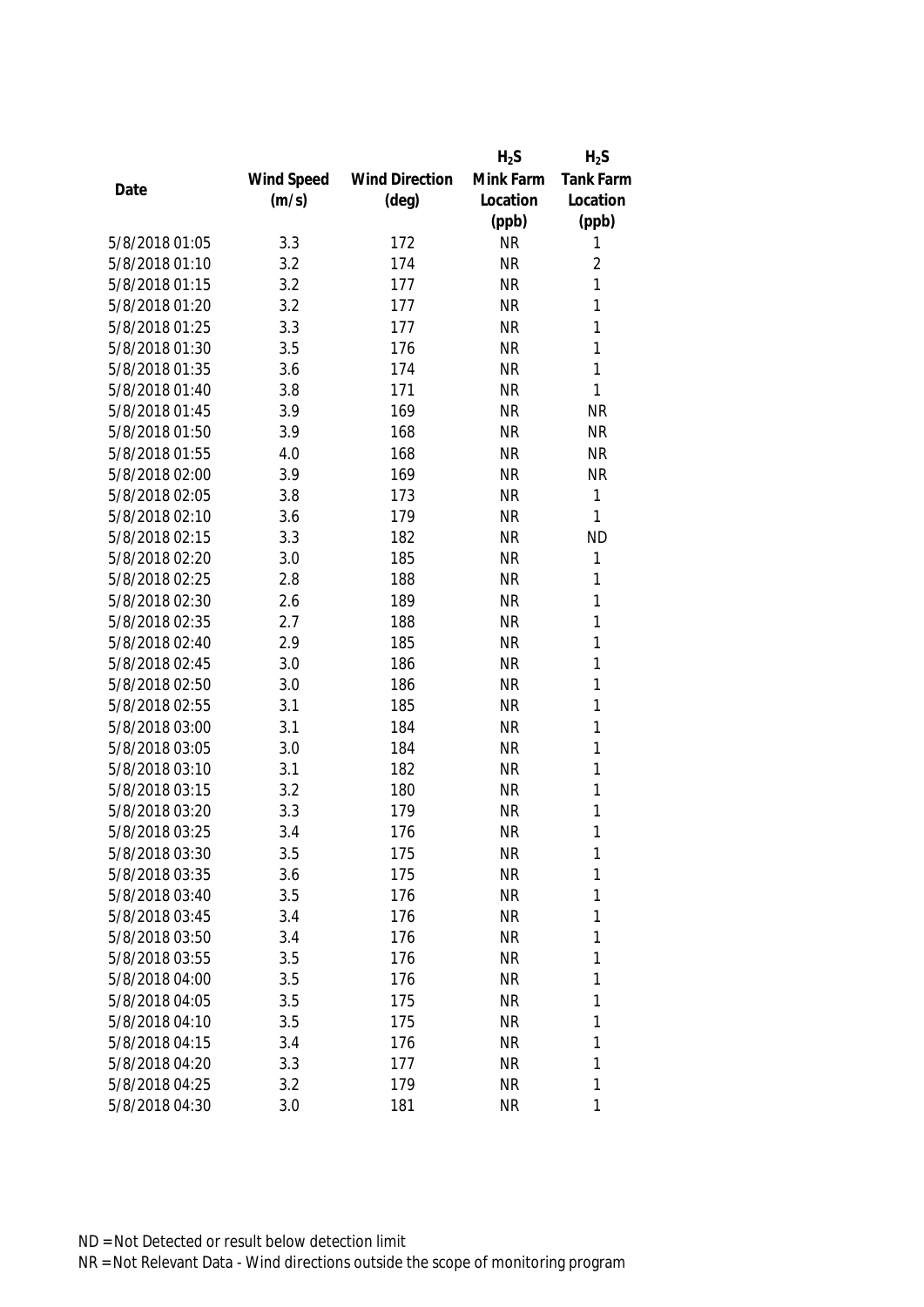| Date | Wind Speed (m/s) | Wind Direction (deg) | $H_2S$ Mink Farm Location (ppb) | $H_2S$ Tank Farm Location (ppb) |
|---|---|---|---|---|
| 5/8/2018 01:05 | 3.3 | 172 | NR | 1 |
| 5/8/2018 01:10 | 3.2 | 174 | NR | 2 |
| 5/8/2018 01:15 | 3.2 | 177 | NR | 1 |
| 5/8/2018 01:20 | 3.2 | 177 | NR | 1 |
| 5/8/2018 01:25 | 3.3 | 177 | NR | 1 |
| 5/8/2018 01:30 | 3.5 | 176 | NR | 1 |
| 5/8/2018 01:35 | 3.6 | 174 | NR | 1 |
| 5/8/2018 01:40 | 3.8 | 171 | NR | 1 |
| 5/8/2018 01:45 | 3.9 | 169 | NR | NR |
| 5/8/2018 01:50 | 3.9 | 168 | NR | NR |
| 5/8/2018 01:55 | 4.0 | 168 | NR | NR |
| 5/8/2018 02:00 | 3.9 | 169 | NR | NR |
| 5/8/2018 02:05 | 3.8 | 173 | NR | 1 |
| 5/8/2018 02:10 | 3.6 | 179 | NR | 1 |
| 5/8/2018 02:15 | 3.3 | 182 | NR | ND |
| 5/8/2018 02:20 | 3.0 | 185 | NR | 1 |
| 5/8/2018 02:25 | 2.8 | 188 | NR | 1 |
| 5/8/2018 02:30 | 2.6 | 189 | NR | 1 |
| 5/8/2018 02:35 | 2.7 | 188 | NR | 1 |
| 5/8/2018 02:40 | 2.9 | 185 | NR | 1 |
| 5/8/2018 02:45 | 3.0 | 186 | NR | 1 |
| 5/8/2018 02:50 | 3.0 | 186 | NR | 1 |
| 5/8/2018 02:55 | 3.1 | 185 | NR | 1 |
| 5/8/2018 03:00 | 3.1 | 184 | NR | 1 |
| 5/8/2018 03:05 | 3.0 | 184 | NR | 1 |
| 5/8/2018 03:10 | 3.1 | 182 | NR | 1 |
| 5/8/2018 03:15 | 3.2 | 180 | NR | 1 |
| 5/8/2018 03:20 | 3.3 | 179 | NR | 1 |
| 5/8/2018 03:25 | 3.4 | 176 | NR | 1 |
| 5/8/2018 03:30 | 3.5 | 175 | NR | 1 |
| 5/8/2018 03:35 | 3.6 | 175 | NR | 1 |
| 5/8/2018 03:40 | 3.5 | 176 | NR | 1 |
| 5/8/2018 03:45 | 3.4 | 176 | NR | 1 |
| 5/8/2018 03:50 | 3.4 | 176 | NR | 1 |
| 5/8/2018 03:55 | 3.5 | 176 | NR | 1 |
| 5/8/2018 04:00 | 3.5 | 176 | NR | 1 |
| 5/8/2018 04:05 | 3.5 | 175 | NR | 1 |
| 5/8/2018 04:10 | 3.5 | 175 | NR | 1 |
| 5/8/2018 04:15 | 3.4 | 176 | NR | 1 |
| 5/8/2018 04:20 | 3.3 | 177 | NR | 1 |
| 5/8/2018 04:25 | 3.2 | 179 | NR | 1 |
| 5/8/2018 04:30 | 3.0 | 181 | NR | 1 |

ND = Not Detected or result below detection limit

NR = Not Relevant Data - Wind directions outside the scope of monitoring program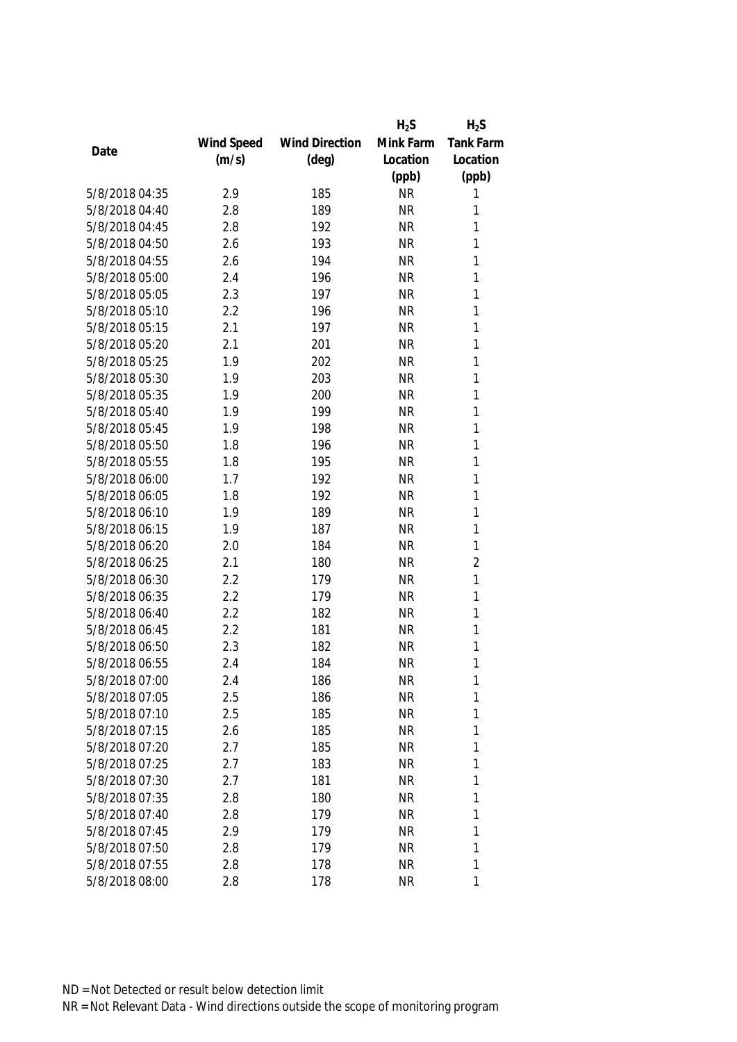| Date | Wind Speed (m/s) | Wind Direction (deg) | $H_2S$ Mink Farm Location (ppb) | $H_2S$ Tank Farm Location (ppb) |
|---|---|---|---|---|
| 5/8/2018 04:35 | 2.9 | 185 | NR | 1 |
| 5/8/2018 04:40 | 2.8 | 189 | NR | 1 |
| 5/8/2018 04:45 | 2.8 | 192 | NR | 1 |
| 5/8/2018 04:50 | 2.6 | 193 | NR | 1 |
| 5/8/2018 04:55 | 2.6 | 194 | NR | 1 |
| 5/8/2018 05:00 | 2.4 | 196 | NR | 1 |
| 5/8/2018 05:05 | 2.3 | 197 | NR | 1 |
| 5/8/2018 05:10 | 2.2 | 196 | NR | 1 |
| 5/8/2018 05:15 | 2.1 | 197 | NR | 1 |
| 5/8/2018 05:20 | 2.1 | 201 | NR | 1 |
| 5/8/2018 05:25 | 1.9 | 202 | NR | 1 |
| 5/8/2018 05:30 | 1.9 | 203 | NR | 1 |
| 5/8/2018 05:35 | 1.9 | 200 | NR | 1 |
| 5/8/2018 05:40 | 1.9 | 199 | NR | 1 |
| 5/8/2018 05:45 | 1.9 | 198 | NR | 1 |
| 5/8/2018 05:50 | 1.8 | 196 | NR | 1 |
| 5/8/2018 05:55 | 1.8 | 195 | NR | 1 |
| 5/8/2018 06:00 | 1.7 | 192 | NR | 1 |
| 5/8/2018 06:05 | 1.8 | 192 | NR | 1 |
| 5/8/2018 06:10 | 1.9 | 189 | NR | 1 |
| 5/8/2018 06:15 | 1.9 | 187 | NR | 1 |
| 5/8/2018 06:20 | 2.0 | 184 | NR | 1 |
| 5/8/2018 06:25 | 2.1 | 180 | NR | 2 |
| 5/8/2018 06:30 | 2.2 | 179 | NR | 1 |
| 5/8/2018 06:35 | 2.2 | 179 | NR | 1 |
| 5/8/2018 06:40 | 2.2 | 182 | NR | 1 |
| 5/8/2018 06:45 | 2.2 | 181 | NR | 1 |
| 5/8/2018 06:50 | 2.3 | 182 | NR | 1 |
| 5/8/2018 06:55 | 2.4 | 184 | NR | 1 |
| 5/8/2018 07:00 | 2.4 | 186 | NR | 1 |
| 5/8/2018 07:05 | 2.5 | 186 | NR | 1 |
| 5/8/2018 07:10 | 2.5 | 185 | NR | 1 |
| 5/8/2018 07:15 | 2.6 | 185 | NR | 1 |
| 5/8/2018 07:20 | 2.7 | 185 | NR | 1 |
| 5/8/2018 07:25 | 2.7 | 183 | NR | 1 |
| 5/8/2018 07:30 | 2.7 | 181 | NR | 1 |
| 5/8/2018 07:35 | 2.8 | 180 | NR | 1 |
| 5/8/2018 07:40 | 2.8 | 179 | NR | 1 |
| 5/8/2018 07:45 | 2.9 | 179 | NR | 1 |
| 5/8/2018 07:50 | 2.8 | 179 | NR | 1 |
| 5/8/2018 07:55 | 2.8 | 178 | NR | 1 |
| 5/8/2018 08:00 | 2.8 | 178 | NR | 1 |

ND = Not Detected or result below detection limit
NR = Not Relevant Data - Wind directions outside the scope of monitoring program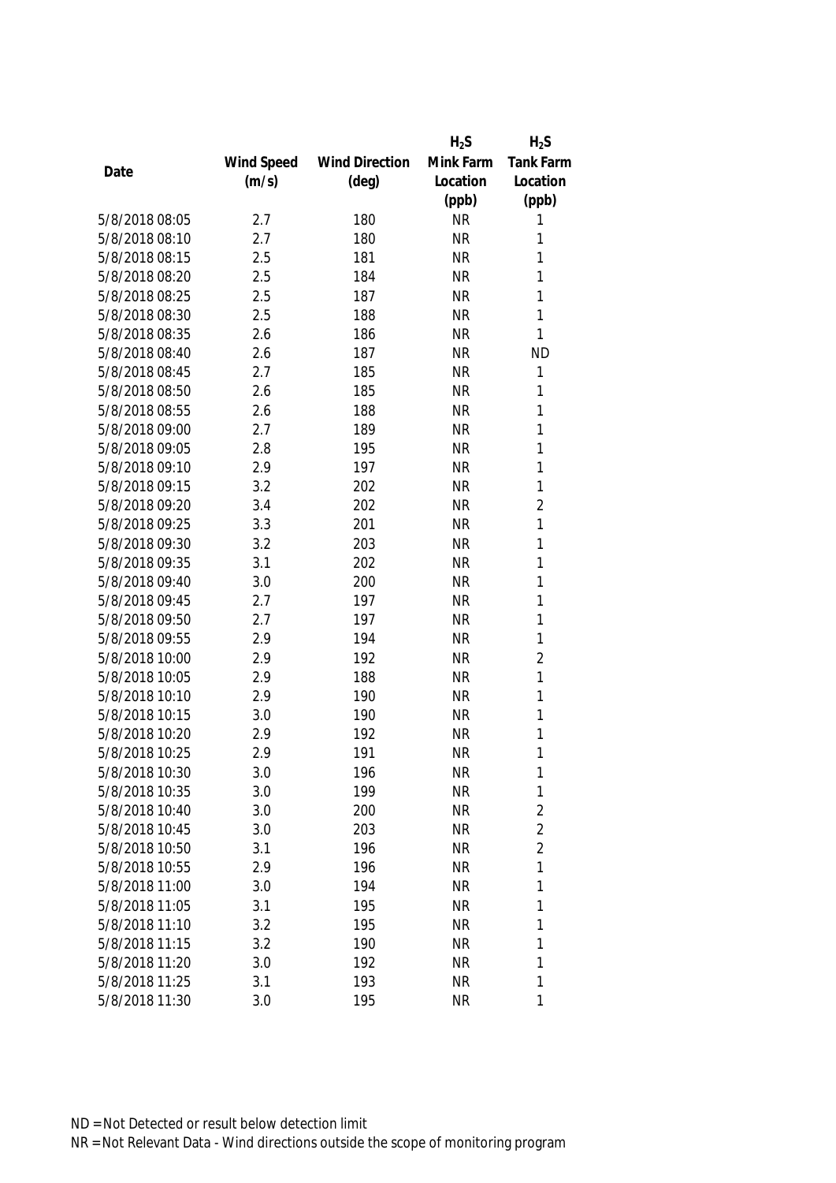| Date | Wind Speed (m/s) | Wind Direction (deg) | $H_2S$ Mink Farm Location (ppb) | $H_2S$ Tank Farm Location (ppb) |
|---|---|---|---|---|
| 5/8/2018 08:05 | 2.7 | 180 | NR | 1 |
| 5/8/2018 08:10 | 2.7 | 180 | NR | 1 |
| 5/8/2018 08:15 | 2.5 | 181 | NR | 1 |
| 5/8/2018 08:20 | 2.5 | 184 | NR | 1 |
| 5/8/2018 08:25 | 2.5 | 187 | NR | 1 |
| 5/8/2018 08:30 | 2.5 | 188 | NR | 1 |
| 5/8/2018 08:35 | 2.6 | 186 | NR | 1 |
| 5/8/2018 08:40 | 2.6 | 187 | NR | ND |
| 5/8/2018 08:45 | 2.7 | 185 | NR | 1 |
| 5/8/2018 08:50 | 2.6 | 185 | NR | 1 |
| 5/8/2018 08:55 | 2.6 | 188 | NR | 1 |
| 5/8/2018 09:00 | 2.7 | 189 | NR | 1 |
| 5/8/2018 09:05 | 2.8 | 195 | NR | 1 |
| 5/8/2018 09:10 | 2.9 | 197 | NR | 1 |
| 5/8/2018 09:15 | 3.2 | 202 | NR | 1 |
| 5/8/2018 09:20 | 3.4 | 202 | NR | 2 |
| 5/8/2018 09:25 | 3.3 | 201 | NR | 1 |
| 5/8/2018 09:30 | 3.2 | 203 | NR | 1 |
| 5/8/2018 09:35 | 3.1 | 202 | NR | 1 |
| 5/8/2018 09:40 | 3.0 | 200 | NR | 1 |
| 5/8/2018 09:45 | 2.7 | 197 | NR | 1 |
| 5/8/2018 09:50 | 2.7 | 197 | NR | 1 |
| 5/8/2018 09:55 | 2.9 | 194 | NR | 1 |
| 5/8/2018 10:00 | 2.9 | 192 | NR | 2 |
| 5/8/2018 10:05 | 2.9 | 188 | NR | 1 |
| 5/8/2018 10:10 | 2.9 | 190 | NR | 1 |
| 5/8/2018 10:15 | 3.0 | 190 | NR | 1 |
| 5/8/2018 10:20 | 2.9 | 192 | NR | 1 |
| 5/8/2018 10:25 | 2.9 | 191 | NR | 1 |
| 5/8/2018 10:30 | 3.0 | 196 | NR | 1 |
| 5/8/2018 10:35 | 3.0 | 199 | NR | 1 |
| 5/8/2018 10:40 | 3.0 | 200 | NR | 2 |
| 5/8/2018 10:45 | 3.0 | 203 | NR | 2 |
| 5/8/2018 10:50 | 3.1 | 196 | NR | 2 |
| 5/8/2018 10:55 | 2.9 | 196 | NR | 1 |
| 5/8/2018 11:00 | 3.0 | 194 | NR | 1 |
| 5/8/2018 11:05 | 3.1 | 195 | NR | 1 |
| 5/8/2018 11:10 | 3.2 | 195 | NR | 1 |
| 5/8/2018 11:15 | 3.2 | 190 | NR | 1 |
| 5/8/2018 11:20 | 3.0 | 192 | NR | 1 |
| 5/8/2018 11:25 | 3.1 | 193 | NR | 1 |
| 5/8/2018 11:30 | 3.0 | 195 | NR | 1 |

ND = Not Detected or result below detection limit

NR = Not Relevant Data - Wind directions outside the scope of monitoring program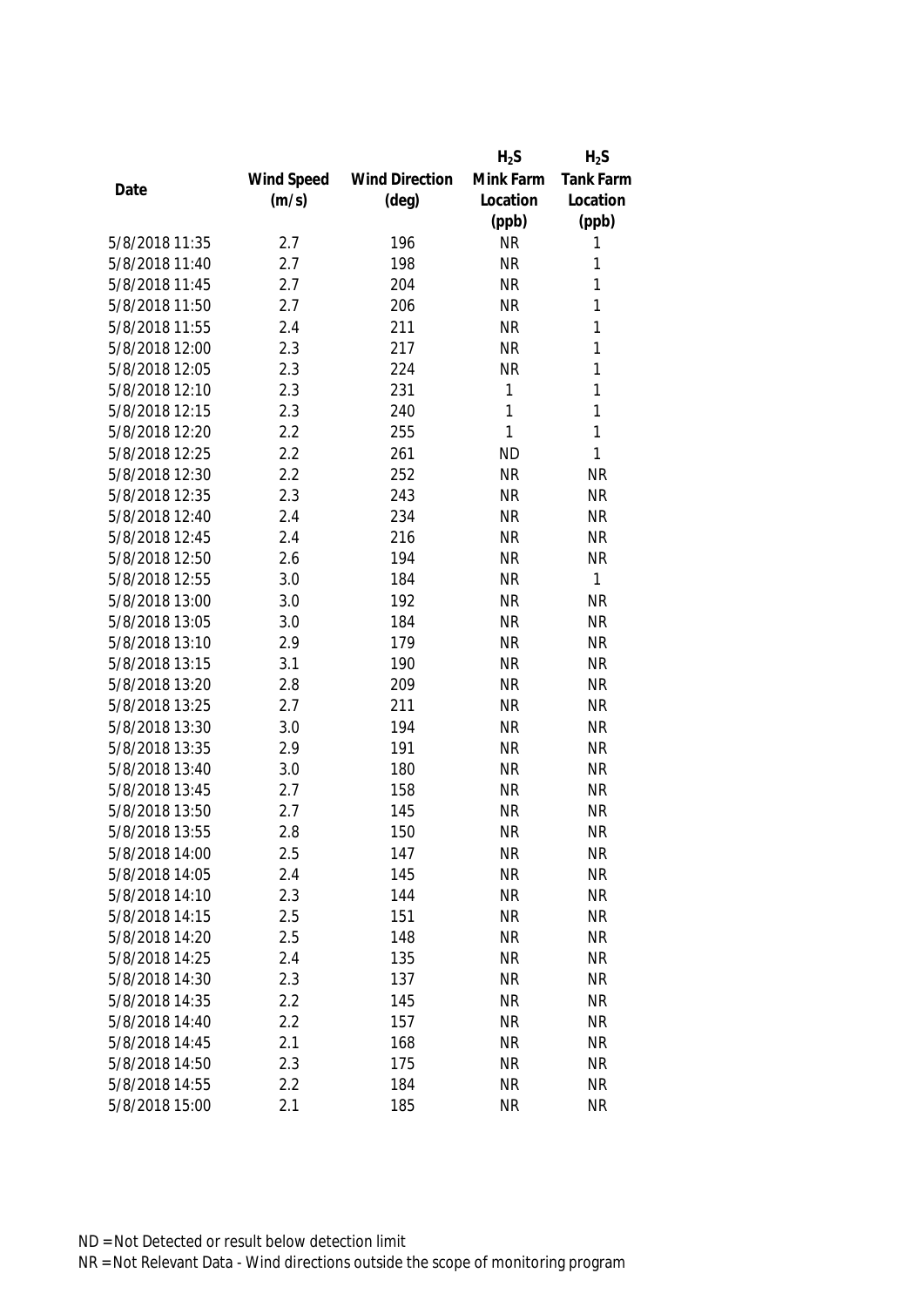| Date | Wind Speed (m/s) | Wind Direction (deg) | $H_2S$ Mink Farm Location (ppb) | $H_2S$ Tank Farm Location (ppb) |
|---|---|---|---|---|
| 5/8/2018 11:35 | 2.7 | 196 | NR | 1 |
| 5/8/2018 11:40 | 2.7 | 198 | NR | 1 |
| 5/8/2018 11:45 | 2.7 | 204 | NR | 1 |
| 5/8/2018 11:50 | 2.7 | 206 | NR | 1 |
| 5/8/2018 11:55 | 2.4 | 211 | NR | 1 |
| 5/8/2018 12:00 | 2.3 | 217 | NR | 1 |
| 5/8/2018 12:05 | 2.3 | 224 | NR | 1 |
| 5/8/2018 12:10 | 2.3 | 231 | 1 | 1 |
| 5/8/2018 12:15 | 2.3 | 240 | 1 | 1 |
| 5/8/2018 12:20 | 2.2 | 255 | 1 | 1 |
| 5/8/2018 12:25 | 2.2 | 261 | ND | 1 |
| 5/8/2018 12:30 | 2.2 | 252 | NR | NR |
| 5/8/2018 12:35 | 2.3 | 243 | NR | NR |
| 5/8/2018 12:40 | 2.4 | 234 | NR | NR |
| 5/8/2018 12:45 | 2.4 | 216 | NR | NR |
| 5/8/2018 12:50 | 2.6 | 194 | NR | NR |
| 5/8/2018 12:55 | 3.0 | 184 | NR | 1 |
| 5/8/2018 13:00 | 3.0 | 192 | NR | NR |
| 5/8/2018 13:05 | 3.0 | 184 | NR | NR |
| 5/8/2018 13:10 | 2.9 | 179 | NR | NR |
| 5/8/2018 13:15 | 3.1 | 190 | NR | NR |
| 5/8/2018 13:20 | 2.8 | 209 | NR | NR |
| 5/8/2018 13:25 | 2.7 | 211 | NR | NR |
| 5/8/2018 13:30 | 3.0 | 194 | NR | NR |
| 5/8/2018 13:35 | 2.9 | 191 | NR | NR |
| 5/8/2018 13:40 | 3.0 | 180 | NR | NR |
| 5/8/2018 13:45 | 2.7 | 158 | NR | NR |
| 5/8/2018 13:50 | 2.7 | 145 | NR | NR |
| 5/8/2018 13:55 | 2.8 | 150 | NR | NR |
| 5/8/2018 14:00 | 2.5 | 147 | NR | NR |
| 5/8/2018 14:05 | 2.4 | 145 | NR | NR |
| 5/8/2018 14:10 | 2.3 | 144 | NR | NR |
| 5/8/2018 14:15 | 2.5 | 151 | NR | NR |
| 5/8/2018 14:20 | 2.5 | 148 | NR | NR |
| 5/8/2018 14:25 | 2.4 | 135 | NR | NR |
| 5/8/2018 14:30 | 2.3 | 137 | NR | NR |
| 5/8/2018 14:35 | 2.2 | 145 | NR | NR |
| 5/8/2018 14:40 | 2.2 | 157 | NR | NR |
| 5/8/2018 14:45 | 2.1 | 168 | NR | NR |
| 5/8/2018 14:50 | 2.3 | 175 | NR | NR |
| 5/8/2018 14:55 | 2.2 | 184 | NR | NR |
| 5/8/2018 15:00 | 2.1 | 185 | NR | NR |

ND = Not Detected or result below detection limit

NR = Not Relevant Data - Wind directions outside the scope of monitoring program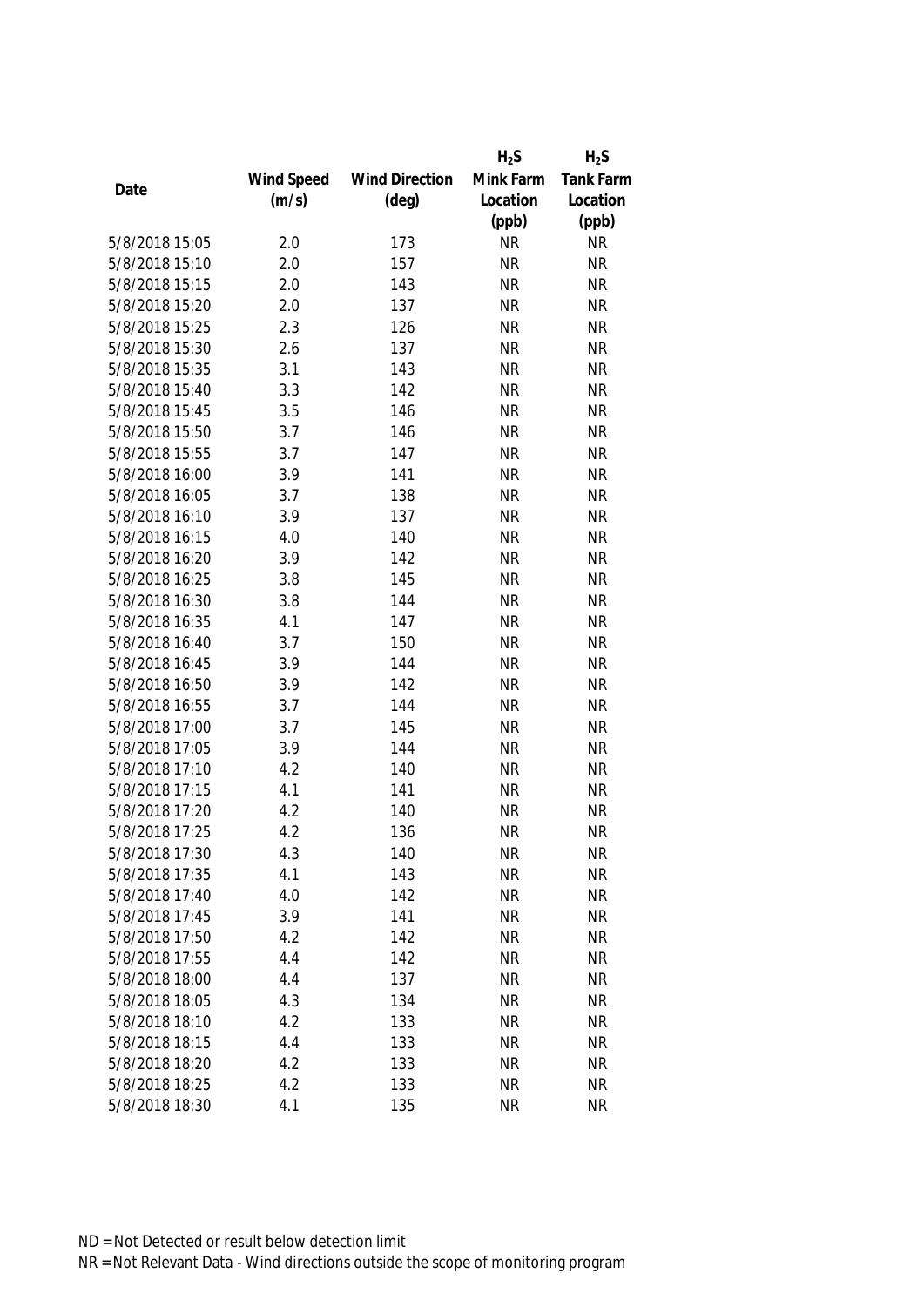| Date | Wind Speed (m/s) | Wind Direction (deg) | $H_2S$ Mink Farm Location (ppb) | $H_2S$ Tank Farm Location (ppb) |
|---|---|---|---|---|
| 5/8/2018 15:05 | 2.0 | 173 | NR | NR |
| 5/8/2018 15:10 | 2.0 | 157 | NR | NR |
| 5/8/2018 15:15 | 2.0 | 143 | NR | NR |
| 5/8/2018 15:20 | 2.0 | 137 | NR | NR |
| 5/8/2018 15:25 | 2.3 | 126 | NR | NR |
| 5/8/2018 15:30 | 2.6 | 137 | NR | NR |
| 5/8/2018 15:35 | 3.1 | 143 | NR | NR |
| 5/8/2018 15:40 | 3.3 | 142 | NR | NR |
| 5/8/2018 15:45 | 3.5 | 146 | NR | NR |
| 5/8/2018 15:50 | 3.7 | 146 | NR | NR |
| 5/8/2018 15:55 | 3.7 | 147 | NR | NR |
| 5/8/2018 16:00 | 3.9 | 141 | NR | NR |
| 5/8/2018 16:05 | 3.7 | 138 | NR | NR |
| 5/8/2018 16:10 | 3.9 | 137 | NR | NR |
| 5/8/2018 16:15 | 4.0 | 140 | NR | NR |
| 5/8/2018 16:20 | 3.9 | 142 | NR | NR |
| 5/8/2018 16:25 | 3.8 | 145 | NR | NR |
| 5/8/2018 16:30 | 3.8 | 144 | NR | NR |
| 5/8/2018 16:35 | 4.1 | 147 | NR | NR |
| 5/8/2018 16:40 | 3.7 | 150 | NR | NR |
| 5/8/2018 16:45 | 3.9 | 144 | NR | NR |
| 5/8/2018 16:50 | 3.9 | 142 | NR | NR |
| 5/8/2018 16:55 | 3.7 | 144 | NR | NR |
| 5/8/2018 17:00 | 3.7 | 145 | NR | NR |
| 5/8/2018 17:05 | 3.9 | 144 | NR | NR |
| 5/8/2018 17:10 | 4.2 | 140 | NR | NR |
| 5/8/2018 17:15 | 4.1 | 141 | NR | NR |
| 5/8/2018 17:20 | 4.2 | 140 | NR | NR |
| 5/8/2018 17:25 | 4.2 | 136 | NR | NR |
| 5/8/2018 17:30 | 4.3 | 140 | NR | NR |
| 5/8/2018 17:35 | 4.1 | 143 | NR | NR |
| 5/8/2018 17:40 | 4.0 | 142 | NR | NR |
| 5/8/2018 17:45 | 3.9 | 141 | NR | NR |
| 5/8/2018 17:50 | 4.2 | 142 | NR | NR |
| 5/8/2018 17:55 | 4.4 | 142 | NR | NR |
| 5/8/2018 18:00 | 4.4 | 137 | NR | NR |
| 5/8/2018 18:05 | 4.3 | 134 | NR | NR |
| 5/8/2018 18:10 | 4.2 | 133 | NR | NR |
| 5/8/2018 18:15 | 4.4 | 133 | NR | NR |
| 5/8/2018 18:20 | 4.2 | 133 | NR | NR |
| 5/8/2018 18:25 | 4.2 | 133 | NR | NR |
| 5/8/2018 18:30 | 4.1 | 135 | NR | NR |

ND = Not Detected or result below detection limit

NR = Not Relevant Data - Wind directions outside the scope of monitoring program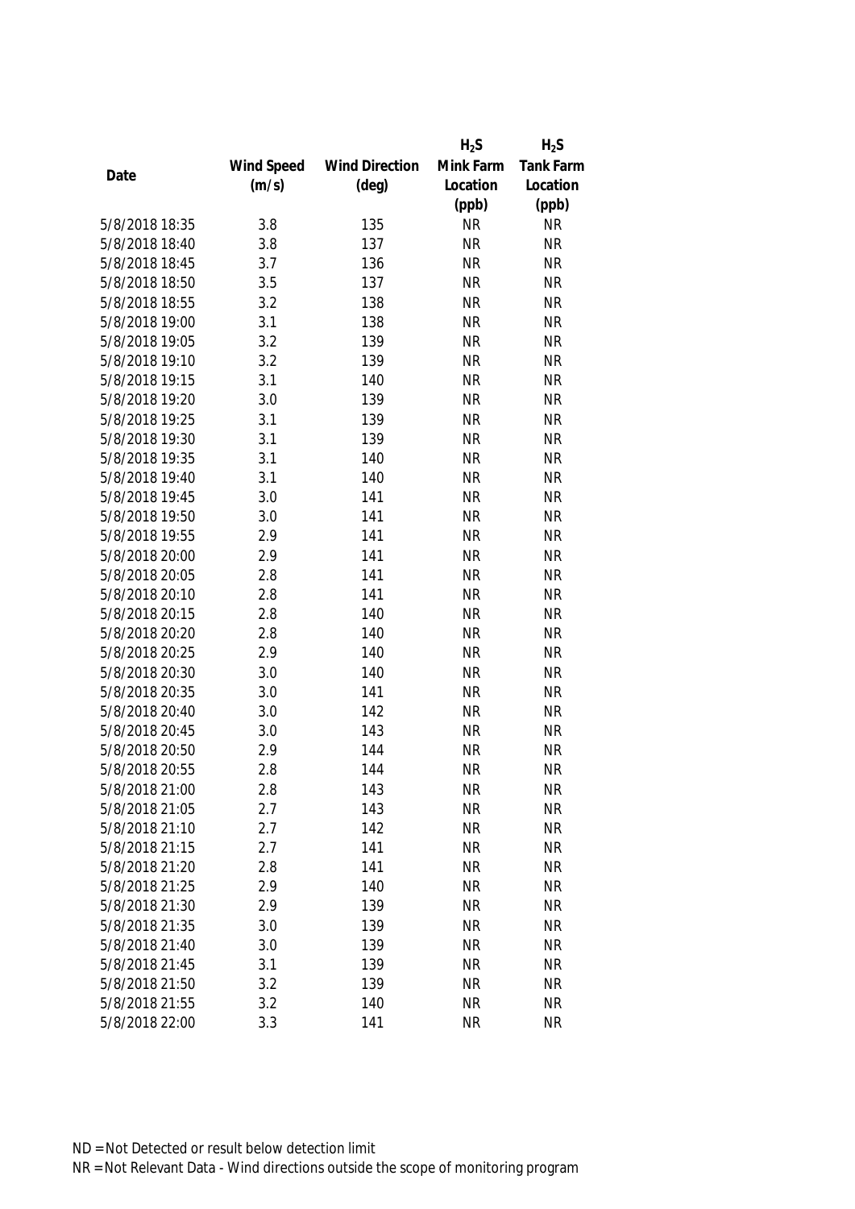| Date | Wind Speed (m/s) | Wind Direction (deg) | $H_2S$ Mink Farm Location (ppb) | $H_2S$ Tank Farm Location (ppb) |
|---|---|---|---|---|
| 5/8/2018 18:35 | 3.8 | 135 | NR | NR |
| 5/8/2018 18:40 | 3.8 | 137 | NR | NR |
| 5/8/2018 18:45 | 3.7 | 136 | NR | NR |
| 5/8/2018 18:50 | 3.5 | 137 | NR | NR |
| 5/8/2018 18:55 | 3.2 | 138 | NR | NR |
| 5/8/2018 19:00 | 3.1 | 138 | NR | NR |
| 5/8/2018 19:05 | 3.2 | 139 | NR | NR |
| 5/8/2018 19:10 | 3.2 | 139 | NR | NR |
| 5/8/2018 19:15 | 3.1 | 140 | NR | NR |
| 5/8/2018 19:20 | 3.0 | 139 | NR | NR |
| 5/8/2018 19:25 | 3.1 | 139 | NR | NR |
| 5/8/2018 19:30 | 3.1 | 139 | NR | NR |
| 5/8/2018 19:35 | 3.1 | 140 | NR | NR |
| 5/8/2018 19:40 | 3.1 | 140 | NR | NR |
| 5/8/2018 19:45 | 3.0 | 141 | NR | NR |
| 5/8/2018 19:50 | 3.0 | 141 | NR | NR |
| 5/8/2018 19:55 | 2.9 | 141 | NR | NR |
| 5/8/2018 20:00 | 2.9 | 141 | NR | NR |
| 5/8/2018 20:05 | 2.8 | 141 | NR | NR |
| 5/8/2018 20:10 | 2.8 | 141 | NR | NR |
| 5/8/2018 20:15 | 2.8 | 140 | NR | NR |
| 5/8/2018 20:20 | 2.8 | 140 | NR | NR |
| 5/8/2018 20:25 | 2.9 | 140 | NR | NR |
| 5/8/2018 20:30 | 3.0 | 140 | NR | NR |
| 5/8/2018 20:35 | 3.0 | 141 | NR | NR |
| 5/8/2018 20:40 | 3.0 | 142 | NR | NR |
| 5/8/2018 20:45 | 3.0 | 143 | NR | NR |
| 5/8/2018 20:50 | 2.9 | 144 | NR | NR |
| 5/8/2018 20:55 | 2.8 | 144 | NR | NR |
| 5/8/2018 21:00 | 2.8 | 143 | NR | NR |
| 5/8/2018 21:05 | 2.7 | 143 | NR | NR |
| 5/8/2018 21:10 | 2.7 | 142 | NR | NR |
| 5/8/2018 21:15 | 2.7 | 141 | NR | NR |
| 5/8/2018 21:20 | 2.8 | 141 | NR | NR |
| 5/8/2018 21:25 | 2.9 | 140 | NR | NR |
| 5/8/2018 21:30 | 2.9 | 139 | NR | NR |
| 5/8/2018 21:35 | 3.0 | 139 | NR | NR |
| 5/8/2018 21:40 | 3.0 | 139 | NR | NR |
| 5/8/2018 21:45 | 3.1 | 139 | NR | NR |
| 5/8/2018 21:50 | 3.2 | 139 | NR | NR |
| 5/8/2018 21:55 | 3.2 | 140 | NR | NR |
| 5/8/2018 22:00 | 3.3 | 141 | NR | NR |

ND = Not Detected or result below detection limit

NR = Not Relevant Data - Wind directions outside the scope of monitoring program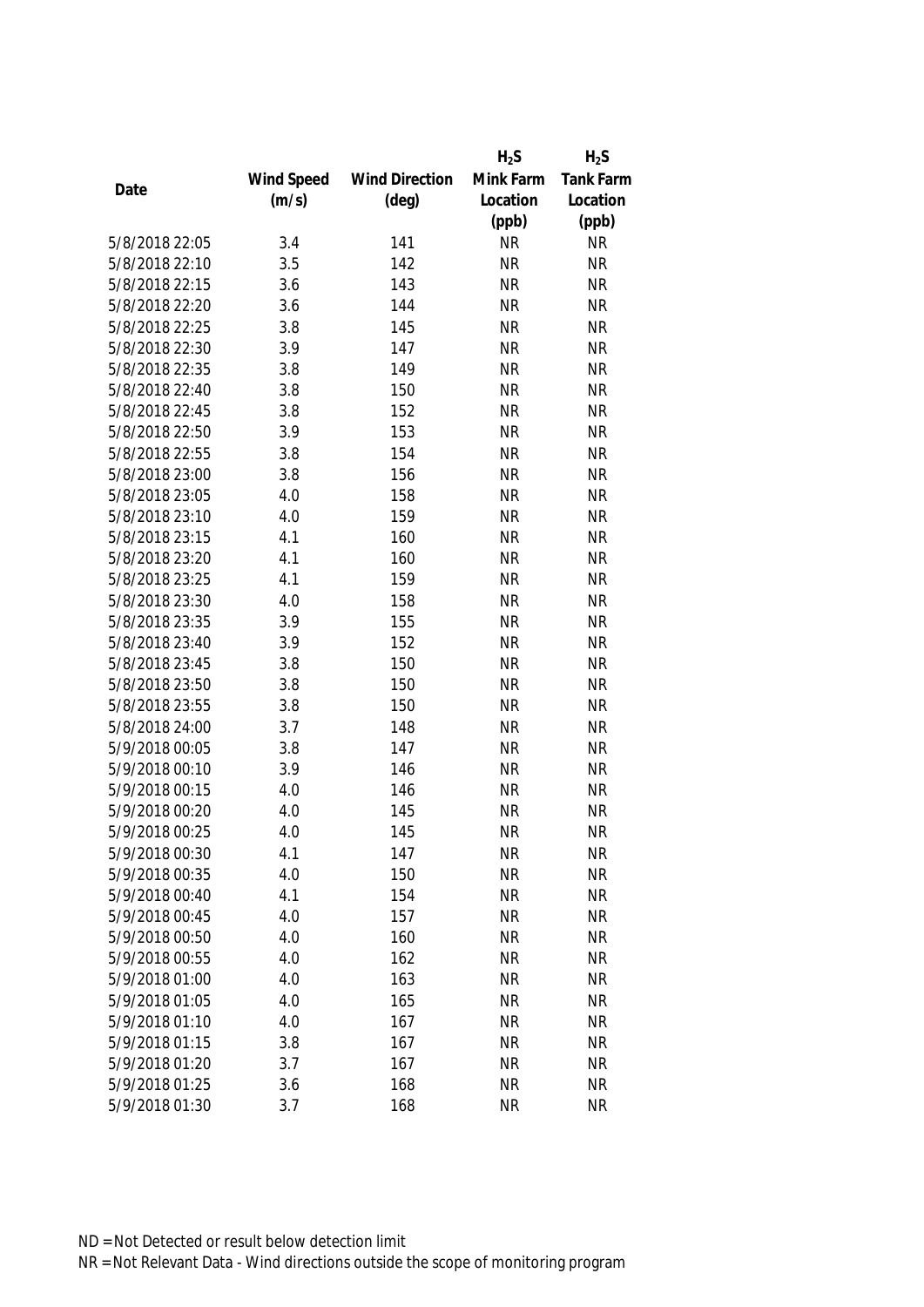| Date | Wind Speed (m/s) | Wind Direction (deg) | $H_2S$ Mink Farm Location (ppb) | $H_2S$ Tank Farm Location (ppb) |
|---|---|---|---|---|
| 5/8/2018 22:05 | 3.4 | 141 | NR | NR |
| 5/8/2018 22:10 | 3.5 | 142 | NR | NR |
| 5/8/2018 22:15 | 3.6 | 143 | NR | NR |
| 5/8/2018 22:20 | 3.6 | 144 | NR | NR |
| 5/8/2018 22:25 | 3.8 | 145 | NR | NR |
| 5/8/2018 22:30 | 3.9 | 147 | NR | NR |
| 5/8/2018 22:35 | 3.8 | 149 | NR | NR |
| 5/8/2018 22:40 | 3.8 | 150 | NR | NR |
| 5/8/2018 22:45 | 3.8 | 152 | NR | NR |
| 5/8/2018 22:50 | 3.9 | 153 | NR | NR |
| 5/8/2018 22:55 | 3.8 | 154 | NR | NR |
| 5/8/2018 23:00 | 3.8 | 156 | NR | NR |
| 5/8/2018 23:05 | 4.0 | 158 | NR | NR |
| 5/8/2018 23:10 | 4.0 | 159 | NR | NR |
| 5/8/2018 23:15 | 4.1 | 160 | NR | NR |
| 5/8/2018 23:20 | 4.1 | 160 | NR | NR |
| 5/8/2018 23:25 | 4.1 | 159 | NR | NR |
| 5/8/2018 23:30 | 4.0 | 158 | NR | NR |
| 5/8/2018 23:35 | 3.9 | 155 | NR | NR |
| 5/8/2018 23:40 | 3.9 | 152 | NR | NR |
| 5/8/2018 23:45 | 3.8 | 150 | NR | NR |
| 5/8/2018 23:50 | 3.8 | 150 | NR | NR |
| 5/8/2018 23:55 | 3.8 | 150 | NR | NR |
| 5/8/2018 24:00 | 3.7 | 148 | NR | NR |
| 5/9/2018 00:05 | 3.8 | 147 | NR | NR |
| 5/9/2018 00:10 | 3.9 | 146 | NR | NR |
| 5/9/2018 00:15 | 4.0 | 146 | NR | NR |
| 5/9/2018 00:20 | 4.0 | 145 | NR | NR |
| 5/9/2018 00:25 | 4.0 | 145 | NR | NR |
| 5/9/2018 00:30 | 4.1 | 147 | NR | NR |
| 5/9/2018 00:35 | 4.0 | 150 | NR | NR |
| 5/9/2018 00:40 | 4.1 | 154 | NR | NR |
| 5/9/2018 00:45 | 4.0 | 157 | NR | NR |
| 5/9/2018 00:50 | 4.0 | 160 | NR | NR |
| 5/9/2018 00:55 | 4.0 | 162 | NR | NR |
| 5/9/2018 01:00 | 4.0 | 163 | NR | NR |
| 5/9/2018 01:05 | 4.0 | 165 | NR | NR |
| 5/9/2018 01:10 | 4.0 | 167 | NR | NR |
| 5/9/2018 01:15 | 3.8 | 167 | NR | NR |
| 5/9/2018 01:20 | 3.7 | 167 | NR | NR |
| 5/9/2018 01:25 | 3.6 | 168 | NR | NR |
| 5/9/2018 01:30 | 3.7 | 168 | NR | NR |

ND = Not Detected or result below detection limit

NR = Not Relevant Data - Wind directions outside the scope of monitoring program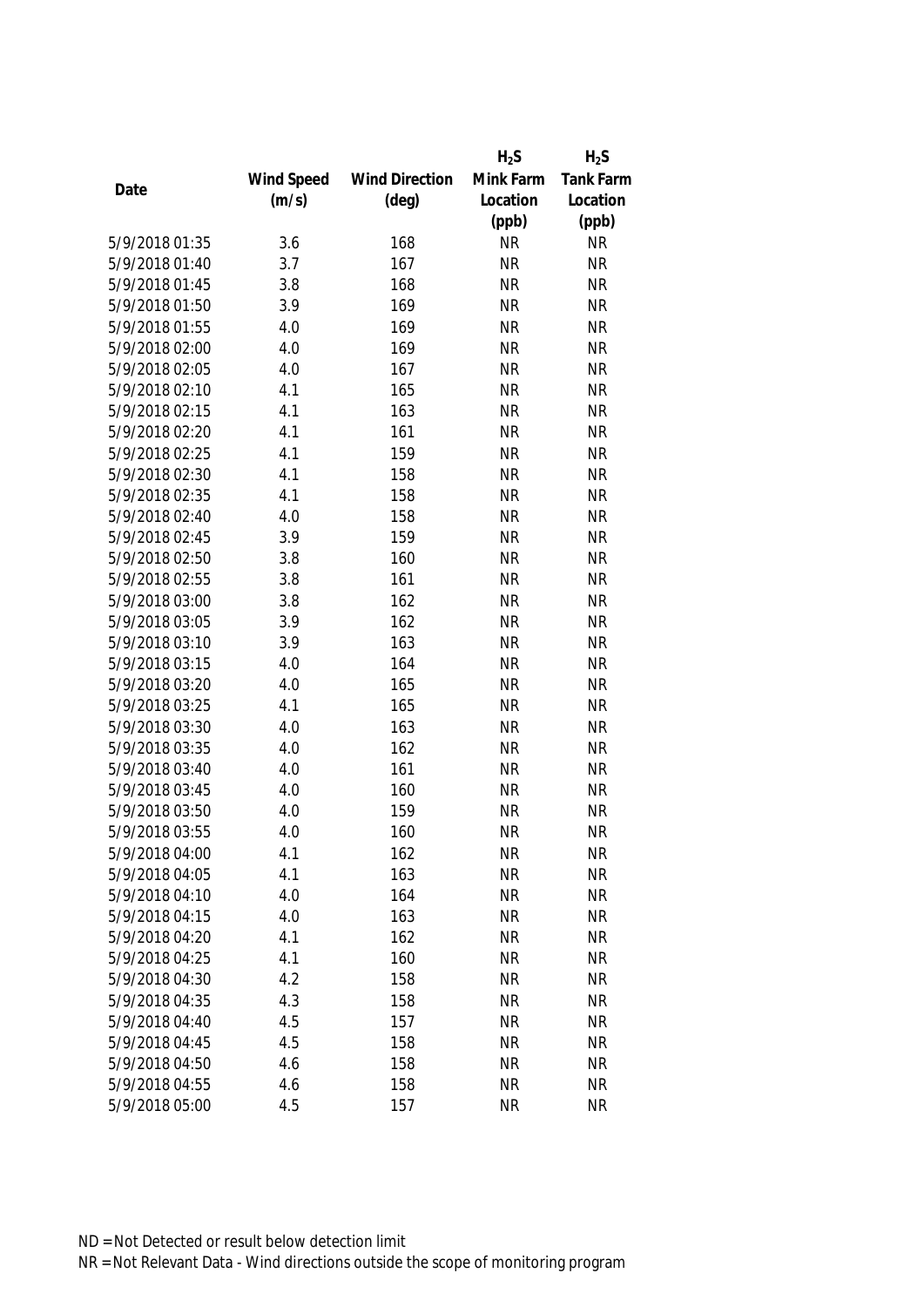| Date | Wind Speed (m/s) | Wind Direction (deg) | $H_2S$ Mink Farm Location (ppb) | $H_2S$ Tank Farm Location (ppb) |
|---|---|---|---|---|
| 5/9/2018 01:35 | 3.6 | 168 | NR | NR |
| 5/9/2018 01:40 | 3.7 | 167 | NR | NR |
| 5/9/2018 01:45 | 3.8 | 168 | NR | NR |
| 5/9/2018 01:50 | 3.9 | 169 | NR | NR |
| 5/9/2018 01:55 | 4.0 | 169 | NR | NR |
| 5/9/2018 02:00 | 4.0 | 169 | NR | NR |
| 5/9/2018 02:05 | 4.0 | 167 | NR | NR |
| 5/9/2018 02:10 | 4.1 | 165 | NR | NR |
| 5/9/2018 02:15 | 4.1 | 163 | NR | NR |
| 5/9/2018 02:20 | 4.1 | 161 | NR | NR |
| 5/9/2018 02:25 | 4.1 | 159 | NR | NR |
| 5/9/2018 02:30 | 4.1 | 158 | NR | NR |
| 5/9/2018 02:35 | 4.1 | 158 | NR | NR |
| 5/9/2018 02:40 | 4.0 | 158 | NR | NR |
| 5/9/2018 02:45 | 3.9 | 159 | NR | NR |
| 5/9/2018 02:50 | 3.8 | 160 | NR | NR |
| 5/9/2018 02:55 | 3.8 | 161 | NR | NR |
| 5/9/2018 03:00 | 3.8 | 162 | NR | NR |
| 5/9/2018 03:05 | 3.9 | 162 | NR | NR |
| 5/9/2018 03:10 | 3.9 | 163 | NR | NR |
| 5/9/2018 03:15 | 4.0 | 164 | NR | NR |
| 5/9/2018 03:20 | 4.0 | 165 | NR | NR |
| 5/9/2018 03:25 | 4.1 | 165 | NR | NR |
| 5/9/2018 03:30 | 4.0 | 163 | NR | NR |
| 5/9/2018 03:35 | 4.0 | 162 | NR | NR |
| 5/9/2018 03:40 | 4.0 | 161 | NR | NR |
| 5/9/2018 03:45 | 4.0 | 160 | NR | NR |
| 5/9/2018 03:50 | 4.0 | 159 | NR | NR |
| 5/9/2018 03:55 | 4.0 | 160 | NR | NR |
| 5/9/2018 04:00 | 4.1 | 162 | NR | NR |
| 5/9/2018 04:05 | 4.1 | 163 | NR | NR |
| 5/9/2018 04:10 | 4.0 | 164 | NR | NR |
| 5/9/2018 04:15 | 4.0 | 163 | NR | NR |
| 5/9/2018 04:20 | 4.1 | 162 | NR | NR |
| 5/9/2018 04:25 | 4.1 | 160 | NR | NR |
| 5/9/2018 04:30 | 4.2 | 158 | NR | NR |
| 5/9/2018 04:35 | 4.3 | 158 | NR | NR |
| 5/9/2018 04:40 | 4.5 | 157 | NR | NR |
| 5/9/2018 04:45 | 4.5 | 158 | NR | NR |
| 5/9/2018 04:50 | 4.6 | 158 | NR | NR |
| 5/9/2018 04:55 | 4.6 | 158 | NR | NR |
| 5/9/2018 05:00 | 4.5 | 157 | NR | NR |

ND = Not Detected or result below detection limit

NR = Not Relevant Data - Wind directions outside the scope of monitoring program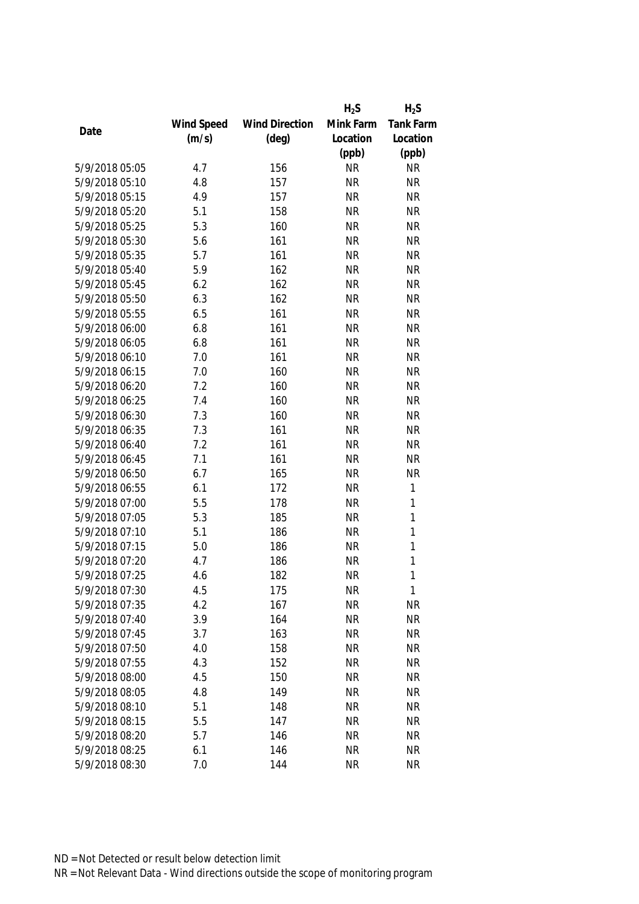| Date | Wind Speed (m/s) | Wind Direction (deg) | $H_2S$ Mink Farm Location (ppb) | $H_2S$ Tank Farm Location (ppb) |
|---|---|---|---|---|
| 5/9/2018 05:05 | 4.7 | 156 | NR | NR |
| 5/9/2018 05:10 | 4.8 | 157 | NR | NR |
| 5/9/2018 05:15 | 4.9 | 157 | NR | NR |
| 5/9/2018 05:20 | 5.1 | 158 | NR | NR |
| 5/9/2018 05:25 | 5.3 | 160 | NR | NR |
| 5/9/2018 05:30 | 5.6 | 161 | NR | NR |
| 5/9/2018 05:35 | 5.7 | 161 | NR | NR |
| 5/9/2018 05:40 | 5.9 | 162 | NR | NR |
| 5/9/2018 05:45 | 6.2 | 162 | NR | NR |
| 5/9/2018 05:50 | 6.3 | 162 | NR | NR |
| 5/9/2018 05:55 | 6.5 | 161 | NR | NR |
| 5/9/2018 06:00 | 6.8 | 161 | NR | NR |
| 5/9/2018 06:05 | 6.8 | 161 | NR | NR |
| 5/9/2018 06:10 | 7.0 | 161 | NR | NR |
| 5/9/2018 06:15 | 7.0 | 160 | NR | NR |
| 5/9/2018 06:20 | 7.2 | 160 | NR | NR |
| 5/9/2018 06:25 | 7.4 | 160 | NR | NR |
| 5/9/2018 06:30 | 7.3 | 160 | NR | NR |
| 5/9/2018 06:35 | 7.3 | 161 | NR | NR |
| 5/9/2018 06:40 | 7.2 | 161 | NR | NR |
| 5/9/2018 06:45 | 7.1 | 161 | NR | NR |
| 5/9/2018 06:50 | 6.7 | 165 | NR | NR |
| 5/9/2018 06:55 | 6.1 | 172 | NR | 1 |
| 5/9/2018 07:00 | 5.5 | 178 | NR | 1 |
| 5/9/2018 07:05 | 5.3 | 185 | NR | 1 |
| 5/9/2018 07:10 | 5.1 | 186 | NR | 1 |
| 5/9/2018 07:15 | 5.0 | 186 | NR | 1 |
| 5/9/2018 07:20 | 4.7 | 186 | NR | 1 |
| 5/9/2018 07:25 | 4.6 | 182 | NR | 1 |
| 5/9/2018 07:30 | 4.5 | 175 | NR | 1 |
| 5/9/2018 07:35 | 4.2 | 167 | NR | NR |
| 5/9/2018 07:40 | 3.9 | 164 | NR | NR |
| 5/9/2018 07:45 | 3.7 | 163 | NR | NR |
| 5/9/2018 07:50 | 4.0 | 158 | NR | NR |
| 5/9/2018 07:55 | 4.3 | 152 | NR | NR |
| 5/9/2018 08:00 | 4.5 | 150 | NR | NR |
| 5/9/2018 08:05 | 4.8 | 149 | NR | NR |
| 5/9/2018 08:10 | 5.1 | 148 | NR | NR |
| 5/9/2018 08:15 | 5.5 | 147 | NR | NR |
| 5/9/2018 08:20 | 5.7 | 146 | NR | NR |
| 5/9/2018 08:25 | 6.1 | 146 | NR | NR |
| 5/9/2018 08:30 | 7.0 | 144 | NR | NR |

ND = Not Detected or result below detection limit

NR = Not Relevant Data - Wind directions outside the scope of monitoring program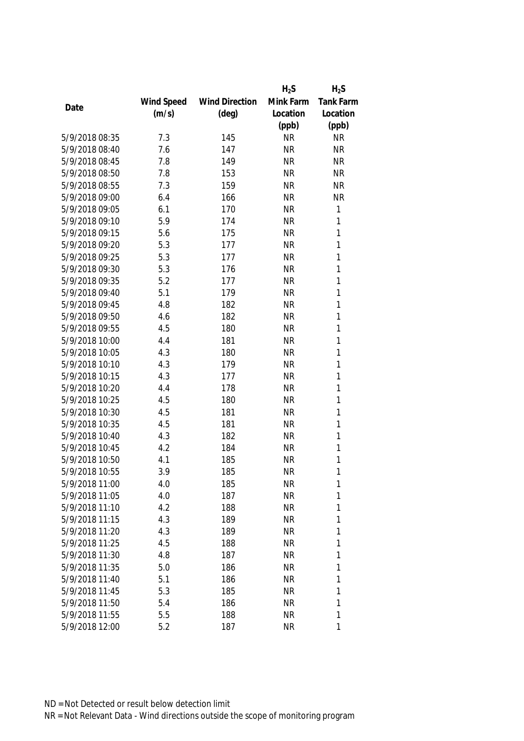| Date | Wind Speed (m/s) | Wind Direction (deg) | $H_2S$ Mink Farm Location (ppb) | $H_2S$ Tank Farm Location (ppb) |
|---|---|---|---|---|
| 5/9/2018 08:35 | 7.3 | 145 | NR | NR |
| 5/9/2018 08:40 | 7.6 | 147 | NR | NR |
| 5/9/2018 08:45 | 7.8 | 149 | NR | NR |
| 5/9/2018 08:50 | 7.8 | 153 | NR | NR |
| 5/9/2018 08:55 | 7.3 | 159 | NR | NR |
| 5/9/2018 09:00 | 6.4 | 166 | NR | NR |
| 5/9/2018 09:05 | 6.1 | 170 | NR | 1 |
| 5/9/2018 09:10 | 5.9 | 174 | NR | 1 |
| 5/9/2018 09:15 | 5.6 | 175 | NR | 1 |
| 5/9/2018 09:20 | 5.3 | 177 | NR | 1 |
| 5/9/2018 09:25 | 5.3 | 177 | NR | 1 |
| 5/9/2018 09:30 | 5.3 | 176 | NR | 1 |
| 5/9/2018 09:35 | 5.2 | 177 | NR | 1 |
| 5/9/2018 09:40 | 5.1 | 179 | NR | 1 |
| 5/9/2018 09:45 | 4.8 | 182 | NR | 1 |
| 5/9/2018 09:50 | 4.6 | 182 | NR | 1 |
| 5/9/2018 09:55 | 4.5 | 180 | NR | 1 |
| 5/9/2018 10:00 | 4.4 | 181 | NR | 1 |
| 5/9/2018 10:05 | 4.3 | 180 | NR | 1 |
| 5/9/2018 10:10 | 4.3 | 179 | NR | 1 |
| 5/9/2018 10:15 | 4.3 | 177 | NR | 1 |
| 5/9/2018 10:20 | 4.4 | 178 | NR | 1 |
| 5/9/2018 10:25 | 4.5 | 180 | NR | 1 |
| 5/9/2018 10:30 | 4.5 | 181 | NR | 1 |
| 5/9/2018 10:35 | 4.5 | 181 | NR | 1 |
| 5/9/2018 10:40 | 4.3 | 182 | NR | 1 |
| 5/9/2018 10:45 | 4.2 | 184 | NR | 1 |
| 5/9/2018 10:50 | 4.1 | 185 | NR | 1 |
| 5/9/2018 10:55 | 3.9 | 185 | NR | 1 |
| 5/9/2018 11:00 | 4.0 | 185 | NR | 1 |
| 5/9/2018 11:05 | 4.0 | 187 | NR | 1 |
| 5/9/2018 11:10 | 4.2 | 188 | NR | 1 |
| 5/9/2018 11:15 | 4.3 | 189 | NR | 1 |
| 5/9/2018 11:20 | 4.3 | 189 | NR | 1 |
| 5/9/2018 11:25 | 4.5 | 188 | NR | 1 |
| 5/9/2018 11:30 | 4.8 | 187 | NR | 1 |
| 5/9/2018 11:35 | 5.0 | 186 | NR | 1 |
| 5/9/2018 11:40 | 5.1 | 186 | NR | 1 |
| 5/9/2018 11:45 | 5.3 | 185 | NR | 1 |
| 5/9/2018 11:50 | 5.4 | 186 | NR | 1 |
| 5/9/2018 11:55 | 5.5 | 188 | NR | 1 |
| 5/9/2018 12:00 | 5.2 | 187 | NR | 1 |

ND = Not Detected or result below detection limit

NR = Not Relevant Data - Wind directions outside the scope of monitoring program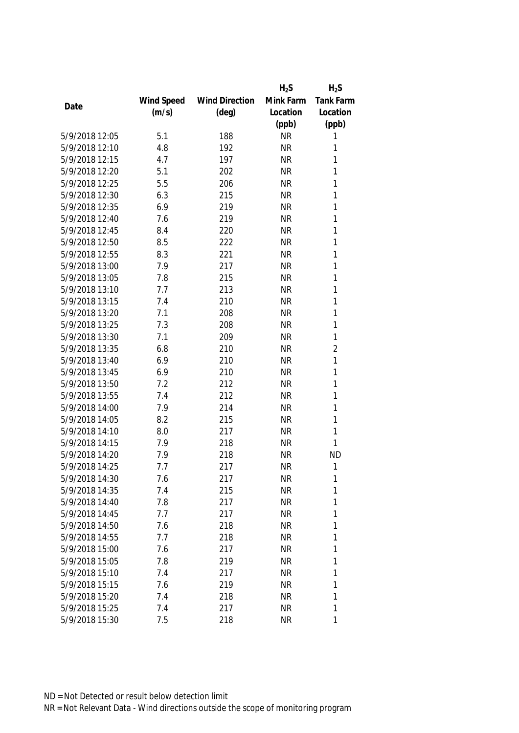| Date | Wind Speed (m/s) | Wind Direction (deg) | $H_2S$ Mink Farm Location (ppb) | $H_2S$ Tank Farm Location (ppb) |
|---|---|---|---|---|
| 5/9/2018 12:05 | 5.1 | 188 | NR | 1 |
| 5/9/2018 12:10 | 4.8 | 192 | NR | 1 |
| 5/9/2018 12:15 | 4.7 | 197 | NR | 1 |
| 5/9/2018 12:20 | 5.1 | 202 | NR | 1 |
| 5/9/2018 12:25 | 5.5 | 206 | NR | 1 |
| 5/9/2018 12:30 | 6.3 | 215 | NR | 1 |
| 5/9/2018 12:35 | 6.9 | 219 | NR | 1 |
| 5/9/2018 12:40 | 7.6 | 219 | NR | 1 |
| 5/9/2018 12:45 | 8.4 | 220 | NR | 1 |
| 5/9/2018 12:50 | 8.5 | 222 | NR | 1 |
| 5/9/2018 12:55 | 8.3 | 221 | NR | 1 |
| 5/9/2018 13:00 | 7.9 | 217 | NR | 1 |
| 5/9/2018 13:05 | 7.8 | 215 | NR | 1 |
| 5/9/2018 13:10 | 7.7 | 213 | NR | 1 |
| 5/9/2018 13:15 | 7.4 | 210 | NR | 1 |
| 5/9/2018 13:20 | 7.1 | 208 | NR | 1 |
| 5/9/2018 13:25 | 7.3 | 208 | NR | 1 |
| 5/9/2018 13:30 | 7.1 | 209 | NR | 1 |
| 5/9/2018 13:35 | 6.8 | 210 | NR | 2 |
| 5/9/2018 13:40 | 6.9 | 210 | NR | 1 |
| 5/9/2018 13:45 | 6.9 | 210 | NR | 1 |
| 5/9/2018 13:50 | 7.2 | 212 | NR | 1 |
| 5/9/2018 13:55 | 7.4 | 212 | NR | 1 |
| 5/9/2018 14:00 | 7.9 | 214 | NR | 1 |
| 5/9/2018 14:05 | 8.2 | 215 | NR | 1 |
| 5/9/2018 14:10 | 8.0 | 217 | NR | 1 |
| 5/9/2018 14:15 | 7.9 | 218 | NR | 1 |
| 5/9/2018 14:20 | 7.9 | 218 | NR | ND |
| 5/9/2018 14:25 | 7.7 | 217 | NR | 1 |
| 5/9/2018 14:30 | 7.6 | 217 | NR | 1 |
| 5/9/2018 14:35 | 7.4 | 215 | NR | 1 |
| 5/9/2018 14:40 | 7.8 | 217 | NR | 1 |
| 5/9/2018 14:45 | 7.7 | 217 | NR | 1 |
| 5/9/2018 14:50 | 7.6 | 218 | NR | 1 |
| 5/9/2018 14:55 | 7.7 | 218 | NR | 1 |
| 5/9/2018 15:00 | 7.6 | 217 | NR | 1 |
| 5/9/2018 15:05 | 7.8 | 219 | NR | 1 |
| 5/9/2018 15:10 | 7.4 | 217 | NR | 1 |
| 5/9/2018 15:15 | 7.6 | 219 | NR | 1 |
| 5/9/2018 15:20 | 7.4 | 218 | NR | 1 |
| 5/9/2018 15:25 | 7.4 | 217 | NR | 1 |
| 5/9/2018 15:30 | 7.5 | 218 | NR | 1 |

ND = Not Detected or result below detection limit

NR = Not Relevant Data - Wind directions outside the scope of monitoring program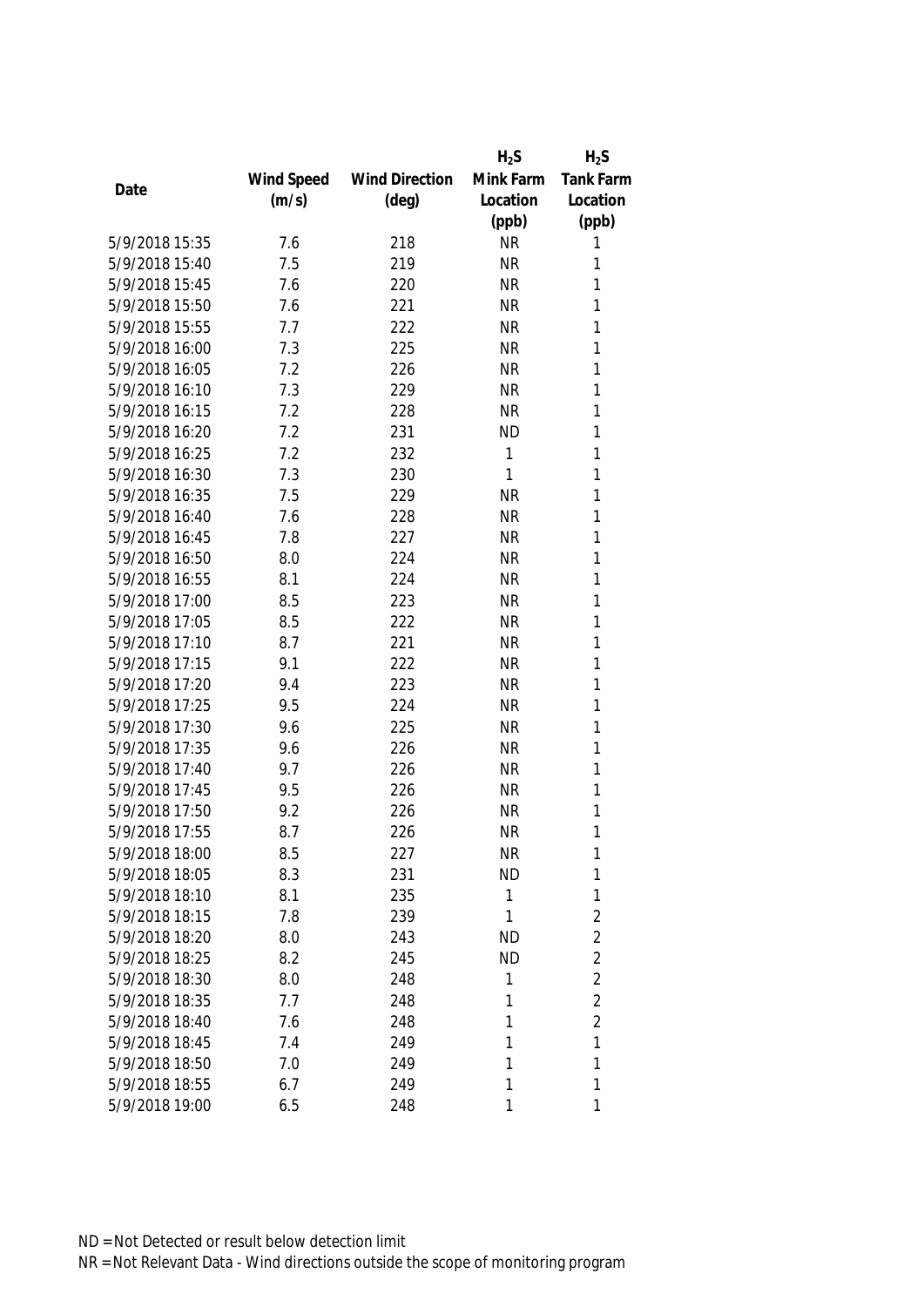| Date | Wind Speed (m/s) | Wind Direction (deg) | $H_2S$ Mink Farm Location (ppb) | $H_2S$ Tank Farm Location (ppb) |
|---|---|---|---|---|
| 5/9/2018 15:35 | 7.6 | 218 | NR | 1 |
| 5/9/2018 15:40 | 7.5 | 219 | NR | 1 |
| 5/9/2018 15:45 | 7.6 | 220 | NR | 1 |
| 5/9/2018 15:50 | 7.6 | 221 | NR | 1 |
| 5/9/2018 15:55 | 7.7 | 222 | NR | 1 |
| 5/9/2018 16:00 | 7.3 | 225 | NR | 1 |
| 5/9/2018 16:05 | 7.2 | 226 | NR | 1 |
| 5/9/2018 16:10 | 7.3 | 229 | NR | 1 |
| 5/9/2018 16:15 | 7.2 | 228 | NR | 1 |
| 5/9/2018 16:20 | 7.2 | 231 | ND | 1 |
| 5/9/2018 16:25 | 7.2 | 232 | 1 | 1 |
| 5/9/2018 16:30 | 7.3 | 230 | 1 | 1 |
| 5/9/2018 16:35 | 7.5 | 229 | NR | 1 |
| 5/9/2018 16:40 | 7.6 | 228 | NR | 1 |
| 5/9/2018 16:45 | 7.8 | 227 | NR | 1 |
| 5/9/2018 16:50 | 8.0 | 224 | NR | 1 |
| 5/9/2018 16:55 | 8.1 | 224 | NR | 1 |
| 5/9/2018 17:00 | 8.5 | 223 | NR | 1 |
| 5/9/2018 17:05 | 8.5 | 222 | NR | 1 |
| 5/9/2018 17:10 | 8.7 | 221 | NR | 1 |
| 5/9/2018 17:15 | 9.1 | 222 | NR | 1 |
| 5/9/2018 17:20 | 9.4 | 223 | NR | 1 |
| 5/9/2018 17:25 | 9.5 | 224 | NR | 1 |
| 5/9/2018 17:30 | 9.6 | 225 | NR | 1 |
| 5/9/2018 17:35 | 9.6 | 226 | NR | 1 |
| 5/9/2018 17:40 | 9.7 | 226 | NR | 1 |
| 5/9/2018 17:45 | 9.5 | 226 | NR | 1 |
| 5/9/2018 17:50 | 9.2 | 226 | NR | 1 |
| 5/9/2018 17:55 | 8.7 | 226 | NR | 1 |
| 5/9/2018 18:00 | 8.5 | 227 | NR | 1 |
| 5/9/2018 18:05 | 8.3 | 231 | ND | 1 |
| 5/9/2018 18:10 | 8.1 | 235 | 1 | 1 |
| 5/9/2018 18:15 | 7.8 | 239 | 1 | 2 |
| 5/9/2018 18:20 | 8.0 | 243 | ND | 2 |
| 5/9/2018 18:25 | 8.2 | 245 | ND | 2 |
| 5/9/2018 18:30 | 8.0 | 248 | 1 | 2 |
| 5/9/2018 18:35 | 7.7 | 248 | 1 | 2 |
| 5/9/2018 18:40 | 7.6 | 248 | 1 | 2 |
| 5/9/2018 18:45 | 7.4 | 249 | 1 | 1 |
| 5/9/2018 18:50 | 7.0 | 249 | 1 | 1 |
| 5/9/2018 18:55 | 6.7 | 249 | 1 | 1 |
| 5/9/2018 19:00 | 6.5 | 248 | 1 | 1 |

ND = Not Detected or result below detection limit

NR = Not Relevant Data - Wind directions outside the scope of monitoring program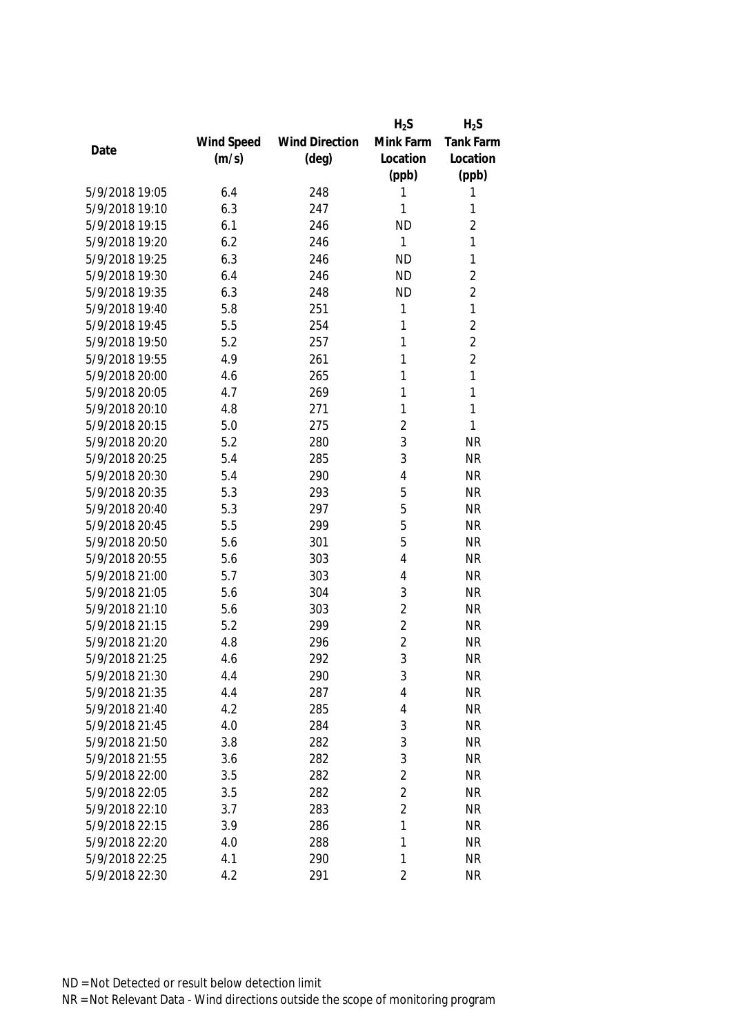| Date | Wind Speed (m/s) | Wind Direction (deg) | $H_2S$ Mink Farm Location (ppb) | $H_2S$ Tank Farm Location (ppb) |
|---|---|---|---|---|
| 5/9/2018 19:05 | 6.4 | 248 | 1 | 1 |
| 5/9/2018 19:10 | 6.3 | 247 | 1 | 1 |
| 5/9/2018 19:15 | 6.1 | 246 | ND | 2 |
| 5/9/2018 19:20 | 6.2 | 246 | 1 | 1 |
| 5/9/2018 19:25 | 6.3 | 246 | ND | 1 |
| 5/9/2018 19:30 | 6.4 | 246 | ND | 2 |
| 5/9/2018 19:35 | 6.3 | 248 | ND | 2 |
| 5/9/2018 19:40 | 5.8 | 251 | 1 | 1 |
| 5/9/2018 19:45 | 5.5 | 254 | 1 | 2 |
| 5/9/2018 19:50 | 5.2 | 257 | 1 | 2 |
| 5/9/2018 19:55 | 4.9 | 261 | 1 | 2 |
| 5/9/2018 20:00 | 4.6 | 265 | 1 | 1 |
| 5/9/2018 20:05 | 4.7 | 269 | 1 | 1 |
| 5/9/2018 20:10 | 4.8 | 271 | 1 | 1 |
| 5/9/2018 20:15 | 5.0 | 275 | 2 | 1 |
| 5/9/2018 20:20 | 5.2 | 280 | 3 | NR |
| 5/9/2018 20:25 | 5.4 | 285 | 3 | NR |
| 5/9/2018 20:30 | 5.4 | 290 | 4 | NR |
| 5/9/2018 20:35 | 5.3 | 293 | 5 | NR |
| 5/9/2018 20:40 | 5.3 | 297 | 5 | NR |
| 5/9/2018 20:45 | 5.5 | 299 | 5 | NR |
| 5/9/2018 20:50 | 5.6 | 301 | 5 | NR |
| 5/9/2018 20:55 | 5.6 | 303 | 4 | NR |
| 5/9/2018 21:00 | 5.7 | 303 | 4 | NR |
| 5/9/2018 21:05 | 5.6 | 304 | 3 | NR |
| 5/9/2018 21:10 | 5.6 | 303 | 2 | NR |
| 5/9/2018 21:15 | 5.2 | 299 | 2 | NR |
| 5/9/2018 21:20 | 4.8 | 296 | 2 | NR |
| 5/9/2018 21:25 | 4.6 | 292 | 3 | NR |
| 5/9/2018 21:30 | 4.4 | 290 | 3 | NR |
| 5/9/2018 21:35 | 4.4 | 287 | 4 | NR |
| 5/9/2018 21:40 | 4.2 | 285 | 4 | NR |
| 5/9/2018 21:45 | 4.0 | 284 | 3 | NR |
| 5/9/2018 21:50 | 3.8 | 282 | 3 | NR |
| 5/9/2018 21:55 | 3.6 | 282 | 3 | NR |
| 5/9/2018 22:00 | 3.5 | 282 | 2 | NR |
| 5/9/2018 22:05 | 3.5 | 282 | 2 | NR |
| 5/9/2018 22:10 | 3.7 | 283 | 2 | NR |
| 5/9/2018 22:15 | 3.9 | 286 | 1 | NR |
| 5/9/2018 22:20 | 4.0 | 288 | 1 | NR |
| 5/9/2018 22:25 | 4.1 | 290 | 1 | NR |
| 5/9/2018 22:30 | 4.2 | 291 | 2 | NR |

ND = Not Detected or result below detection limit

NR = Not Relevant Data - Wind directions outside the scope of monitoring program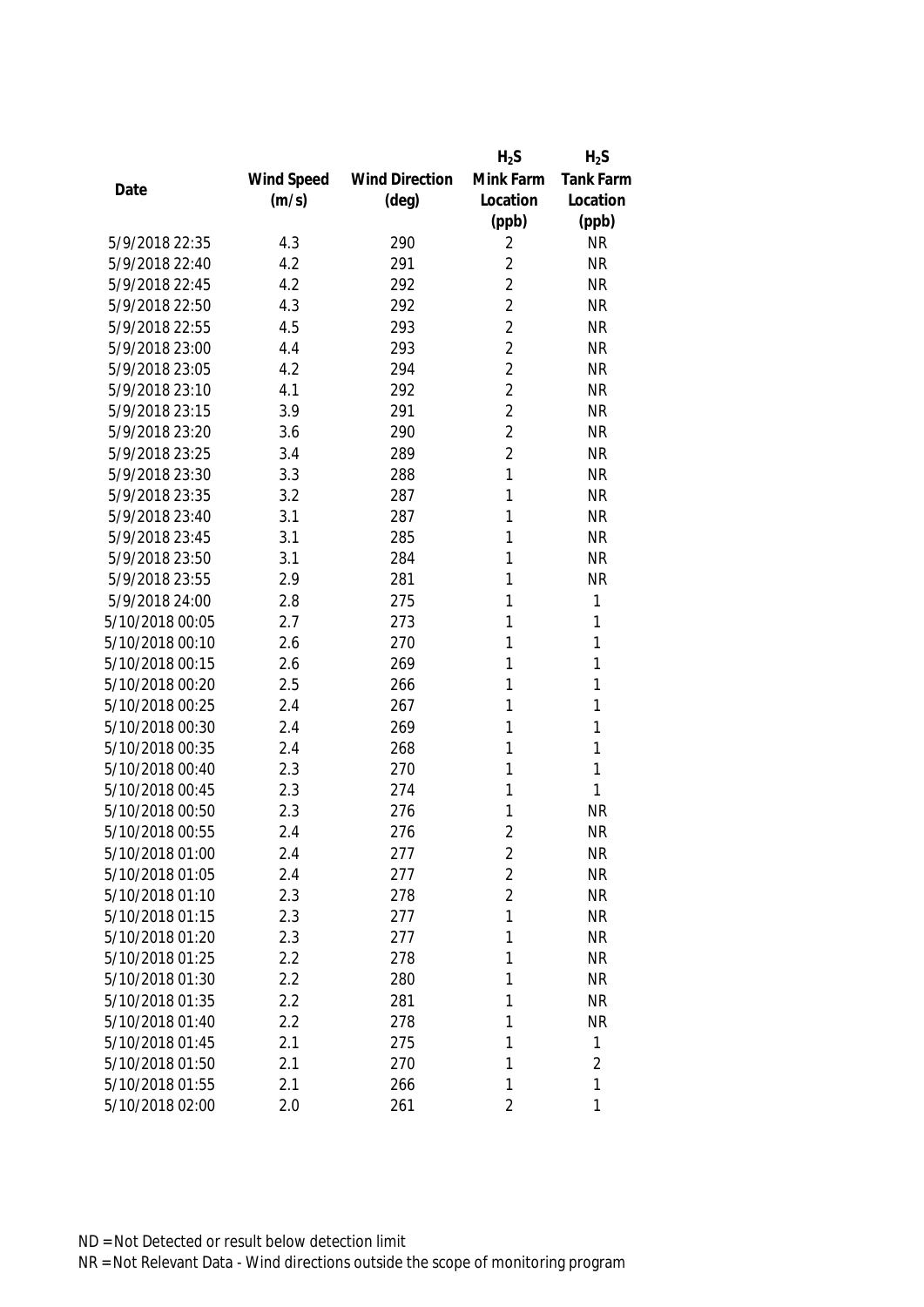| Date | Wind Speed (m/s) | Wind Direction (deg) | $H_2S$ Mink Farm Location (ppb) | $H_2S$ Tank Farm Location (ppb) |
|---|---|---|---|---|
| 5/9/2018 22:35 | 4.3 | 290 | 2 | NR |
| 5/9/2018 22:40 | 4.2 | 291 | 2 | NR |
| 5/9/2018 22:45 | 4.2 | 292 | 2 | NR |
| 5/9/2018 22:50 | 4.3 | 292 | 2 | NR |
| 5/9/2018 22:55 | 4.5 | 293 | 2 | NR |
| 5/9/2018 23:00 | 4.4 | 293 | 2 | NR |
| 5/9/2018 23:05 | 4.2 | 294 | 2 | NR |
| 5/9/2018 23:10 | 4.1 | 292 | 2 | NR |
| 5/9/2018 23:15 | 3.9 | 291 | 2 | NR |
| 5/9/2018 23:20 | 3.6 | 290 | 2 | NR |
| 5/9/2018 23:25 | 3.4 | 289 | 2 | NR |
| 5/9/2018 23:30 | 3.3 | 288 | 1 | NR |
| 5/9/2018 23:35 | 3.2 | 287 | 1 | NR |
| 5/9/2018 23:40 | 3.1 | 287 | 1 | NR |
| 5/9/2018 23:45 | 3.1 | 285 | 1 | NR |
| 5/9/2018 23:50 | 3.1 | 284 | 1 | NR |
| 5/9/2018 23:55 | 2.9 | 281 | 1 | NR |
| 5/9/2018 24:00 | 2.8 | 275 | 1 | 1 |
| 5/10/2018 00:05 | 2.7 | 273 | 1 | 1 |
| 5/10/2018 00:10 | 2.6 | 270 | 1 | 1 |
| 5/10/2018 00:15 | 2.6 | 269 | 1 | 1 |
| 5/10/2018 00:20 | 2.5 | 266 | 1 | 1 |
| 5/10/2018 00:25 | 2.4 | 267 | 1 | 1 |
| 5/10/2018 00:30 | 2.4 | 269 | 1 | 1 |
| 5/10/2018 00:35 | 2.4 | 268 | 1 | 1 |
| 5/10/2018 00:40 | 2.3 | 270 | 1 | 1 |
| 5/10/2018 00:45 | 2.3 | 274 | 1 | 1 |
| 5/10/2018 00:50 | 2.3 | 276 | 1 | NR |
| 5/10/2018 00:55 | 2.4 | 276 | 2 | NR |
| 5/10/2018 01:00 | 2.4 | 277 | 2 | NR |
| 5/10/2018 01:05 | 2.4 | 277 | 2 | NR |
| 5/10/2018 01:10 | 2.3 | 278 | 2 | NR |
| 5/10/2018 01:15 | 2.3 | 277 | 1 | NR |
| 5/10/2018 01:20 | 2.3 | 277 | 1 | NR |
| 5/10/2018 01:25 | 2.2 | 278 | 1 | NR |
| 5/10/2018 01:30 | 2.2 | 280 | 1 | NR |
| 5/10/2018 01:35 | 2.2 | 281 | 1 | NR |
| 5/10/2018 01:40 | 2.2 | 278 | 1 | NR |
| 5/10/2018 01:45 | 2.1 | 275 | 1 | 1 |
| 5/10/2018 01:50 | 2.1 | 270 | 1 | 2 |
| 5/10/2018 01:55 | 2.1 | 266 | 1 | 1 |
| 5/10/2018 02:00 | 2.0 | 261 | 2 | 1 |

ND = Not Detected or result below detection limit

NR = Not Relevant Data - Wind directions outside the scope of monitoring program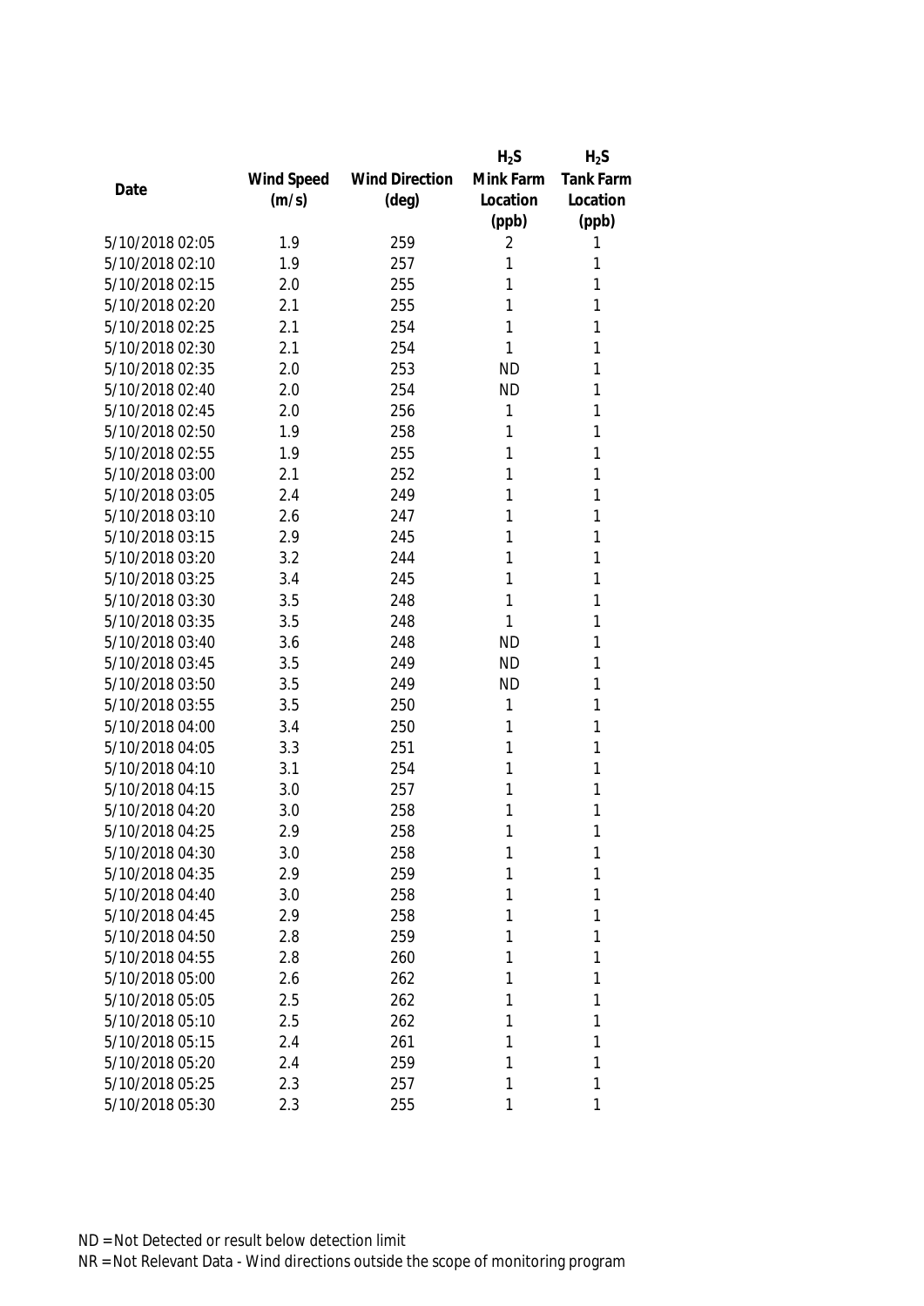| Date | Wind Speed (m/s) | Wind Direction (deg) | $H_2S$ Mink Farm Location (ppb) | $H_2S$ Tank Farm Location (ppb) |
|---|---|---|---|---|
| 5/10/2018 02:05 | 1.9 | 259 | 2 | 1 |
| 5/10/2018 02:10 | 1.9 | 257 | 1 | 1 |
| 5/10/2018 02:15 | 2.0 | 255 | 1 | 1 |
| 5/10/2018 02:20 | 2.1 | 255 | 1 | 1 |
| 5/10/2018 02:25 | 2.1 | 254 | 1 | 1 |
| 5/10/2018 02:30 | 2.1 | 254 | 1 | 1 |
| 5/10/2018 02:35 | 2.0 | 253 | ND | 1 |
| 5/10/2018 02:40 | 2.0 | 254 | ND | 1 |
| 5/10/2018 02:45 | 2.0 | 256 | 1 | 1 |
| 5/10/2018 02:50 | 1.9 | 258 | 1 | 1 |
| 5/10/2018 02:55 | 1.9 | 255 | 1 | 1 |
| 5/10/2018 03:00 | 2.1 | 252 | 1 | 1 |
| 5/10/2018 03:05 | 2.4 | 249 | 1 | 1 |
| 5/10/2018 03:10 | 2.6 | 247 | 1 | 1 |
| 5/10/2018 03:15 | 2.9 | 245 | 1 | 1 |
| 5/10/2018 03:20 | 3.2 | 244 | 1 | 1 |
| 5/10/2018 03:25 | 3.4 | 245 | 1 | 1 |
| 5/10/2018 03:30 | 3.5 | 248 | 1 | 1 |
| 5/10/2018 03:35 | 3.5 | 248 | 1 | 1 |
| 5/10/2018 03:40 | 3.6 | 248 | ND | 1 |
| 5/10/2018 03:45 | 3.5 | 249 | ND | 1 |
| 5/10/2018 03:50 | 3.5 | 249 | ND | 1 |
| 5/10/2018 03:55 | 3.5 | 250 | 1 | 1 |
| 5/10/2018 04:00 | 3.4 | 250 | 1 | 1 |
| 5/10/2018 04:05 | 3.3 | 251 | 1 | 1 |
| 5/10/2018 04:10 | 3.1 | 254 | 1 | 1 |
| 5/10/2018 04:15 | 3.0 | 257 | 1 | 1 |
| 5/10/2018 04:20 | 3.0 | 258 | 1 | 1 |
| 5/10/2018 04:25 | 2.9 | 258 | 1 | 1 |
| 5/10/2018 04:30 | 3.0 | 258 | 1 | 1 |
| 5/10/2018 04:35 | 2.9 | 259 | 1 | 1 |
| 5/10/2018 04:40 | 3.0 | 258 | 1 | 1 |
| 5/10/2018 04:45 | 2.9 | 258 | 1 | 1 |
| 5/10/2018 04:50 | 2.8 | 259 | 1 | 1 |
| 5/10/2018 04:55 | 2.8 | 260 | 1 | 1 |
| 5/10/2018 05:00 | 2.6 | 262 | 1 | 1 |
| 5/10/2018 05:05 | 2.5 | 262 | 1 | 1 |
| 5/10/2018 05:10 | 2.5 | 262 | 1 | 1 |
| 5/10/2018 05:15 | 2.4 | 261 | 1 | 1 |
| 5/10/2018 05:20 | 2.4 | 259 | 1 | 1 |
| 5/10/2018 05:25 | 2.3 | 257 | 1 | 1 |
| 5/10/2018 05:30 | 2.3 | 255 | 1 | 1 |

ND = Not Detected or result below detection limit

NR = Not Relevant Data - Wind directions outside the scope of monitoring program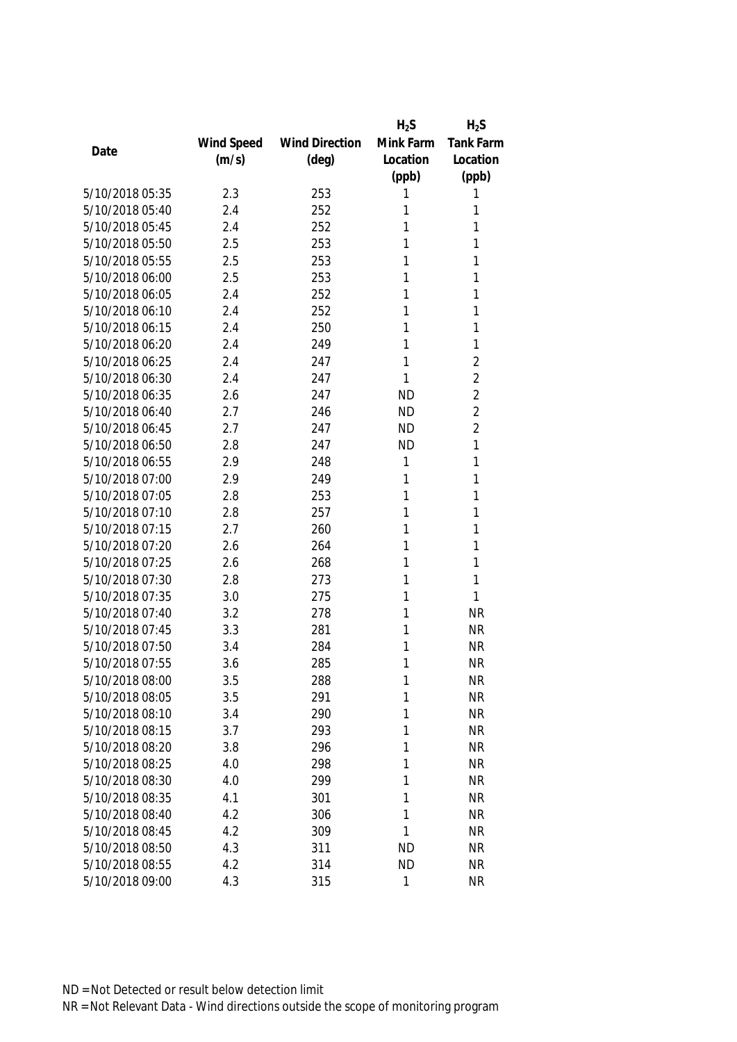| Date | Wind Speed (m/s) | Wind Direction (deg) | $H_2S$ Mink Farm Location (ppb) | $H_2S$ Tank Farm Location (ppb) |
|---|---|---|---|---|
| 5/10/2018 05:35 | 2.3 | 253 | 1 | 1 |
| 5/10/2018 05:40 | 2.4 | 252 | 1 | 1 |
| 5/10/2018 05:45 | 2.4 | 252 | 1 | 1 |
| 5/10/2018 05:50 | 2.5 | 253 | 1 | 1 |
| 5/10/2018 05:55 | 2.5 | 253 | 1 | 1 |
| 5/10/2018 06:00 | 2.5 | 253 | 1 | 1 |
| 5/10/2018 06:05 | 2.4 | 252 | 1 | 1 |
| 5/10/2018 06:10 | 2.4 | 252 | 1 | 1 |
| 5/10/2018 06:15 | 2.4 | 250 | 1 | 1 |
| 5/10/2018 06:20 | 2.4 | 249 | 1 | 1 |
| 5/10/2018 06:25 | 2.4 | 247 | 1 | 2 |
| 5/10/2018 06:30 | 2.4 | 247 | 1 | 2 |
| 5/10/2018 06:35 | 2.6 | 247 | ND | 2 |
| 5/10/2018 06:40 | 2.7 | 246 | ND | 2 |
| 5/10/2018 06:45 | 2.7 | 247 | ND | 2 |
| 5/10/2018 06:50 | 2.8 | 247 | ND | 1 |
| 5/10/2018 06:55 | 2.9 | 248 | 1 | 1 |
| 5/10/2018 07:00 | 2.9 | 249 | 1 | 1 |
| 5/10/2018 07:05 | 2.8 | 253 | 1 | 1 |
| 5/10/2018 07:10 | 2.8 | 257 | 1 | 1 |
| 5/10/2018 07:15 | 2.7 | 260 | 1 | 1 |
| 5/10/2018 07:20 | 2.6 | 264 | 1 | 1 |
| 5/10/2018 07:25 | 2.6 | 268 | 1 | 1 |
| 5/10/2018 07:30 | 2.8 | 273 | 1 | 1 |
| 5/10/2018 07:35 | 3.0 | 275 | 1 | 1 |
| 5/10/2018 07:40 | 3.2 | 278 | 1 | NR |
| 5/10/2018 07:45 | 3.3 | 281 | 1 | NR |
| 5/10/2018 07:50 | 3.4 | 284 | 1 | NR |
| 5/10/2018 07:55 | 3.6 | 285 | 1 | NR |
| 5/10/2018 08:00 | 3.5 | 288 | 1 | NR |
| 5/10/2018 08:05 | 3.5 | 291 | 1 | NR |
| 5/10/2018 08:10 | 3.4 | 290 | 1 | NR |
| 5/10/2018 08:15 | 3.7 | 293 | 1 | NR |
| 5/10/2018 08:20 | 3.8 | 296 | 1 | NR |
| 5/10/2018 08:25 | 4.0 | 298 | 1 | NR |
| 5/10/2018 08:30 | 4.0 | 299 | 1 | NR |
| 5/10/2018 08:35 | 4.1 | 301 | 1 | NR |
| 5/10/2018 08:40 | 4.2 | 306 | 1 | NR |
| 5/10/2018 08:45 | 4.2 | 309 | 1 | NR |
| 5/10/2018 08:50 | 4.3 | 311 | ND | NR |
| 5/10/2018 08:55 | 4.2 | 314 | ND | NR |
| 5/10/2018 09:00 | 4.3 | 315 | 1 | NR |

ND = Not Detected or result below detection limit

NR = Not Relevant Data - Wind directions outside the scope of monitoring program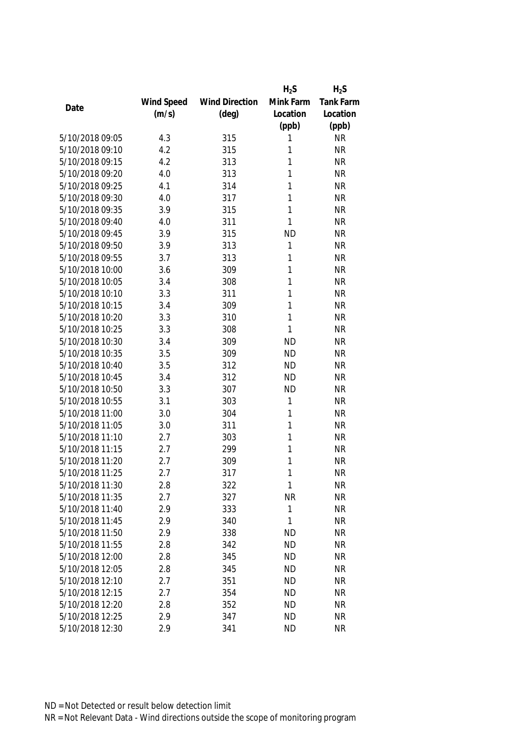| Date | Wind Speed (m/s) | Wind Direction (deg) | $H_2S$ Mink Farm Location (ppb) | $H_2S$ Tank Farm Location (ppb) |
|---|---|---|---|---|
| 5/10/2018 09:05 | 4.3 | 315 | 1 | NR |
| 5/10/2018 09:10 | 4.2 | 315 | 1 | NR |
| 5/10/2018 09:15 | 4.2 | 313 | 1 | NR |
| 5/10/2018 09:20 | 4.0 | 313 | 1 | NR |
| 5/10/2018 09:25 | 4.1 | 314 | 1 | NR |
| 5/10/2018 09:30 | 4.0 | 317 | 1 | NR |
| 5/10/2018 09:35 | 3.9 | 315 | 1 | NR |
| 5/10/2018 09:40 | 4.0 | 311 | 1 | NR |
| 5/10/2018 09:45 | 3.9 | 315 | ND | NR |
| 5/10/2018 09:50 | 3.9 | 313 | 1 | NR |
| 5/10/2018 09:55 | 3.7 | 313 | 1 | NR |
| 5/10/2018 10:00 | 3.6 | 309 | 1 | NR |
| 5/10/2018 10:05 | 3.4 | 308 | 1 | NR |
| 5/10/2018 10:10 | 3.3 | 311 | 1 | NR |
| 5/10/2018 10:15 | 3.4 | 309 | 1 | NR |
| 5/10/2018 10:20 | 3.3 | 310 | 1 | NR |
| 5/10/2018 10:25 | 3.3 | 308 | 1 | NR |
| 5/10/2018 10:30 | 3.4 | 309 | ND | NR |
| 5/10/2018 10:35 | 3.5 | 309 | ND | NR |
| 5/10/2018 10:40 | 3.5 | 312 | ND | NR |
| 5/10/2018 10:45 | 3.4 | 312 | ND | NR |
| 5/10/2018 10:50 | 3.3 | 307 | ND | NR |
| 5/10/2018 10:55 | 3.1 | 303 | 1 | NR |
| 5/10/2018 11:00 | 3.0 | 304 | 1 | NR |
| 5/10/2018 11:05 | 3.0 | 311 | 1 | NR |
| 5/10/2018 11:10 | 2.7 | 303 | 1 | NR |
| 5/10/2018 11:15 | 2.7 | 299 | 1 | NR |
| 5/10/2018 11:20 | 2.7 | 309 | 1 | NR |
| 5/10/2018 11:25 | 2.7 | 317 | 1 | NR |
| 5/10/2018 11:30 | 2.8 | 322 | 1 | NR |
| 5/10/2018 11:35 | 2.7 | 327 | NR | NR |
| 5/10/2018 11:40 | 2.9 | 333 | 1 | NR |
| 5/10/2018 11:45 | 2.9 | 340 | 1 | NR |
| 5/10/2018 11:50 | 2.9 | 338 | ND | NR |
| 5/10/2018 11:55 | 2.8 | 342 | ND | NR |
| 5/10/2018 12:00 | 2.8 | 345 | ND | NR |
| 5/10/2018 12:05 | 2.8 | 345 | ND | NR |
| 5/10/2018 12:10 | 2.7 | 351 | ND | NR |
| 5/10/2018 12:15 | 2.7 | 354 | ND | NR |
| 5/10/2018 12:20 | 2.8 | 352 | ND | NR |
| 5/10/2018 12:25 | 2.9 | 347 | ND | NR |
| 5/10/2018 12:30 | 2.9 | 341 | ND | NR |

ND = Not Detected or result below detection limit

NR = Not Relevant Data - Wind directions outside the scope of monitoring program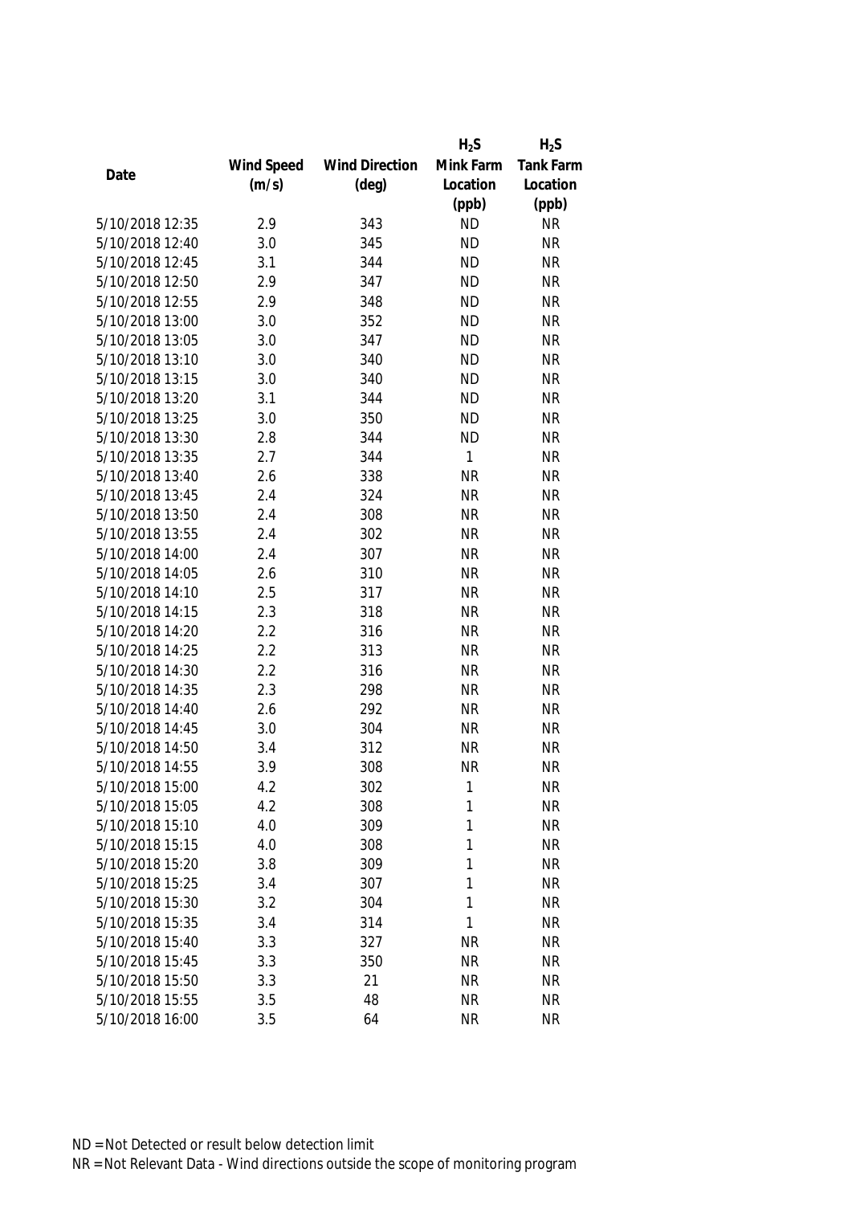| Date | Wind Speed (m/s) | Wind Direction (deg) | $H_2S$ Mink Farm Location (ppb) | $H_2S$ Tank Farm Location (ppb) |
|---|---|---|---|---|
| 5/10/2018 12:35 | 2.9 | 343 | ND | NR |
| 5/10/2018 12:40 | 3.0 | 345 | ND | NR |
| 5/10/2018 12:45 | 3.1 | 344 | ND | NR |
| 5/10/2018 12:50 | 2.9 | 347 | ND | NR |
| 5/10/2018 12:55 | 2.9 | 348 | ND | NR |
| 5/10/2018 13:00 | 3.0 | 352 | ND | NR |
| 5/10/2018 13:05 | 3.0 | 347 | ND | NR |
| 5/10/2018 13:10 | 3.0 | 340 | ND | NR |
| 5/10/2018 13:15 | 3.0 | 340 | ND | NR |
| 5/10/2018 13:20 | 3.1 | 344 | ND | NR |
| 5/10/2018 13:25 | 3.0 | 350 | ND | NR |
| 5/10/2018 13:30 | 2.8 | 344 | ND | NR |
| 5/10/2018 13:35 | 2.7 | 344 | 1 | NR |
| 5/10/2018 13:40 | 2.6 | 338 | NR | NR |
| 5/10/2018 13:45 | 2.4 | 324 | NR | NR |
| 5/10/2018 13:50 | 2.4 | 308 | NR | NR |
| 5/10/2018 13:55 | 2.4 | 302 | NR | NR |
| 5/10/2018 14:00 | 2.4 | 307 | NR | NR |
| 5/10/2018 14:05 | 2.6 | 310 | NR | NR |
| 5/10/2018 14:10 | 2.5 | 317 | NR | NR |
| 5/10/2018 14:15 | 2.3 | 318 | NR | NR |
| 5/10/2018 14:20 | 2.2 | 316 | NR | NR |
| 5/10/2018 14:25 | 2.2 | 313 | NR | NR |
| 5/10/2018 14:30 | 2.2 | 316 | NR | NR |
| 5/10/2018 14:35 | 2.3 | 298 | NR | NR |
| 5/10/2018 14:40 | 2.6 | 292 | NR | NR |
| 5/10/2018 14:45 | 3.0 | 304 | NR | NR |
| 5/10/2018 14:50 | 3.4 | 312 | NR | NR |
| 5/10/2018 14:55 | 3.9 | 308 | NR | NR |
| 5/10/2018 15:00 | 4.2 | 302 | 1 | NR |
| 5/10/2018 15:05 | 4.2 | 308 | 1 | NR |
| 5/10/2018 15:10 | 4.0 | 309 | 1 | NR |
| 5/10/2018 15:15 | 4.0 | 308 | 1 | NR |
| 5/10/2018 15:20 | 3.8 | 309 | 1 | NR |
| 5/10/2018 15:25 | 3.4 | 307 | 1 | NR |
| 5/10/2018 15:30 | 3.2 | 304 | 1 | NR |
| 5/10/2018 15:35 | 3.4 | 314 | 1 | NR |
| 5/10/2018 15:40 | 3.3 | 327 | NR | NR |
| 5/10/2018 15:45 | 3.3 | 350 | NR | NR |
| 5/10/2018 15:50 | 3.3 | 21 | NR | NR |
| 5/10/2018 15:55 | 3.5 | 48 | NR | NR |
| 5/10/2018 16:00 | 3.5 | 64 | NR | NR |

ND = Not Detected or result below detection limit

NR = Not Relevant Data - Wind directions outside the scope of monitoring program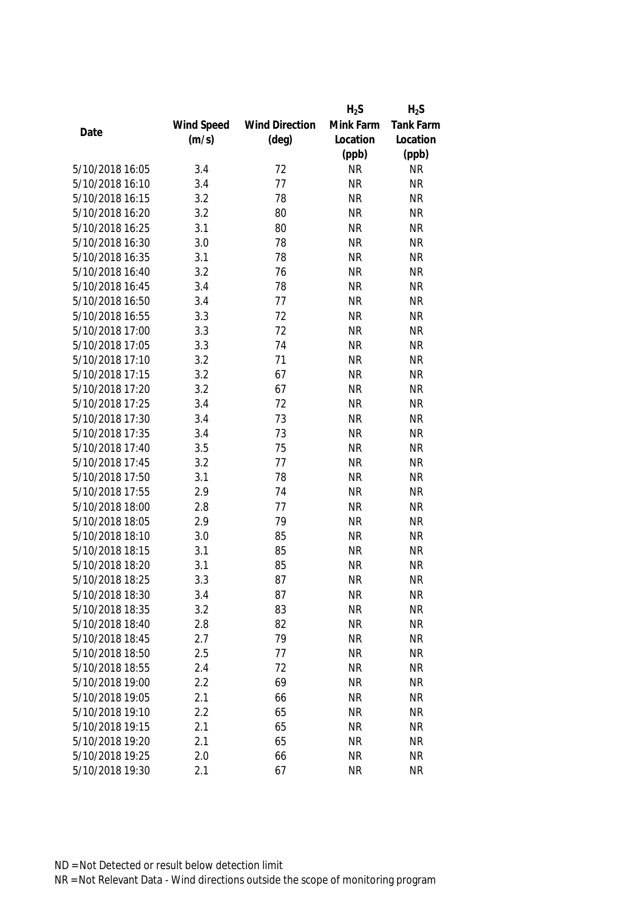| Date | Wind Speed (m/s) | Wind Direction (deg) | $H_2S$ Mink Farm Location (ppb) | $H_2S$ Tank Farm Location (ppb) |
|---|---|---|---|---|
| 5/10/2018 16:05 | 3.4 | 72 | NR | NR |
| 5/10/2018 16:10 | 3.4 | 77 | NR | NR |
| 5/10/2018 16:15 | 3.2 | 78 | NR | NR |
| 5/10/2018 16:20 | 3.2 | 80 | NR | NR |
| 5/10/2018 16:25 | 3.1 | 80 | NR | NR |
| 5/10/2018 16:30 | 3.0 | 78 | NR | NR |
| 5/10/2018 16:35 | 3.1 | 78 | NR | NR |
| 5/10/2018 16:40 | 3.2 | 76 | NR | NR |
| 5/10/2018 16:45 | 3.4 | 78 | NR | NR |
| 5/10/2018 16:50 | 3.4 | 77 | NR | NR |
| 5/10/2018 16:55 | 3.3 | 72 | NR | NR |
| 5/10/2018 17:00 | 3.3 | 72 | NR | NR |
| 5/10/2018 17:05 | 3.3 | 74 | NR | NR |
| 5/10/2018 17:10 | 3.2 | 71 | NR | NR |
| 5/10/2018 17:15 | 3.2 | 67 | NR | NR |
| 5/10/2018 17:20 | 3.2 | 67 | NR | NR |
| 5/10/2018 17:25 | 3.4 | 72 | NR | NR |
| 5/10/2018 17:30 | 3.4 | 73 | NR | NR |
| 5/10/2018 17:35 | 3.4 | 73 | NR | NR |
| 5/10/2018 17:40 | 3.5 | 75 | NR | NR |
| 5/10/2018 17:45 | 3.2 | 77 | NR | NR |
| 5/10/2018 17:50 | 3.1 | 78 | NR | NR |
| 5/10/2018 17:55 | 2.9 | 74 | NR | NR |
| 5/10/2018 18:00 | 2.8 | 77 | NR | NR |
| 5/10/2018 18:05 | 2.9 | 79 | NR | NR |
| 5/10/2018 18:10 | 3.0 | 85 | NR | NR |
| 5/10/2018 18:15 | 3.1 | 85 | NR | NR |
| 5/10/2018 18:20 | 3.1 | 85 | NR | NR |
| 5/10/2018 18:25 | 3.3 | 87 | NR | NR |
| 5/10/2018 18:30 | 3.4 | 87 | NR | NR |
| 5/10/2018 18:35 | 3.2 | 83 | NR | NR |
| 5/10/2018 18:40 | 2.8 | 82 | NR | NR |
| 5/10/2018 18:45 | 2.7 | 79 | NR | NR |
| 5/10/2018 18:50 | 2.5 | 77 | NR | NR |
| 5/10/2018 18:55 | 2.4 | 72 | NR | NR |
| 5/10/2018 19:00 | 2.2 | 69 | NR | NR |
| 5/10/2018 19:05 | 2.1 | 66 | NR | NR |
| 5/10/2018 19:10 | 2.2 | 65 | NR | NR |
| 5/10/2018 19:15 | 2.1 | 65 | NR | NR |
| 5/10/2018 19:20 | 2.1 | 65 | NR | NR |
| 5/10/2018 19:25 | 2.0 | 66 | NR | NR |
| 5/10/2018 19:30 | 2.1 | 67 | NR | NR |

ND = Not Detected or result below detection limit

NR = Not Relevant Data - Wind directions outside the scope of monitoring program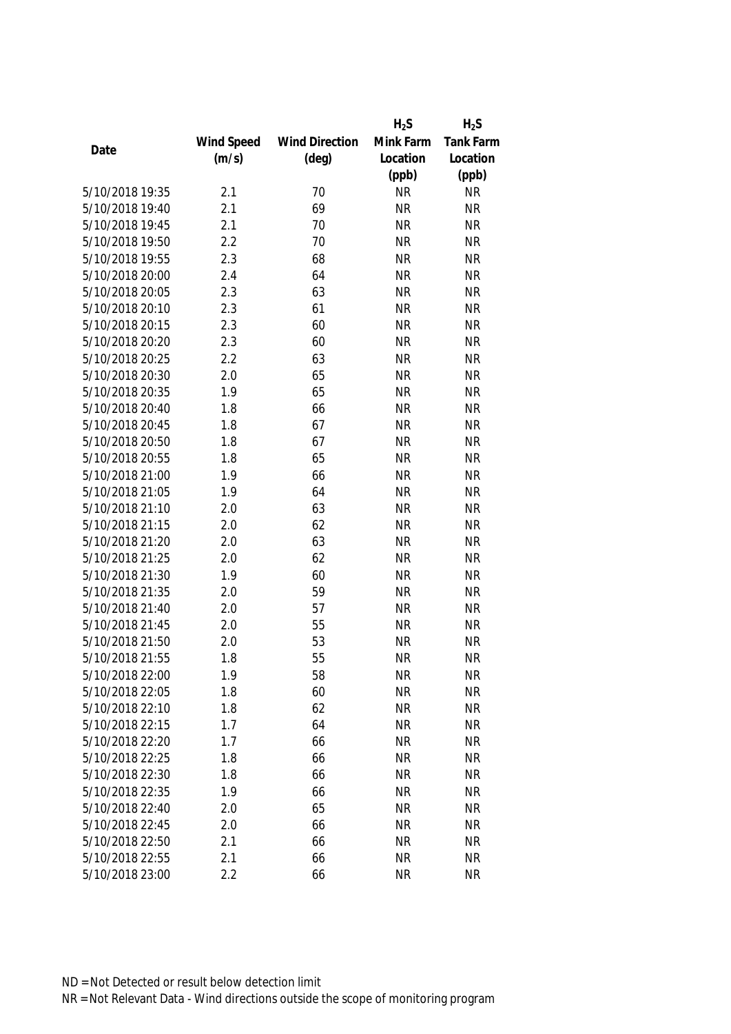| Date | Wind Speed (m/s) | Wind Direction (deg) | $H_2S$ Mink Farm Location (ppb) | $H_2S$ Tank Farm Location (ppb) |
|---|---|---|---|---|
| 5/10/2018 19:35 | 2.1 | 70 | NR | NR |
| 5/10/2018 19:40 | 2.1 | 69 | NR | NR |
| 5/10/2018 19:45 | 2.1 | 70 | NR | NR |
| 5/10/2018 19:50 | 2.2 | 70 | NR | NR |
| 5/10/2018 19:55 | 2.3 | 68 | NR | NR |
| 5/10/2018 20:00 | 2.4 | 64 | NR | NR |
| 5/10/2018 20:05 | 2.3 | 63 | NR | NR |
| 5/10/2018 20:10 | 2.3 | 61 | NR | NR |
| 5/10/2018 20:15 | 2.3 | 60 | NR | NR |
| 5/10/2018 20:20 | 2.3 | 60 | NR | NR |
| 5/10/2018 20:25 | 2.2 | 63 | NR | NR |
| 5/10/2018 20:30 | 2.0 | 65 | NR | NR |
| 5/10/2018 20:35 | 1.9 | 65 | NR | NR |
| 5/10/2018 20:40 | 1.8 | 66 | NR | NR |
| 5/10/2018 20:45 | 1.8 | 67 | NR | NR |
| 5/10/2018 20:50 | 1.8 | 67 | NR | NR |
| 5/10/2018 20:55 | 1.8 | 65 | NR | NR |
| 5/10/2018 21:00 | 1.9 | 66 | NR | NR |
| 5/10/2018 21:05 | 1.9 | 64 | NR | NR |
| 5/10/2018 21:10 | 2.0 | 63 | NR | NR |
| 5/10/2018 21:15 | 2.0 | 62 | NR | NR |
| 5/10/2018 21:20 | 2.0 | 63 | NR | NR |
| 5/10/2018 21:25 | 2.0 | 62 | NR | NR |
| 5/10/2018 21:30 | 1.9 | 60 | NR | NR |
| 5/10/2018 21:35 | 2.0 | 59 | NR | NR |
| 5/10/2018 21:40 | 2.0 | 57 | NR | NR |
| 5/10/2018 21:45 | 2.0 | 55 | NR | NR |
| 5/10/2018 21:50 | 2.0 | 53 | NR | NR |
| 5/10/2018 21:55 | 1.8 | 55 | NR | NR |
| 5/10/2018 22:00 | 1.9 | 58 | NR | NR |
| 5/10/2018 22:05 | 1.8 | 60 | NR | NR |
| 5/10/2018 22:10 | 1.8 | 62 | NR | NR |
| 5/10/2018 22:15 | 1.7 | 64 | NR | NR |
| 5/10/2018 22:20 | 1.7 | 66 | NR | NR |
| 5/10/2018 22:25 | 1.8 | 66 | NR | NR |
| 5/10/2018 22:30 | 1.8 | 66 | NR | NR |
| 5/10/2018 22:35 | 1.9 | 66 | NR | NR |
| 5/10/2018 22:40 | 2.0 | 65 | NR | NR |
| 5/10/2018 22:45 | 2.0 | 66 | NR | NR |
| 5/10/2018 22:50 | 2.1 | 66 | NR | NR |
| 5/10/2018 22:55 | 2.1 | 66 | NR | NR |
| 5/10/2018 23:00 | 2.2 | 66 | NR | NR |

ND = Not Detected or result below detection limit
NR = Not Relevant Data - Wind directions outside the scope of monitoring program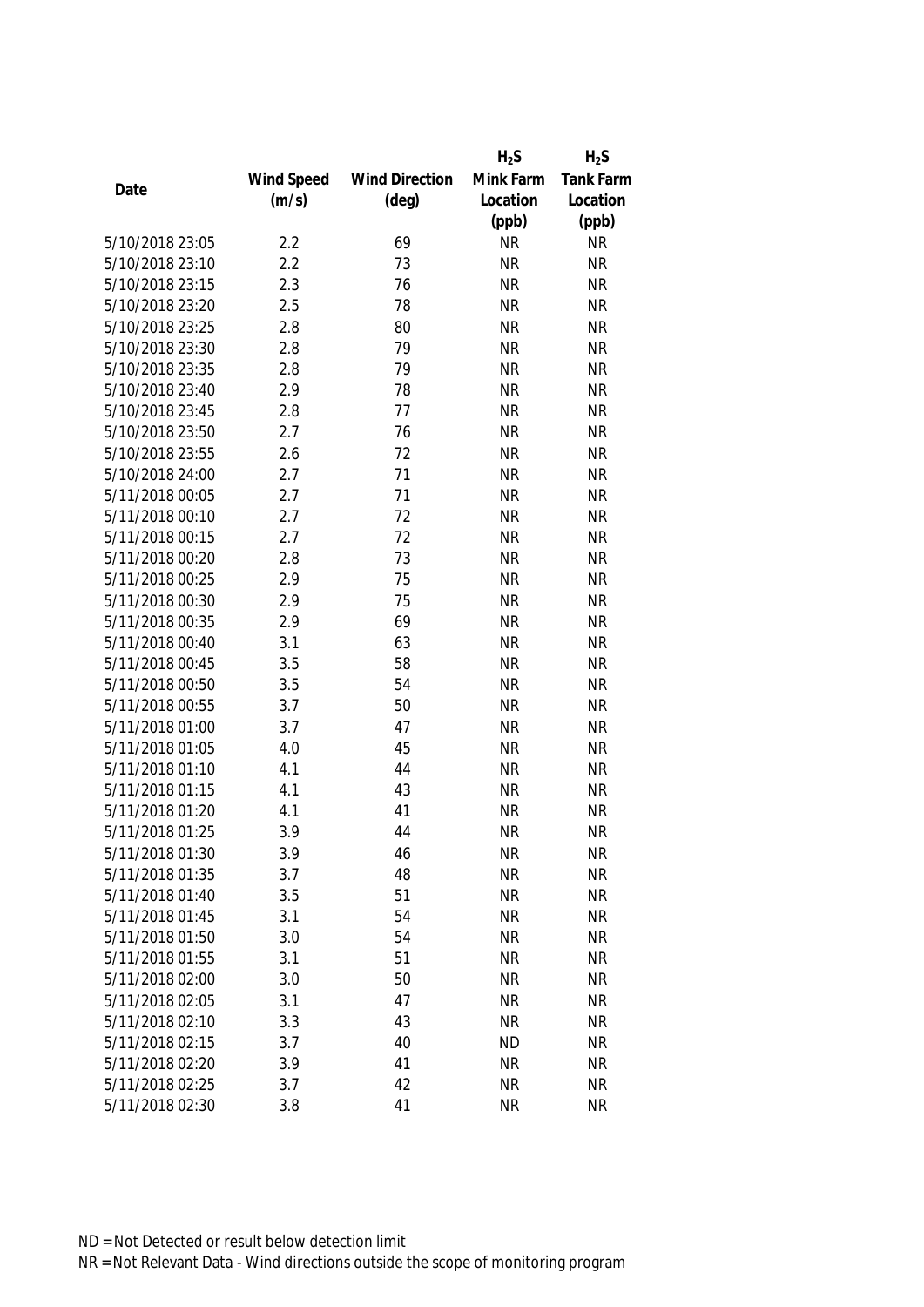| Date | Wind Speed (m/s) | Wind Direction (deg) | $H_2S$ Mink Farm Location (ppb) | $H_2S$ Tank Farm Location (ppb) |
|---|---|---|---|---|
| 5/10/2018 23:05 | 2.2 | 69 | NR | NR |
| 5/10/2018 23:10 | 2.2 | 73 | NR | NR |
| 5/10/2018 23:15 | 2.3 | 76 | NR | NR |
| 5/10/2018 23:20 | 2.5 | 78 | NR | NR |
| 5/10/2018 23:25 | 2.8 | 80 | NR | NR |
| 5/10/2018 23:30 | 2.8 | 79 | NR | NR |
| 5/10/2018 23:35 | 2.8 | 79 | NR | NR |
| 5/10/2018 23:40 | 2.9 | 78 | NR | NR |
| 5/10/2018 23:45 | 2.8 | 77 | NR | NR |
| 5/10/2018 23:50 | 2.7 | 76 | NR | NR |
| 5/10/2018 23:55 | 2.6 | 72 | NR | NR |
| 5/10/2018 24:00 | 2.7 | 71 | NR | NR |
| 5/11/2018 00:05 | 2.7 | 71 | NR | NR |
| 5/11/2018 00:10 | 2.7 | 72 | NR | NR |
| 5/11/2018 00:15 | 2.7 | 72 | NR | NR |
| 5/11/2018 00:20 | 2.8 | 73 | NR | NR |
| 5/11/2018 00:25 | 2.9 | 75 | NR | NR |
| 5/11/2018 00:30 | 2.9 | 75 | NR | NR |
| 5/11/2018 00:35 | 2.9 | 69 | NR | NR |
| 5/11/2018 00:40 | 3.1 | 63 | NR | NR |
| 5/11/2018 00:45 | 3.5 | 58 | NR | NR |
| 5/11/2018 00:50 | 3.5 | 54 | NR | NR |
| 5/11/2018 00:55 | 3.7 | 50 | NR | NR |
| 5/11/2018 01:00 | 3.7 | 47 | NR | NR |
| 5/11/2018 01:05 | 4.0 | 45 | NR | NR |
| 5/11/2018 01:10 | 4.1 | 44 | NR | NR |
| 5/11/2018 01:15 | 4.1 | 43 | NR | NR |
| 5/11/2018 01:20 | 4.1 | 41 | NR | NR |
| 5/11/2018 01:25 | 3.9 | 44 | NR | NR |
| 5/11/2018 01:30 | 3.9 | 46 | NR | NR |
| 5/11/2018 01:35 | 3.7 | 48 | NR | NR |
| 5/11/2018 01:40 | 3.5 | 51 | NR | NR |
| 5/11/2018 01:45 | 3.1 | 54 | NR | NR |
| 5/11/2018 01:50 | 3.0 | 54 | NR | NR |
| 5/11/2018 01:55 | 3.1 | 51 | NR | NR |
| 5/11/2018 02:00 | 3.0 | 50 | NR | NR |
| 5/11/2018 02:05 | 3.1 | 47 | NR | NR |
| 5/11/2018 02:10 | 3.3 | 43 | NR | NR |
| 5/11/2018 02:15 | 3.7 | 40 | ND | NR |
| 5/11/2018 02:20 | 3.9 | 41 | NR | NR |
| 5/11/2018 02:25 | 3.7 | 42 | NR | NR |
| 5/11/2018 02:30 | 3.8 | 41 | NR | NR |

ND = Not Detected or result below detection limit
NR = Not Relevant Data - Wind directions outside the scope of monitoring program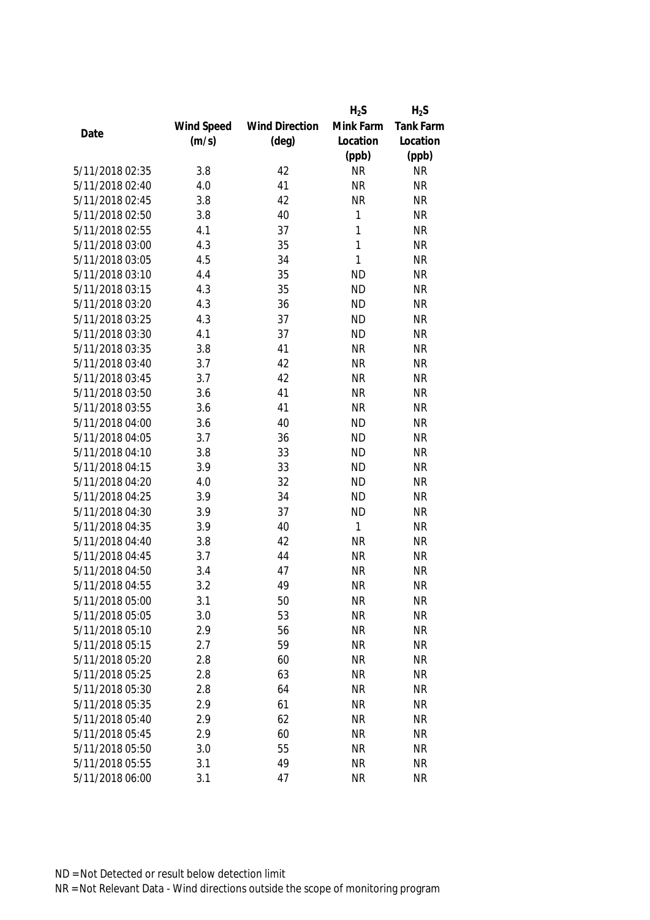| Date | Wind Speed (m/s) | Wind Direction (deg) | $H_2S$ Mink Farm Location (ppb) | $H_2S$ Tank Farm Location (ppb) |
|---|---|---|---|---|
| 5/11/2018 02:35 | 3.8 | 42 | NR | NR |
| 5/11/2018 02:40 | 4.0 | 41 | NR | NR |
| 5/11/2018 02:45 | 3.8 | 42 | NR | NR |
| 5/11/2018 02:50 | 3.8 | 40 | 1 | NR |
| 5/11/2018 02:55 | 4.1 | 37 | 1 | NR |
| 5/11/2018 03:00 | 4.3 | 35 | 1 | NR |
| 5/11/2018 03:05 | 4.5 | 34 | 1 | NR |
| 5/11/2018 03:10 | 4.4 | 35 | ND | NR |
| 5/11/2018 03:15 | 4.3 | 35 | ND | NR |
| 5/11/2018 03:20 | 4.3 | 36 | ND | NR |
| 5/11/2018 03:25 | 4.3 | 37 | ND | NR |
| 5/11/2018 03:30 | 4.1 | 37 | ND | NR |
| 5/11/2018 03:35 | 3.8 | 41 | NR | NR |
| 5/11/2018 03:40 | 3.7 | 42 | NR | NR |
| 5/11/2018 03:45 | 3.7 | 42 | NR | NR |
| 5/11/2018 03:50 | 3.6 | 41 | NR | NR |
| 5/11/2018 03:55 | 3.6 | 41 | NR | NR |
| 5/11/2018 04:00 | 3.6 | 40 | ND | NR |
| 5/11/2018 04:05 | 3.7 | 36 | ND | NR |
| 5/11/2018 04:10 | 3.8 | 33 | ND | NR |
| 5/11/2018 04:15 | 3.9 | 33 | ND | NR |
| 5/11/2018 04:20 | 4.0 | 32 | ND | NR |
| 5/11/2018 04:25 | 3.9 | 34 | ND | NR |
| 5/11/2018 04:30 | 3.9 | 37 | ND | NR |
| 5/11/2018 04:35 | 3.9 | 40 | 1 | NR |
| 5/11/2018 04:40 | 3.8 | 42 | NR | NR |
| 5/11/2018 04:45 | 3.7 | 44 | NR | NR |
| 5/11/2018 04:50 | 3.4 | 47 | NR | NR |
| 5/11/2018 04:55 | 3.2 | 49 | NR | NR |
| 5/11/2018 05:00 | 3.1 | 50 | NR | NR |
| 5/11/2018 05:05 | 3.0 | 53 | NR | NR |
| 5/11/2018 05:10 | 2.9 | 56 | NR | NR |
| 5/11/2018 05:15 | 2.7 | 59 | NR | NR |
| 5/11/2018 05:20 | 2.8 | 60 | NR | NR |
| 5/11/2018 05:25 | 2.8 | 63 | NR | NR |
| 5/11/2018 05:30 | 2.8 | 64 | NR | NR |
| 5/11/2018 05:35 | 2.9 | 61 | NR | NR |
| 5/11/2018 05:40 | 2.9 | 62 | NR | NR |
| 5/11/2018 05:45 | 2.9 | 60 | NR | NR |
| 5/11/2018 05:50 | 3.0 | 55 | NR | NR |
| 5/11/2018 05:55 | 3.1 | 49 | NR | NR |
| 5/11/2018 06:00 | 3.1 | 47 | NR | NR |

ND = Not Detected or result below detection limit

NR = Not Relevant Data - Wind directions outside the scope of monitoring program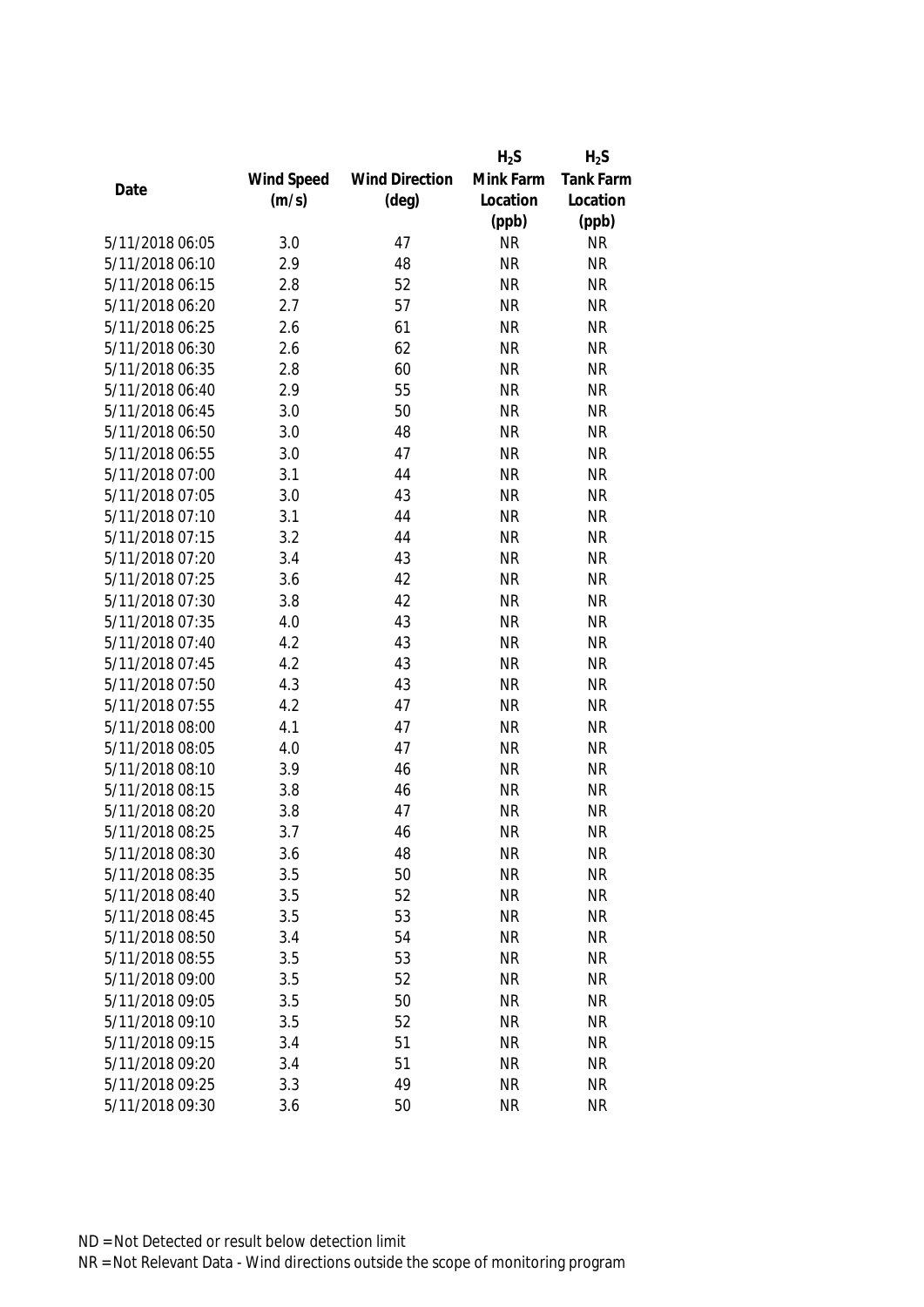| Date | Wind Speed (m/s) | Wind Direction (deg) | $H_2S$ Mink Farm Location (ppb) | $H_2S$ Tank Farm Location (ppb) |
|---|---|---|---|---|
| 5/11/2018 06:05 | 3.0 | 47 | NR | NR |
| 5/11/2018 06:10 | 2.9 | 48 | NR | NR |
| 5/11/2018 06:15 | 2.8 | 52 | NR | NR |
| 5/11/2018 06:20 | 2.7 | 57 | NR | NR |
| 5/11/2018 06:25 | 2.6 | 61 | NR | NR |
| 5/11/2018 06:30 | 2.6 | 62 | NR | NR |
| 5/11/2018 06:35 | 2.8 | 60 | NR | NR |
| 5/11/2018 06:40 | 2.9 | 55 | NR | NR |
| 5/11/2018 06:45 | 3.0 | 50 | NR | NR |
| 5/11/2018 06:50 | 3.0 | 48 | NR | NR |
| 5/11/2018 06:55 | 3.0 | 47 | NR | NR |
| 5/11/2018 07:00 | 3.1 | 44 | NR | NR |
| 5/11/2018 07:05 | 3.0 | 43 | NR | NR |
| 5/11/2018 07:10 | 3.1 | 44 | NR | NR |
| 5/11/2018 07:15 | 3.2 | 44 | NR | NR |
| 5/11/2018 07:20 | 3.4 | 43 | NR | NR |
| 5/11/2018 07:25 | 3.6 | 42 | NR | NR |
| 5/11/2018 07:30 | 3.8 | 42 | NR | NR |
| 5/11/2018 07:35 | 4.0 | 43 | NR | NR |
| 5/11/2018 07:40 | 4.2 | 43 | NR | NR |
| 5/11/2018 07:45 | 4.2 | 43 | NR | NR |
| 5/11/2018 07:50 | 4.3 | 43 | NR | NR |
| 5/11/2018 07:55 | 4.2 | 47 | NR | NR |
| 5/11/2018 08:00 | 4.1 | 47 | NR | NR |
| 5/11/2018 08:05 | 4.0 | 47 | NR | NR |
| 5/11/2018 08:10 | 3.9 | 46 | NR | NR |
| 5/11/2018 08:15 | 3.8 | 46 | NR | NR |
| 5/11/2018 08:20 | 3.8 | 47 | NR | NR |
| 5/11/2018 08:25 | 3.7 | 46 | NR | NR |
| 5/11/2018 08:30 | 3.6 | 48 | NR | NR |
| 5/11/2018 08:35 | 3.5 | 50 | NR | NR |
| 5/11/2018 08:40 | 3.5 | 52 | NR | NR |
| 5/11/2018 08:45 | 3.5 | 53 | NR | NR |
| 5/11/2018 08:50 | 3.4 | 54 | NR | NR |
| 5/11/2018 08:55 | 3.5 | 53 | NR | NR |
| 5/11/2018 09:00 | 3.5 | 52 | NR | NR |
| 5/11/2018 09:05 | 3.5 | 50 | NR | NR |
| 5/11/2018 09:10 | 3.5 | 52 | NR | NR |
| 5/11/2018 09:15 | 3.4 | 51 | NR | NR |
| 5/11/2018 09:20 | 3.4 | 51 | NR | NR |
| 5/11/2018 09:25 | 3.3 | 49 | NR | NR |
| 5/11/2018 09:30 | 3.6 | 50 | NR | NR |

ND = Not Detected or result below detection limit
NR = Not Relevant Data - Wind directions outside the scope of monitoring program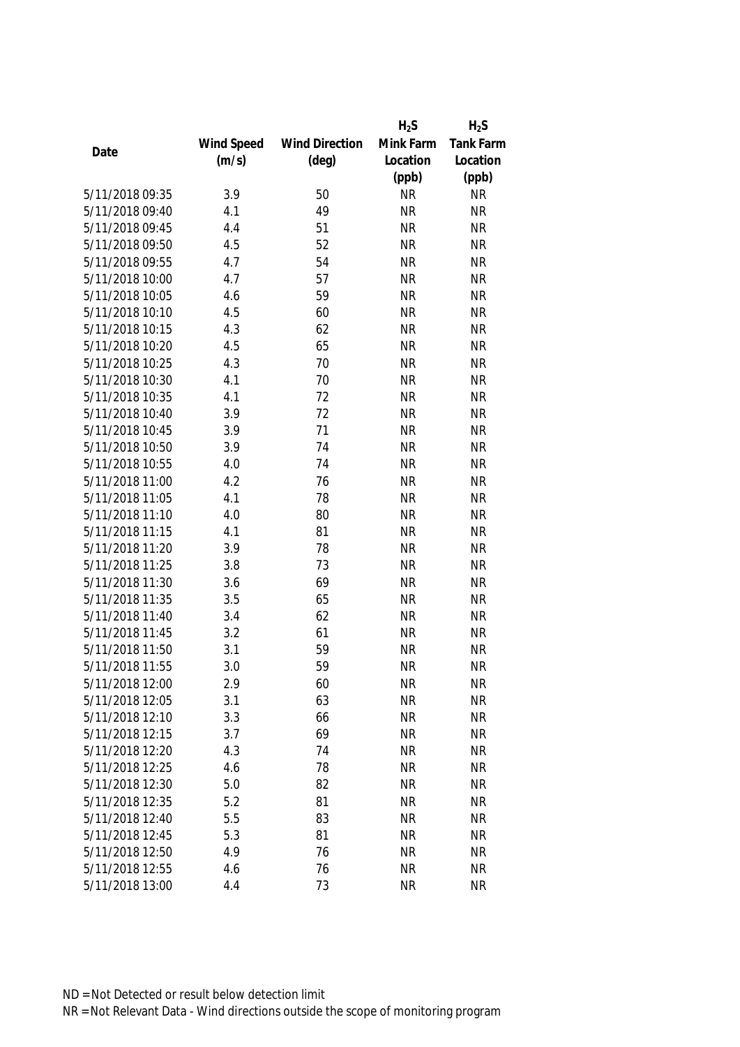| Date | Wind Speed (m/s) | Wind Direction (deg) | $H_2S$ Mink Farm Location (ppb) | $H_2S$ Tank Farm Location (ppb) |
|---|---|---|---|---|
| 5/11/2018 09:35 | 3.9 | 50 | NR | NR |
| 5/11/2018 09:40 | 4.1 | 49 | NR | NR |
| 5/11/2018 09:45 | 4.4 | 51 | NR | NR |
| 5/11/2018 09:50 | 4.5 | 52 | NR | NR |
| 5/11/2018 09:55 | 4.7 | 54 | NR | NR |
| 5/11/2018 10:00 | 4.7 | 57 | NR | NR |
| 5/11/2018 10:05 | 4.6 | 59 | NR | NR |
| 5/11/2018 10:10 | 4.5 | 60 | NR | NR |
| 5/11/2018 10:15 | 4.3 | 62 | NR | NR |
| 5/11/2018 10:20 | 4.5 | 65 | NR | NR |
| 5/11/2018 10:25 | 4.3 | 70 | NR | NR |
| 5/11/2018 10:30 | 4.1 | 70 | NR | NR |
| 5/11/2018 10:35 | 4.1 | 72 | NR | NR |
| 5/11/2018 10:40 | 3.9 | 72 | NR | NR |
| 5/11/2018 10:45 | 3.9 | 71 | NR | NR |
| 5/11/2018 10:50 | 3.9 | 74 | NR | NR |
| 5/11/2018 10:55 | 4.0 | 74 | NR | NR |
| 5/11/2018 11:00 | 4.2 | 76 | NR | NR |
| 5/11/2018 11:05 | 4.1 | 78 | NR | NR |
| 5/11/2018 11:10 | 4.0 | 80 | NR | NR |
| 5/11/2018 11:15 | 4.1 | 81 | NR | NR |
| 5/11/2018 11:20 | 3.9 | 78 | NR | NR |
| 5/11/2018 11:25 | 3.8 | 73 | NR | NR |
| 5/11/2018 11:30 | 3.6 | 69 | NR | NR |
| 5/11/2018 11:35 | 3.5 | 65 | NR | NR |
| 5/11/2018 11:40 | 3.4 | 62 | NR | NR |
| 5/11/2018 11:45 | 3.2 | 61 | NR | NR |
| 5/11/2018 11:50 | 3.1 | 59 | NR | NR |
| 5/11/2018 11:55 | 3.0 | 59 | NR | NR |
| 5/11/2018 12:00 | 2.9 | 60 | NR | NR |
| 5/11/2018 12:05 | 3.1 | 63 | NR | NR |
| 5/11/2018 12:10 | 3.3 | 66 | NR | NR |
| 5/11/2018 12:15 | 3.7 | 69 | NR | NR |
| 5/11/2018 12:20 | 4.3 | 74 | NR | NR |
| 5/11/2018 12:25 | 4.6 | 78 | NR | NR |
| 5/11/2018 12:30 | 5.0 | 82 | NR | NR |
| 5/11/2018 12:35 | 5.2 | 81 | NR | NR |
| 5/11/2018 12:40 | 5.5 | 83 | NR | NR |
| 5/11/2018 12:45 | 5.3 | 81 | NR | NR |
| 5/11/2018 12:50 | 4.9 | 76 | NR | NR |
| 5/11/2018 12:55 | 4.6 | 76 | NR | NR |
| 5/11/2018 13:00 | 4.4 | 73 | NR | NR |

ND = Not Detected or result below detection limit

NR = Not Relevant Data - Wind directions outside the scope of monitoring program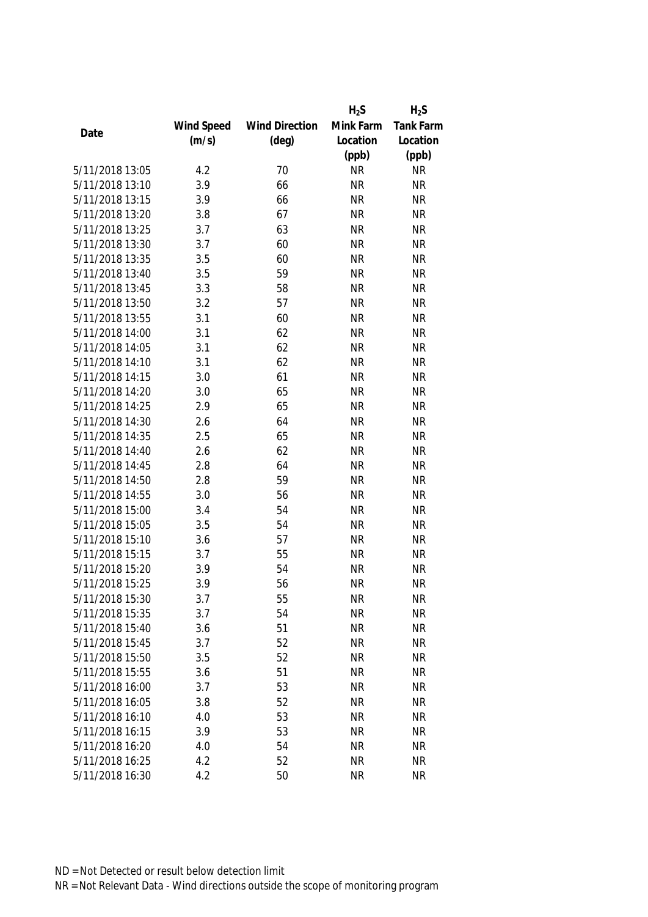| Date | Wind Speed (m/s) | Wind Direction (deg) | $H_2S$ Mink Farm Location (ppb) | $H_2S$ Tank Farm Location (ppb) |
|---|---|---|---|---|
| 5/11/2018 13:05 | 4.2 | 70 | NR | NR |
| 5/11/2018 13:10 | 3.9 | 66 | NR | NR |
| 5/11/2018 13:15 | 3.9 | 66 | NR | NR |
| 5/11/2018 13:20 | 3.8 | 67 | NR | NR |
| 5/11/2018 13:25 | 3.7 | 63 | NR | NR |
| 5/11/2018 13:30 | 3.7 | 60 | NR | NR |
| 5/11/2018 13:35 | 3.5 | 60 | NR | NR |
| 5/11/2018 13:40 | 3.5 | 59 | NR | NR |
| 5/11/2018 13:45 | 3.3 | 58 | NR | NR |
| 5/11/2018 13:50 | 3.2 | 57 | NR | NR |
| 5/11/2018 13:55 | 3.1 | 60 | NR | NR |
| 5/11/2018 14:00 | 3.1 | 62 | NR | NR |
| 5/11/2018 14:05 | 3.1 | 62 | NR | NR |
| 5/11/2018 14:10 | 3.1 | 62 | NR | NR |
| 5/11/2018 14:15 | 3.0 | 61 | NR | NR |
| 5/11/2018 14:20 | 3.0 | 65 | NR | NR |
| 5/11/2018 14:25 | 2.9 | 65 | NR | NR |
| 5/11/2018 14:30 | 2.6 | 64 | NR | NR |
| 5/11/2018 14:35 | 2.5 | 65 | NR | NR |
| 5/11/2018 14:40 | 2.6 | 62 | NR | NR |
| 5/11/2018 14:45 | 2.8 | 64 | NR | NR |
| 5/11/2018 14:50 | 2.8 | 59 | NR | NR |
| 5/11/2018 14:55 | 3.0 | 56 | NR | NR |
| 5/11/2018 15:00 | 3.4 | 54 | NR | NR |
| 5/11/2018 15:05 | 3.5 | 54 | NR | NR |
| 5/11/2018 15:10 | 3.6 | 57 | NR | NR |
| 5/11/2018 15:15 | 3.7 | 55 | NR | NR |
| 5/11/2018 15:20 | 3.9 | 54 | NR | NR |
| 5/11/2018 15:25 | 3.9 | 56 | NR | NR |
| 5/11/2018 15:30 | 3.7 | 55 | NR | NR |
| 5/11/2018 15:35 | 3.7 | 54 | NR | NR |
| 5/11/2018 15:40 | 3.6 | 51 | NR | NR |
| 5/11/2018 15:45 | 3.7 | 52 | NR | NR |
| 5/11/2018 15:50 | 3.5 | 52 | NR | NR |
| 5/11/2018 15:55 | 3.6 | 51 | NR | NR |
| 5/11/2018 16:00 | 3.7 | 53 | NR | NR |
| 5/11/2018 16:05 | 3.8 | 52 | NR | NR |
| 5/11/2018 16:10 | 4.0 | 53 | NR | NR |
| 5/11/2018 16:15 | 3.9 | 53 | NR | NR |
| 5/11/2018 16:20 | 4.0 | 54 | NR | NR |
| 5/11/2018 16:25 | 4.2 | 52 | NR | NR |
| 5/11/2018 16:30 | 4.2 | 50 | NR | NR |

ND = Not Detected or result below detection limit

NR = Not Relevant Data - Wind directions outside the scope of monitoring program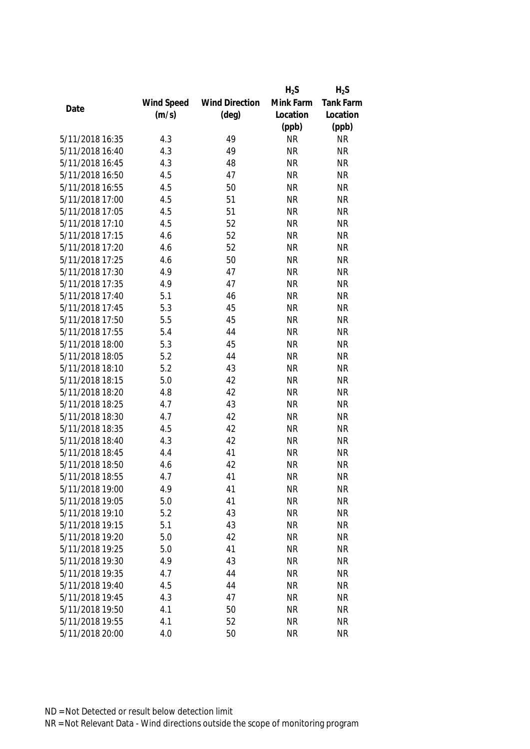| Date | Wind Speed (m/s) | Wind Direction (deg) | $H_2S$ Mink Farm Location (ppb) | $H_2S$ Tank Farm Location (ppb) |
|---|---|---|---|---|
| 5/11/2018 16:35 | 4.3 | 49 | NR | NR |
| 5/11/2018 16:40 | 4.3 | 49 | NR | NR |
| 5/11/2018 16:45 | 4.3 | 48 | NR | NR |
| 5/11/2018 16:50 | 4.5 | 47 | NR | NR |
| 5/11/2018 16:55 | 4.5 | 50 | NR | NR |
| 5/11/2018 17:00 | 4.5 | 51 | NR | NR |
| 5/11/2018 17:05 | 4.5 | 51 | NR | NR |
| 5/11/2018 17:10 | 4.5 | 52 | NR | NR |
| 5/11/2018 17:15 | 4.6 | 52 | NR | NR |
| 5/11/2018 17:20 | 4.6 | 52 | NR | NR |
| 5/11/2018 17:25 | 4.6 | 50 | NR | NR |
| 5/11/2018 17:30 | 4.9 | 47 | NR | NR |
| 5/11/2018 17:35 | 4.9 | 47 | NR | NR |
| 5/11/2018 17:40 | 5.1 | 46 | NR | NR |
| 5/11/2018 17:45 | 5.3 | 45 | NR | NR |
| 5/11/2018 17:50 | 5.5 | 45 | NR | NR |
| 5/11/2018 17:55 | 5.4 | 44 | NR | NR |
| 5/11/2018 18:00 | 5.3 | 45 | NR | NR |
| 5/11/2018 18:05 | 5.2 | 44 | NR | NR |
| 5/11/2018 18:10 | 5.2 | 43 | NR | NR |
| 5/11/2018 18:15 | 5.0 | 42 | NR | NR |
| 5/11/2018 18:20 | 4.8 | 42 | NR | NR |
| 5/11/2018 18:25 | 4.7 | 43 | NR | NR |
| 5/11/2018 18:30 | 4.7 | 42 | NR | NR |
| 5/11/2018 18:35 | 4.5 | 42 | NR | NR |
| 5/11/2018 18:40 | 4.3 | 42 | NR | NR |
| 5/11/2018 18:45 | 4.4 | 41 | NR | NR |
| 5/11/2018 18:50 | 4.6 | 42 | NR | NR |
| 5/11/2018 18:55 | 4.7 | 41 | NR | NR |
| 5/11/2018 19:00 | 4.9 | 41 | NR | NR |
| 5/11/2018 19:05 | 5.0 | 41 | NR | NR |
| 5/11/2018 19:10 | 5.2 | 43 | NR | NR |
| 5/11/2018 19:15 | 5.1 | 43 | NR | NR |
| 5/11/2018 19:20 | 5.0 | 42 | NR | NR |
| 5/11/2018 19:25 | 5.0 | 41 | NR | NR |
| 5/11/2018 19:30 | 4.9 | 43 | NR | NR |
| 5/11/2018 19:35 | 4.7 | 44 | NR | NR |
| 5/11/2018 19:40 | 4.5 | 44 | NR | NR |
| 5/11/2018 19:45 | 4.3 | 47 | NR | NR |
| 5/11/2018 19:50 | 4.1 | 50 | NR | NR |
| 5/11/2018 19:55 | 4.1 | 52 | NR | NR |
| 5/11/2018 20:00 | 4.0 | 50 | NR | NR |

ND = Not Detected or result below detection limit

NR = Not Relevant Data - Wind directions outside the scope of monitoring program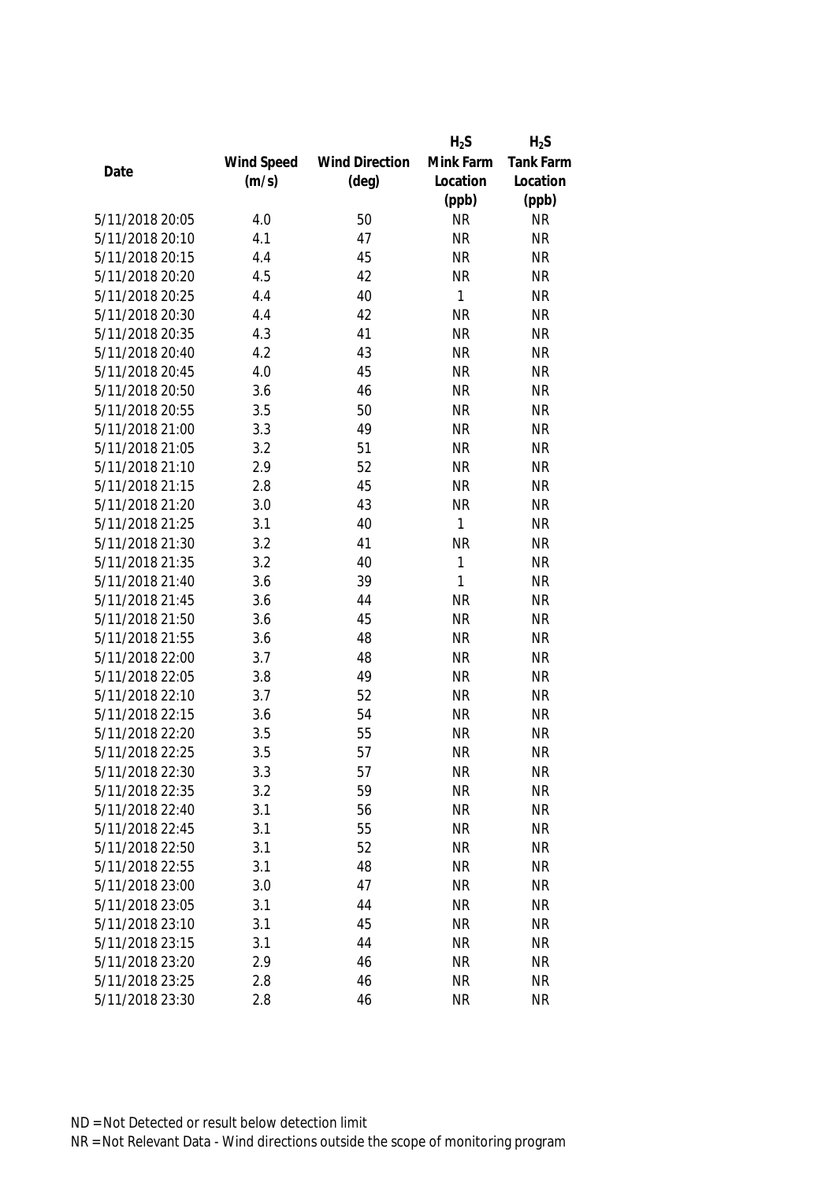| Date | Wind Speed (m/s) | Wind Direction (deg) | $H_2S$ Mink Farm Location (ppb) | $H_2S$ Tank Farm Location (ppb) |
|---|---|---|---|---|
| 5/11/2018 20:05 | 4.0 | 50 | NR | NR |
| 5/11/2018 20:10 | 4.1 | 47 | NR | NR |
| 5/11/2018 20:15 | 4.4 | 45 | NR | NR |
| 5/11/2018 20:20 | 4.5 | 42 | NR | NR |
| 5/11/2018 20:25 | 4.4 | 40 | 1 | NR |
| 5/11/2018 20:30 | 4.4 | 42 | NR | NR |
| 5/11/2018 20:35 | 4.3 | 41 | NR | NR |
| 5/11/2018 20:40 | 4.2 | 43 | NR | NR |
| 5/11/2018 20:45 | 4.0 | 45 | NR | NR |
| 5/11/2018 20:50 | 3.6 | 46 | NR | NR |
| 5/11/2018 20:55 | 3.5 | 50 | NR | NR |
| 5/11/2018 21:00 | 3.3 | 49 | NR | NR |
| 5/11/2018 21:05 | 3.2 | 51 | NR | NR |
| 5/11/2018 21:10 | 2.9 | 52 | NR | NR |
| 5/11/2018 21:15 | 2.8 | 45 | NR | NR |
| 5/11/2018 21:20 | 3.0 | 43 | NR | NR |
| 5/11/2018 21:25 | 3.1 | 40 | 1 | NR |
| 5/11/2018 21:30 | 3.2 | 41 | NR | NR |
| 5/11/2018 21:35 | 3.2 | 40 | 1 | NR |
| 5/11/2018 21:40 | 3.6 | 39 | 1 | NR |
| 5/11/2018 21:45 | 3.6 | 44 | NR | NR |
| 5/11/2018 21:50 | 3.6 | 45 | NR | NR |
| 5/11/2018 21:55 | 3.6 | 48 | NR | NR |
| 5/11/2018 22:00 | 3.7 | 48 | NR | NR |
| 5/11/2018 22:05 | 3.8 | 49 | NR | NR |
| 5/11/2018 22:10 | 3.7 | 52 | NR | NR |
| 5/11/2018 22:15 | 3.6 | 54 | NR | NR |
| 5/11/2018 22:20 | 3.5 | 55 | NR | NR |
| 5/11/2018 22:25 | 3.5 | 57 | NR | NR |
| 5/11/2018 22:30 | 3.3 | 57 | NR | NR |
| 5/11/2018 22:35 | 3.2 | 59 | NR | NR |
| 5/11/2018 22:40 | 3.1 | 56 | NR | NR |
| 5/11/2018 22:45 | 3.1 | 55 | NR | NR |
| 5/11/2018 22:50 | 3.1 | 52 | NR | NR |
| 5/11/2018 22:55 | 3.1 | 48 | NR | NR |
| 5/11/2018 23:00 | 3.0 | 47 | NR | NR |
| 5/11/2018 23:05 | 3.1 | 44 | NR | NR |
| 5/11/2018 23:10 | 3.1 | 45 | NR | NR |
| 5/11/2018 23:15 | 3.1 | 44 | NR | NR |
| 5/11/2018 23:20 | 2.9 | 46 | NR | NR |
| 5/11/2018 23:25 | 2.8 | 46 | NR | NR |
| 5/11/2018 23:30 | 2.8 | 46 | NR | NR |

ND = Not Detected or result below detection limit

NR = Not Relevant Data - Wind directions outside the scope of monitoring program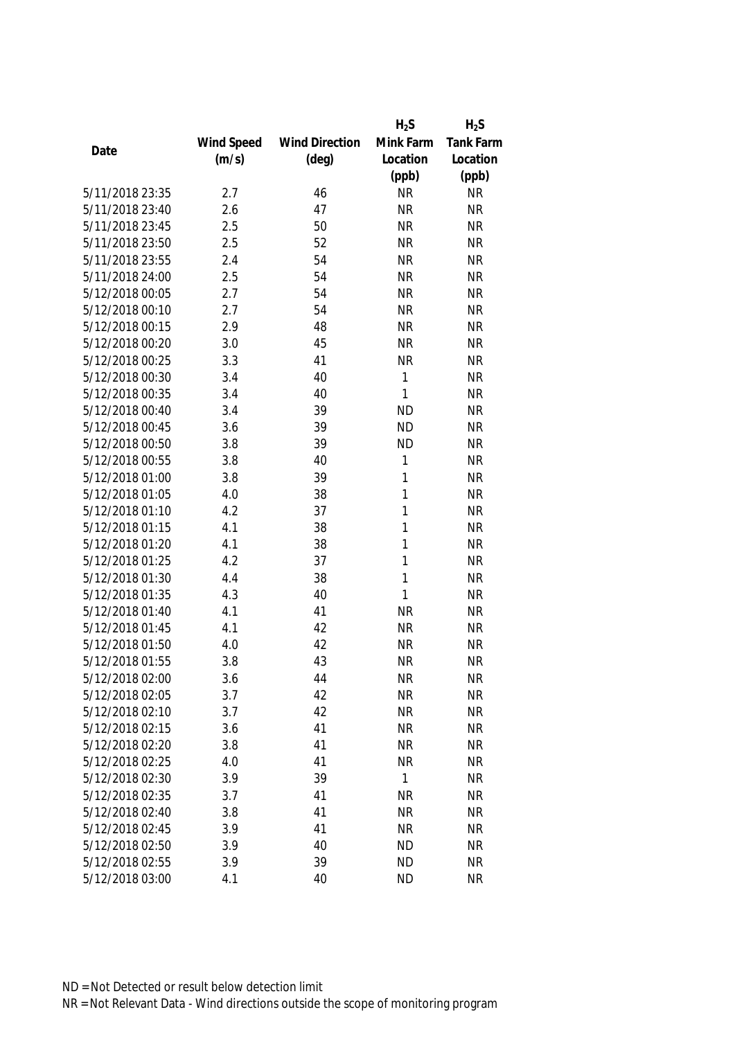| Date | Wind Speed (m/s) | Wind Direction (deg) | $H_2S$ Mink Farm Location (ppb) | $H_2S$ Tank Farm Location (ppb) |
|---|---|---|---|---|
| 5/11/2018 23:35 | 2.7 | 46 | NR | NR |
| 5/11/2018 23:40 | 2.6 | 47 | NR | NR |
| 5/11/2018 23:45 | 2.5 | 50 | NR | NR |
| 5/11/2018 23:50 | 2.5 | 52 | NR | NR |
| 5/11/2018 23:55 | 2.4 | 54 | NR | NR |
| 5/11/2018 24:00 | 2.5 | 54 | NR | NR |
| 5/12/2018 00:05 | 2.7 | 54 | NR | NR |
| 5/12/2018 00:10 | 2.7 | 54 | NR | NR |
| 5/12/2018 00:15 | 2.9 | 48 | NR | NR |
| 5/12/2018 00:20 | 3.0 | 45 | NR | NR |
| 5/12/2018 00:25 | 3.3 | 41 | NR | NR |
| 5/12/2018 00:30 | 3.4 | 40 | 1 | NR |
| 5/12/2018 00:35 | 3.4 | 40 | 1 | NR |
| 5/12/2018 00:40 | 3.4 | 39 | ND | NR |
| 5/12/2018 00:45 | 3.6 | 39 | ND | NR |
| 5/12/2018 00:50 | 3.8 | 39 | ND | NR |
| 5/12/2018 00:55 | 3.8 | 40 | 1 | NR |
| 5/12/2018 01:00 | 3.8 | 39 | 1 | NR |
| 5/12/2018 01:05 | 4.0 | 38 | 1 | NR |
| 5/12/2018 01:10 | 4.2 | 37 | 1 | NR |
| 5/12/2018 01:15 | 4.1 | 38 | 1 | NR |
| 5/12/2018 01:20 | 4.1 | 38 | 1 | NR |
| 5/12/2018 01:25 | 4.2 | 37 | 1 | NR |
| 5/12/2018 01:30 | 4.4 | 38 | 1 | NR |
| 5/12/2018 01:35 | 4.3 | 40 | 1 | NR |
| 5/12/2018 01:40 | 4.1 | 41 | NR | NR |
| 5/12/2018 01:45 | 4.1 | 42 | NR | NR |
| 5/12/2018 01:50 | 4.0 | 42 | NR | NR |
| 5/12/2018 01:55 | 3.8 | 43 | NR | NR |
| 5/12/2018 02:00 | 3.6 | 44 | NR | NR |
| 5/12/2018 02:05 | 3.7 | 42 | NR | NR |
| 5/12/2018 02:10 | 3.7 | 42 | NR | NR |
| 5/12/2018 02:15 | 3.6 | 41 | NR | NR |
| 5/12/2018 02:20 | 3.8 | 41 | NR | NR |
| 5/12/2018 02:25 | 4.0 | 41 | NR | NR |
| 5/12/2018 02:30 | 3.9 | 39 | 1 | NR |
| 5/12/2018 02:35 | 3.7 | 41 | NR | NR |
| 5/12/2018 02:40 | 3.8 | 41 | NR | NR |
| 5/12/2018 02:45 | 3.9 | 41 | NR | NR |
| 5/12/2018 02:50 | 3.9 | 40 | ND | NR |
| 5/12/2018 02:55 | 3.9 | 39 | ND | NR |
| 5/12/2018 03:00 | 4.1 | 40 | ND | NR |

ND = Not Detected or result below detection limit
NR = Not Relevant Data - Wind directions outside the scope of monitoring program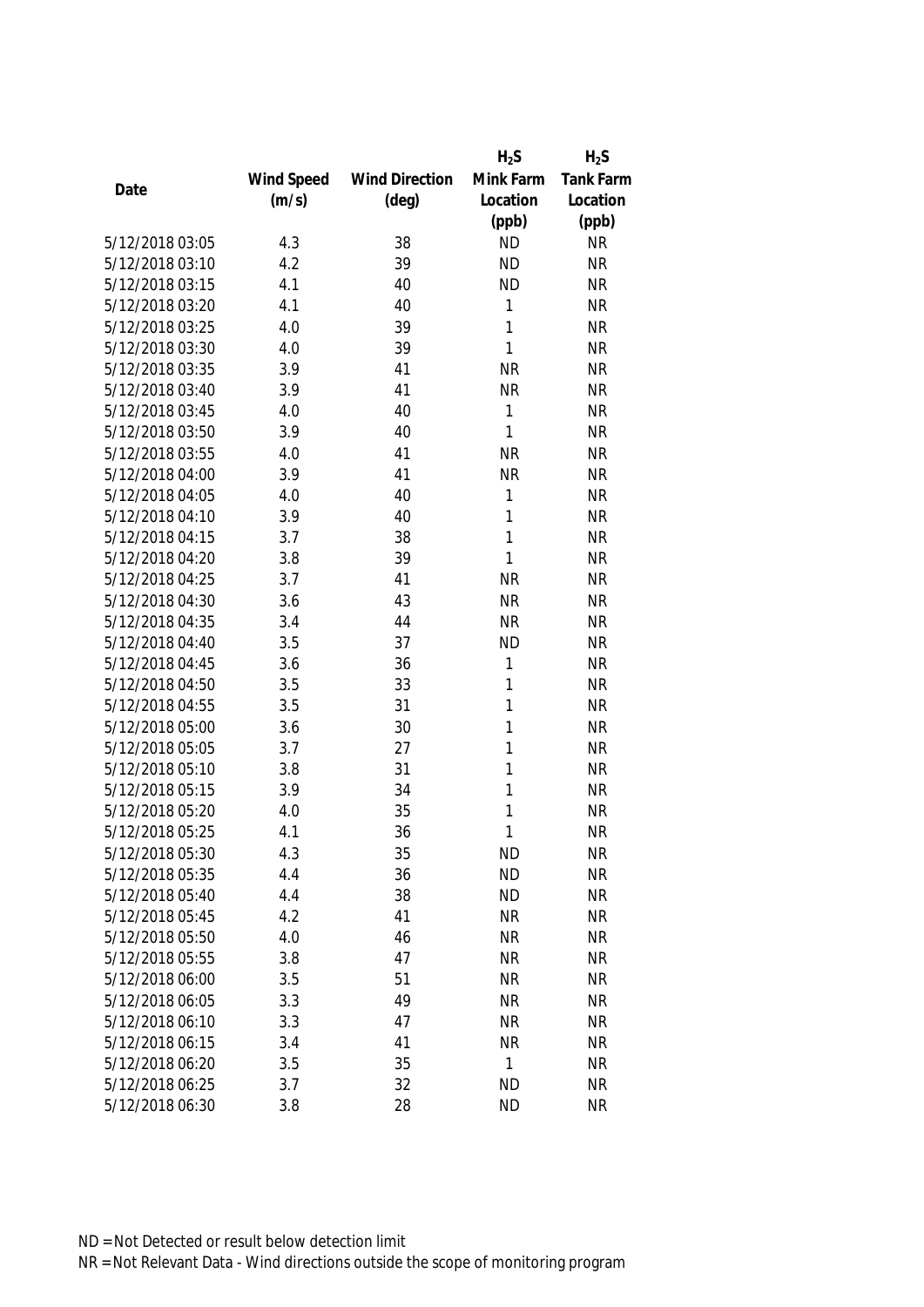| Date | Wind Speed (m/s) | Wind Direction (deg) | $H_2S$ Mink Farm Location (ppb) | $H_2S$ Tank Farm Location (ppb) |
|---|---|---|---|---|
| 5/12/2018 03:05 | 4.3 | 38 | ND | NR |
| 5/12/2018 03:10 | 4.2 | 39 | ND | NR |
| 5/12/2018 03:15 | 4.1 | 40 | ND | NR |
| 5/12/2018 03:20 | 4.1 | 40 | 1 | NR |
| 5/12/2018 03:25 | 4.0 | 39 | 1 | NR |
| 5/12/2018 03:30 | 4.0 | 39 | 1 | NR |
| 5/12/2018 03:35 | 3.9 | 41 | NR | NR |
| 5/12/2018 03:40 | 3.9 | 41 | NR | NR |
| 5/12/2018 03:45 | 4.0 | 40 | 1 | NR |
| 5/12/2018 03:50 | 3.9 | 40 | 1 | NR |
| 5/12/2018 03:55 | 4.0 | 41 | NR | NR |
| 5/12/2018 04:00 | 3.9 | 41 | NR | NR |
| 5/12/2018 04:05 | 4.0 | 40 | 1 | NR |
| 5/12/2018 04:10 | 3.9 | 40 | 1 | NR |
| 5/12/2018 04:15 | 3.7 | 38 | 1 | NR |
| 5/12/2018 04:20 | 3.8 | 39 | 1 | NR |
| 5/12/2018 04:25 | 3.7 | 41 | NR | NR |
| 5/12/2018 04:30 | 3.6 | 43 | NR | NR |
| 5/12/2018 04:35 | 3.4 | 44 | NR | NR |
| 5/12/2018 04:40 | 3.5 | 37 | ND | NR |
| 5/12/2018 04:45 | 3.6 | 36 | 1 | NR |
| 5/12/2018 04:50 | 3.5 | 33 | 1 | NR |
| 5/12/2018 04:55 | 3.5 | 31 | 1 | NR |
| 5/12/2018 05:00 | 3.6 | 30 | 1 | NR |
| 5/12/2018 05:05 | 3.7 | 27 | 1 | NR |
| 5/12/2018 05:10 | 3.8 | 31 | 1 | NR |
| 5/12/2018 05:15 | 3.9 | 34 | 1 | NR |
| 5/12/2018 05:20 | 4.0 | 35 | 1 | NR |
| 5/12/2018 05:25 | 4.1 | 36 | 1 | NR |
| 5/12/2018 05:30 | 4.3 | 35 | ND | NR |
| 5/12/2018 05:35 | 4.4 | 36 | ND | NR |
| 5/12/2018 05:40 | 4.4 | 38 | ND | NR |
| 5/12/2018 05:45 | 4.2 | 41 | NR | NR |
| 5/12/2018 05:50 | 4.0 | 46 | NR | NR |
| 5/12/2018 05:55 | 3.8 | 47 | NR | NR |
| 5/12/2018 06:00 | 3.5 | 51 | NR | NR |
| 5/12/2018 06:05 | 3.3 | 49 | NR | NR |
| 5/12/2018 06:10 | 3.3 | 47 | NR | NR |
| 5/12/2018 06:15 | 3.4 | 41 | NR | NR |
| 5/12/2018 06:20 | 3.5 | 35 | 1 | NR |
| 5/12/2018 06:25 | 3.7 | 32 | ND | NR |
| 5/12/2018 06:30 | 3.8 | 28 | ND | NR |

ND = Not Detected or result below detection limit

NR = Not Relevant Data - Wind directions outside the scope of monitoring program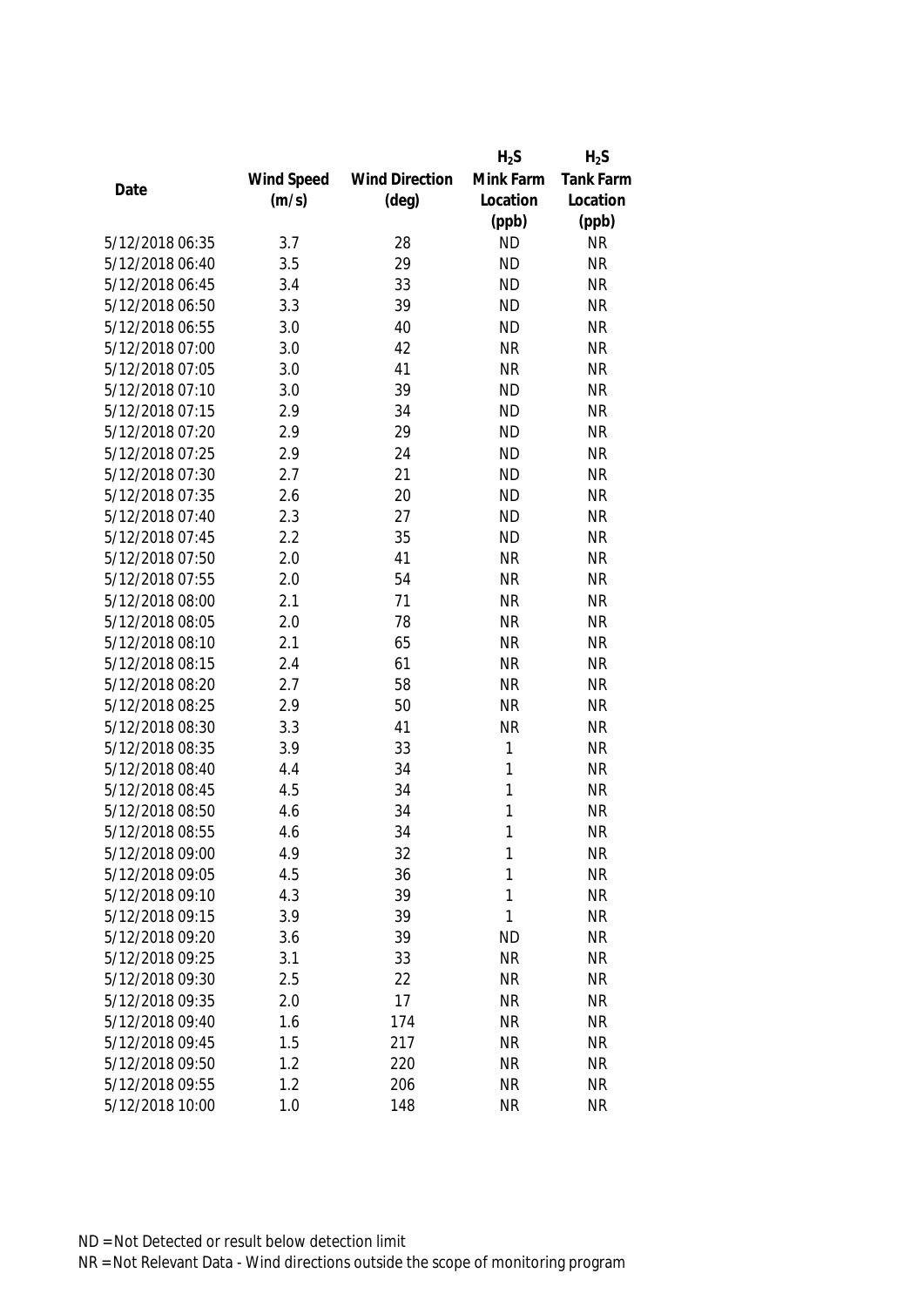| Date | Wind Speed (m/s) | Wind Direction (deg) | $H_2S$ Mink Farm Location (ppb) | $H_2S$ Tank Farm Location (ppb) |
|---|---|---|---|---|
| 5/12/2018 06:35 | 3.7 | 28 | ND | NR |
| 5/12/2018 06:40 | 3.5 | 29 | ND | NR |
| 5/12/2018 06:45 | 3.4 | 33 | ND | NR |
| 5/12/2018 06:50 | 3.3 | 39 | ND | NR |
| 5/12/2018 06:55 | 3.0 | 40 | ND | NR |
| 5/12/2018 07:00 | 3.0 | 42 | NR | NR |
| 5/12/2018 07:05 | 3.0 | 41 | NR | NR |
| 5/12/2018 07:10 | 3.0 | 39 | ND | NR |
| 5/12/2018 07:15 | 2.9 | 34 | ND | NR |
| 5/12/2018 07:20 | 2.9 | 29 | ND | NR |
| 5/12/2018 07:25 | 2.9 | 24 | ND | NR |
| 5/12/2018 07:30 | 2.7 | 21 | ND | NR |
| 5/12/2018 07:35 | 2.6 | 20 | ND | NR |
| 5/12/2018 07:40 | 2.3 | 27 | ND | NR |
| 5/12/2018 07:45 | 2.2 | 35 | ND | NR |
| 5/12/2018 07:50 | 2.0 | 41 | NR | NR |
| 5/12/2018 07:55 | 2.0 | 54 | NR | NR |
| 5/12/2018 08:00 | 2.1 | 71 | NR | NR |
| 5/12/2018 08:05 | 2.0 | 78 | NR | NR |
| 5/12/2018 08:10 | 2.1 | 65 | NR | NR |
| 5/12/2018 08:15 | 2.4 | 61 | NR | NR |
| 5/12/2018 08:20 | 2.7 | 58 | NR | NR |
| 5/12/2018 08:25 | 2.9 | 50 | NR | NR |
| 5/12/2018 08:30 | 3.3 | 41 | NR | NR |
| 5/12/2018 08:35 | 3.9 | 33 | 1 | NR |
| 5/12/2018 08:40 | 4.4 | 34 | 1 | NR |
| 5/12/2018 08:45 | 4.5 | 34 | 1 | NR |
| 5/12/2018 08:50 | 4.6 | 34 | 1 | NR |
| 5/12/2018 08:55 | 4.6 | 34 | 1 | NR |
| 5/12/2018 09:00 | 4.9 | 32 | 1 | NR |
| 5/12/2018 09:05 | 4.5 | 36 | 1 | NR |
| 5/12/2018 09:10 | 4.3 | 39 | 1 | NR |
| 5/12/2018 09:15 | 3.9 | 39 | 1 | NR |
| 5/12/2018 09:20 | 3.6 | 39 | ND | NR |
| 5/12/2018 09:25 | 3.1 | 33 | NR | NR |
| 5/12/2018 09:30 | 2.5 | 22 | NR | NR |
| 5/12/2018 09:35 | 2.0 | 17 | NR | NR |
| 5/12/2018 09:40 | 1.6 | 174 | NR | NR |
| 5/12/2018 09:45 | 1.5 | 217 | NR | NR |
| 5/12/2018 09:50 | 1.2 | 220 | NR | NR |
| 5/12/2018 09:55 | 1.2 | 206 | NR | NR |
| 5/12/2018 10:00 | 1.0 | 148 | NR | NR |

ND = Not Detected or result below detection limit

NR = Not Relevant Data - Wind directions outside the scope of monitoring program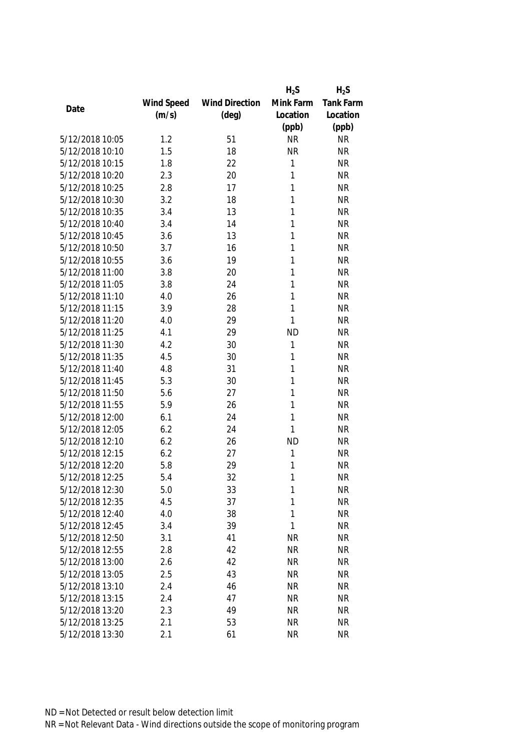| Date | Wind Speed (m/s) | Wind Direction (deg) | $H_2S$ Mink Farm Location (ppb) | $H_2S$ Tank Farm Location (ppb) |
|---|---|---|---|---|
| 5/12/2018 10:05 | 1.2 | 51 | NR | NR |
| 5/12/2018 10:10 | 1.5 | 18 | NR | NR |
| 5/12/2018 10:15 | 1.8 | 22 | 1 | NR |
| 5/12/2018 10:20 | 2.3 | 20 | 1 | NR |
| 5/12/2018 10:25 | 2.8 | 17 | 1 | NR |
| 5/12/2018 10:30 | 3.2 | 18 | 1 | NR |
| 5/12/2018 10:35 | 3.4 | 13 | 1 | NR |
| 5/12/2018 10:40 | 3.4 | 14 | 1 | NR |
| 5/12/2018 10:45 | 3.6 | 13 | 1 | NR |
| 5/12/2018 10:50 | 3.7 | 16 | 1 | NR |
| 5/12/2018 10:55 | 3.6 | 19 | 1 | NR |
| 5/12/2018 11:00 | 3.8 | 20 | 1 | NR |
| 5/12/2018 11:05 | 3.8 | 24 | 1 | NR |
| 5/12/2018 11:10 | 4.0 | 26 | 1 | NR |
| 5/12/2018 11:15 | 3.9 | 28 | 1 | NR |
| 5/12/2018 11:20 | 4.0 | 29 | 1 | NR |
| 5/12/2018 11:25 | 4.1 | 29 | ND | NR |
| 5/12/2018 11:30 | 4.2 | 30 | 1 | NR |
| 5/12/2018 11:35 | 4.5 | 30 | 1 | NR |
| 5/12/2018 11:40 | 4.8 | 31 | 1 | NR |
| 5/12/2018 11:45 | 5.3 | 30 | 1 | NR |
| 5/12/2018 11:50 | 5.6 | 27 | 1 | NR |
| 5/12/2018 11:55 | 5.9 | 26 | 1 | NR |
| 5/12/2018 12:00 | 6.1 | 24 | 1 | NR |
| 5/12/2018 12:05 | 6.2 | 24 | 1 | NR |
| 5/12/2018 12:10 | 6.2 | 26 | ND | NR |
| 5/12/2018 12:15 | 6.2 | 27 | 1 | NR |
| 5/12/2018 12:20 | 5.8 | 29 | 1 | NR |
| 5/12/2018 12:25 | 5.4 | 32 | 1 | NR |
| 5/12/2018 12:30 | 5.0 | 33 | 1 | NR |
| 5/12/2018 12:35 | 4.5 | 37 | 1 | NR |
| 5/12/2018 12:40 | 4.0 | 38 | 1 | NR |
| 5/12/2018 12:45 | 3.4 | 39 | 1 | NR |
| 5/12/2018 12:50 | 3.1 | 41 | NR | NR |
| 5/12/2018 12:55 | 2.8 | 42 | NR | NR |
| 5/12/2018 13:00 | 2.6 | 42 | NR | NR |
| 5/12/2018 13:05 | 2.5 | 43 | NR | NR |
| 5/12/2018 13:10 | 2.4 | 46 | NR | NR |
| 5/12/2018 13:15 | 2.4 | 47 | NR | NR |
| 5/12/2018 13:20 | 2.3 | 49 | NR | NR |
| 5/12/2018 13:25 | 2.1 | 53 | NR | NR |
| 5/12/2018 13:30 | 2.1 | 61 | NR | NR |

ND = Not Detected or result below detection limit

NR = Not Relevant Data - Wind directions outside the scope of monitoring program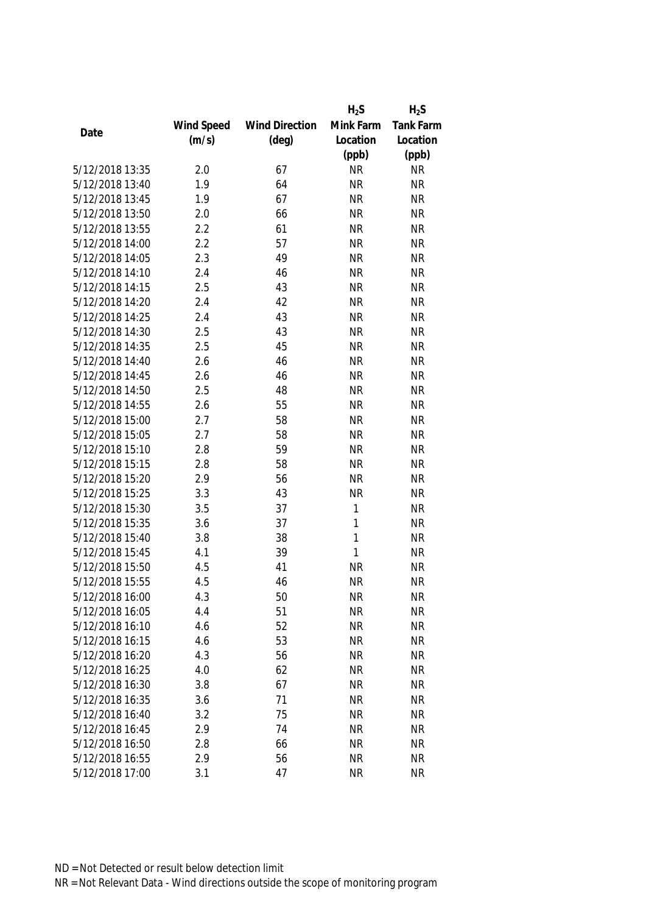| Date | Wind Speed (m/s) | Wind Direction (deg) | $H_2S$ Mink Farm Location (ppb) | $H_2S$ Tank Farm Location (ppb) |
|---|---|---|---|---|
| 5/12/2018 13:35 | 2.0 | 67 | NR | NR |
| 5/12/2018 13:40 | 1.9 | 64 | NR | NR |
| 5/12/2018 13:45 | 1.9 | 67 | NR | NR |
| 5/12/2018 13:50 | 2.0 | 66 | NR | NR |
| 5/12/2018 13:55 | 2.2 | 61 | NR | NR |
| 5/12/2018 14:00 | 2.2 | 57 | NR | NR |
| 5/12/2018 14:05 | 2.3 | 49 | NR | NR |
| 5/12/2018 14:10 | 2.4 | 46 | NR | NR |
| 5/12/2018 14:15 | 2.5 | 43 | NR | NR |
| 5/12/2018 14:20 | 2.4 | 42 | NR | NR |
| 5/12/2018 14:25 | 2.4 | 43 | NR | NR |
| 5/12/2018 14:30 | 2.5 | 43 | NR | NR |
| 5/12/2018 14:35 | 2.5 | 45 | NR | NR |
| 5/12/2018 14:40 | 2.6 | 46 | NR | NR |
| 5/12/2018 14:45 | 2.6 | 46 | NR | NR |
| 5/12/2018 14:50 | 2.5 | 48 | NR | NR |
| 5/12/2018 14:55 | 2.6 | 55 | NR | NR |
| 5/12/2018 15:00 | 2.7 | 58 | NR | NR |
| 5/12/2018 15:05 | 2.7 | 58 | NR | NR |
| 5/12/2018 15:10 | 2.8 | 59 | NR | NR |
| 5/12/2018 15:15 | 2.8 | 58 | NR | NR |
| 5/12/2018 15:20 | 2.9 | 56 | NR | NR |
| 5/12/2018 15:25 | 3.3 | 43 | NR | NR |
| 5/12/2018 15:30 | 3.5 | 37 | 1 | NR |
| 5/12/2018 15:35 | 3.6 | 37 | 1 | NR |
| 5/12/2018 15:40 | 3.8 | 38 | 1 | NR |
| 5/12/2018 15:45 | 4.1 | 39 | 1 | NR |
| 5/12/2018 15:50 | 4.5 | 41 | NR | NR |
| 5/12/2018 15:55 | 4.5 | 46 | NR | NR |
| 5/12/2018 16:00 | 4.3 | 50 | NR | NR |
| 5/12/2018 16:05 | 4.4 | 51 | NR | NR |
| 5/12/2018 16:10 | 4.6 | 52 | NR | NR |
| 5/12/2018 16:15 | 4.6 | 53 | NR | NR |
| 5/12/2018 16:20 | 4.3 | 56 | NR | NR |
| 5/12/2018 16:25 | 4.0 | 62 | NR | NR |
| 5/12/2018 16:30 | 3.8 | 67 | NR | NR |
| 5/12/2018 16:35 | 3.6 | 71 | NR | NR |
| 5/12/2018 16:40 | 3.2 | 75 | NR | NR |
| 5/12/2018 16:45 | 2.9 | 74 | NR | NR |
| 5/12/2018 16:50 | 2.8 | 66 | NR | NR |
| 5/12/2018 16:55 | 2.9 | 56 | NR | NR |
| 5/12/2018 17:00 | 3.1 | 47 | NR | NR |

ND = Not Detected or result below detection limit

NR = Not Relevant Data - Wind directions outside the scope of monitoring program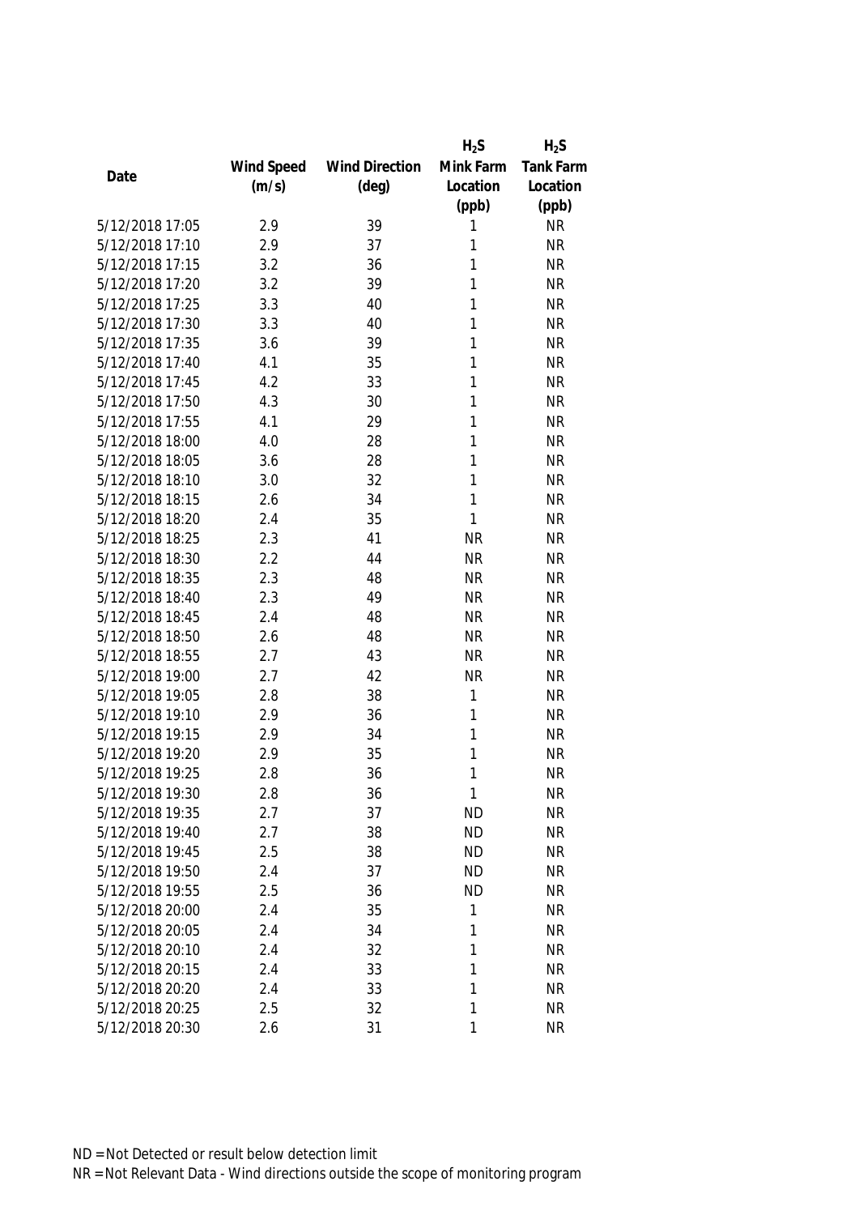| Date | Wind Speed (m/s) | Wind Direction (deg) | $H_2S$ Mink Farm Location (ppb) | $H_2S$ Tank Farm Location (ppb) |
|---|---|---|---|---|
| 5/12/2018 17:05 | 2.9 | 39 | 1 | NR |
| 5/12/2018 17:10 | 2.9 | 37 | 1 | NR |
| 5/12/2018 17:15 | 3.2 | 36 | 1 | NR |
| 5/12/2018 17:20 | 3.2 | 39 | 1 | NR |
| 5/12/2018 17:25 | 3.3 | 40 | 1 | NR |
| 5/12/2018 17:30 | 3.3 | 40 | 1 | NR |
| 5/12/2018 17:35 | 3.6 | 39 | 1 | NR |
| 5/12/2018 17:40 | 4.1 | 35 | 1 | NR |
| 5/12/2018 17:45 | 4.2 | 33 | 1 | NR |
| 5/12/2018 17:50 | 4.3 | 30 | 1 | NR |
| 5/12/2018 17:55 | 4.1 | 29 | 1 | NR |
| 5/12/2018 18:00 | 4.0 | 28 | 1 | NR |
| 5/12/2018 18:05 | 3.6 | 28 | 1 | NR |
| 5/12/2018 18:10 | 3.0 | 32 | 1 | NR |
| 5/12/2018 18:15 | 2.6 | 34 | 1 | NR |
| 5/12/2018 18:20 | 2.4 | 35 | 1 | NR |
| 5/12/2018 18:25 | 2.3 | 41 | NR | NR |
| 5/12/2018 18:30 | 2.2 | 44 | NR | NR |
| 5/12/2018 18:35 | 2.3 | 48 | NR | NR |
| 5/12/2018 18:40 | 2.3 | 49 | NR | NR |
| 5/12/2018 18:45 | 2.4 | 48 | NR | NR |
| 5/12/2018 18:50 | 2.6 | 48 | NR | NR |
| 5/12/2018 18:55 | 2.7 | 43 | NR | NR |
| 5/12/2018 19:00 | 2.7 | 42 | NR | NR |
| 5/12/2018 19:05 | 2.8 | 38 | 1 | NR |
| 5/12/2018 19:10 | 2.9 | 36 | 1 | NR |
| 5/12/2018 19:15 | 2.9 | 34 | 1 | NR |
| 5/12/2018 19:20 | 2.9 | 35 | 1 | NR |
| 5/12/2018 19:25 | 2.8 | 36 | 1 | NR |
| 5/12/2018 19:30 | 2.8 | 36 | 1 | NR |
| 5/12/2018 19:35 | 2.7 | 37 | ND | NR |
| 5/12/2018 19:40 | 2.7 | 38 | ND | NR |
| 5/12/2018 19:45 | 2.5 | 38 | ND | NR |
| 5/12/2018 19:50 | 2.4 | 37 | ND | NR |
| 5/12/2018 19:55 | 2.5 | 36 | ND | NR |
| 5/12/2018 20:00 | 2.4 | 35 | 1 | NR |
| 5/12/2018 20:05 | 2.4 | 34 | 1 | NR |
| 5/12/2018 20:10 | 2.4 | 32 | 1 | NR |
| 5/12/2018 20:15 | 2.4 | 33 | 1 | NR |
| 5/12/2018 20:20 | 2.4 | 33 | 1 | NR |
| 5/12/2018 20:25 | 2.5 | 32 | 1 | NR |
| 5/12/2018 20:30 | 2.6 | 31 | 1 | NR |

ND = Not Detected or result below detection limit

NR = Not Relevant Data - Wind directions outside the scope of monitoring program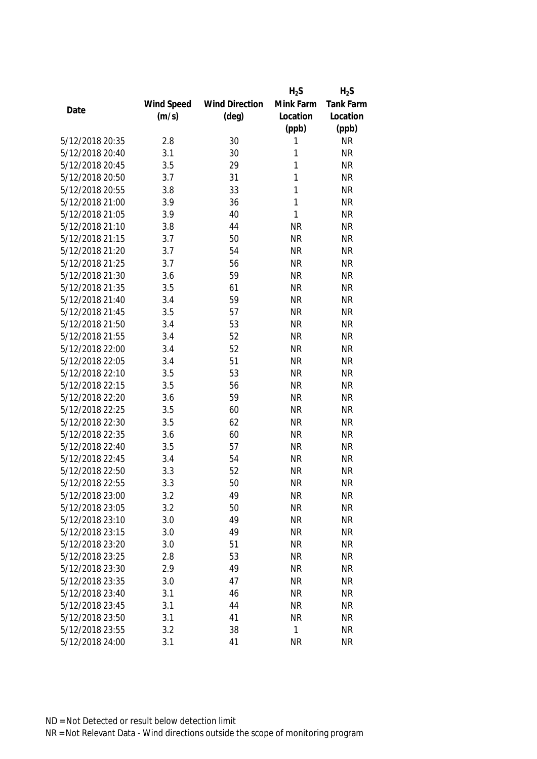| Date | Wind Speed (m/s) | Wind Direction (deg) | $H_2S$ Mink Farm Location (ppb) | $H_2S$ Tank Farm Location (ppb) |
|---|---|---|---|---|
| 5/12/2018 20:35 | 2.8 | 30 | 1 | NR |
| 5/12/2018 20:40 | 3.1 | 30 | 1 | NR |
| 5/12/2018 20:45 | 3.5 | 29 | 1 | NR |
| 5/12/2018 20:50 | 3.7 | 31 | 1 | NR |
| 5/12/2018 20:55 | 3.8 | 33 | 1 | NR |
| 5/12/2018 21:00 | 3.9 | 36 | 1 | NR |
| 5/12/2018 21:05 | 3.9 | 40 | 1 | NR |
| 5/12/2018 21:10 | 3.8 | 44 | NR | NR |
| 5/12/2018 21:15 | 3.7 | 50 | NR | NR |
| 5/12/2018 21:20 | 3.7 | 54 | NR | NR |
| 5/12/2018 21:25 | 3.7 | 56 | NR | NR |
| 5/12/2018 21:30 | 3.6 | 59 | NR | NR |
| 5/12/2018 21:35 | 3.5 | 61 | NR | NR |
| 5/12/2018 21:40 | 3.4 | 59 | NR | NR |
| 5/12/2018 21:45 | 3.5 | 57 | NR | NR |
| 5/12/2018 21:50 | 3.4 | 53 | NR | NR |
| 5/12/2018 21:55 | 3.4 | 52 | NR | NR |
| 5/12/2018 22:00 | 3.4 | 52 | NR | NR |
| 5/12/2018 22:05 | 3.4 | 51 | NR | NR |
| 5/12/2018 22:10 | 3.5 | 53 | NR | NR |
| 5/12/2018 22:15 | 3.5 | 56 | NR | NR |
| 5/12/2018 22:20 | 3.6 | 59 | NR | NR |
| 5/12/2018 22:25 | 3.5 | 60 | NR | NR |
| 5/12/2018 22:30 | 3.5 | 62 | NR | NR |
| 5/12/2018 22:35 | 3.6 | 60 | NR | NR |
| 5/12/2018 22:40 | 3.5 | 57 | NR | NR |
| 5/12/2018 22:45 | 3.4 | 54 | NR | NR |
| 5/12/2018 22:50 | 3.3 | 52 | NR | NR |
| 5/12/2018 22:55 | 3.3 | 50 | NR | NR |
| 5/12/2018 23:00 | 3.2 | 49 | NR | NR |
| 5/12/2018 23:05 | 3.2 | 50 | NR | NR |
| 5/12/2018 23:10 | 3.0 | 49 | NR | NR |
| 5/12/2018 23:15 | 3.0 | 49 | NR | NR |
| 5/12/2018 23:20 | 3.0 | 51 | NR | NR |
| 5/12/2018 23:25 | 2.8 | 53 | NR | NR |
| 5/12/2018 23:30 | 2.9 | 49 | NR | NR |
| 5/12/2018 23:35 | 3.0 | 47 | NR | NR |
| 5/12/2018 23:40 | 3.1 | 46 | NR | NR |
| 5/12/2018 23:45 | 3.1 | 44 | NR | NR |
| 5/12/2018 23:50 | 3.1 | 41 | NR | NR |
| 5/12/2018 23:55 | 3.2 | 38 | 1 | NR |
| 5/12/2018 24:00 | 3.1 | 41 | NR | NR |

ND = Not Detected or result below detection limit

NR = Not Relevant Data - Wind directions outside the scope of monitoring program